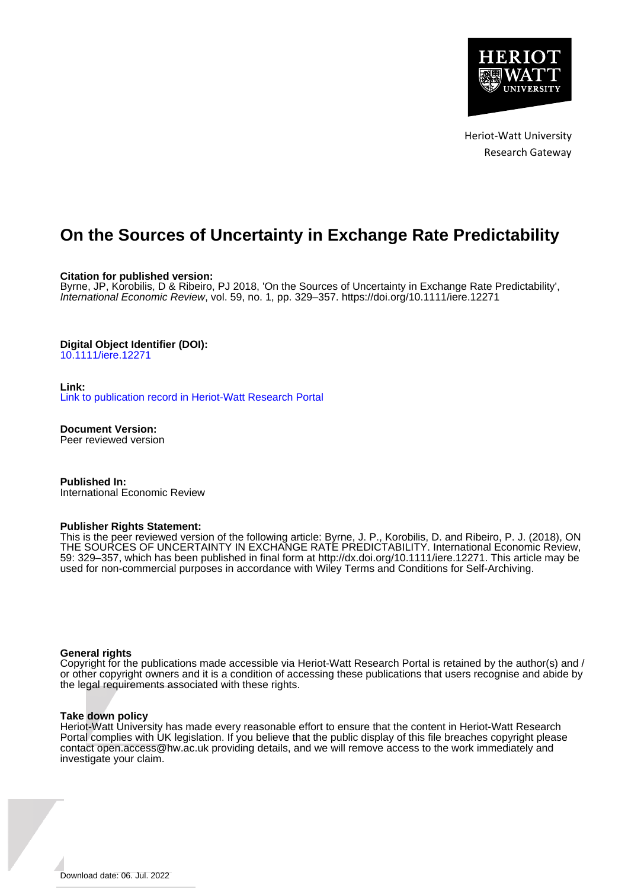Heriot-Watt University
Research Gateway

# On the Sources of Uncertainty in Exchange Rate Predictability

**Citation for published version:**
Byrne, JP, Korobilis, D & Ribeiro, PJ 2018, 'On the Sources of Uncertainty in Exchange Rate Predictability', *International Economic Review*, vol. 59, no. 1, pp. 329–357. https://doi.org/10.1111/iere.12271

**Digital Object Identifier (DOI):**
10.1111/iere.12271

**Link:**
Link to publication record in Heriot-Watt Research Portal

**Document Version:**
Peer reviewed version

**Published In:**
International Economic Review

**Publisher Rights Statement:**
This is the peer reviewed version of the following article: Byrne, J. P., Korobilis, D. and Ribeiro, P. J. (2018), ON THE SOURCES OF UNCERTAINTY IN EXCHANGE RATE PREDICTABILITY. International Economic Review, 59: 329–357, which has been published in final form at http://dx.doi.org/10.1111/iere.12271. This article may be used for non-commercial purposes in accordance with Wiley Terms and Conditions for Self-Archiving.

**General rights**
Copyright for the publications made accessible via Heriot-Watt Research Portal is retained by the author(s) and / or other copyright owners and it is a condition of accessing these publications that users recognise and abide by the legal requirements associated with these rights.

**Take down policy**
Heriot-Watt University has made every reasonable effort to ensure that the content in Heriot-Watt Research Portal complies with UK legislation. If you believe that the public display of this file breaches copyright please contact open.access@hw.ac.uk providing details, and we will remove access to the work immediately and investigate your claim.

Download date: 06. Jul. 2022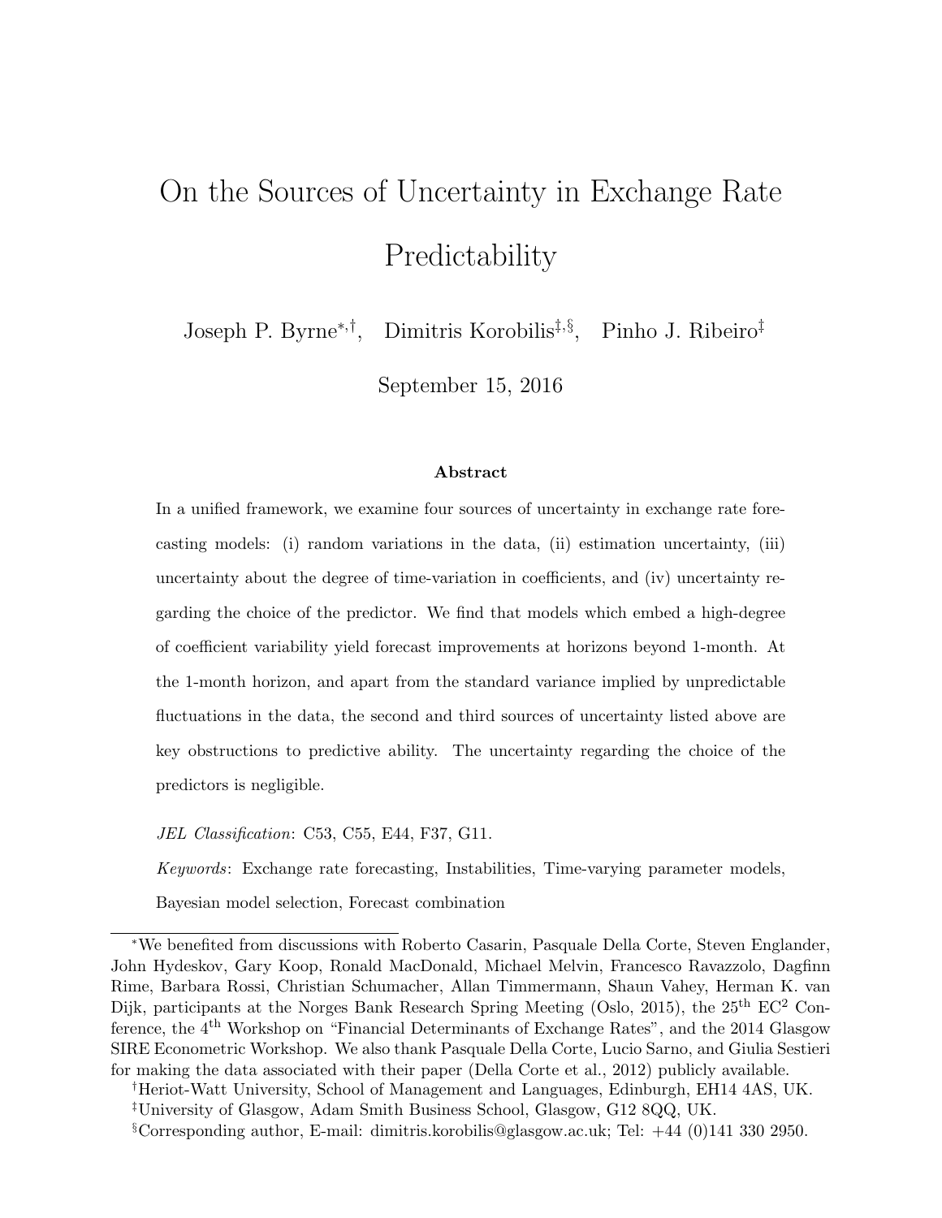# On the Sources of Uncertainty in Exchange Rate Predictability

Joseph P. Byrne[*,†], Dimitris Korobilis[‡,§], Pinho J. Ribeiro[‡]

September 15, 2016

### Abstract

In a unified framework, we examine four sources of uncertainty in exchange rate forecasting models: (i) random variations in the data, (ii) estimation uncertainty, (iii) uncertainty about the degree of time-variation in coefficients, and (iv) uncertainty regarding the choice of the predictor. We find that models which embed a high-degree of coefficient variability yield forecast improvements at horizons beyond 1-month. At the 1-month horizon, and apart from the standard variance implied by unpredictable fluctuations in the data, the second and third sources of uncertainty listed above are key obstructions to predictive ability. The uncertainty regarding the choice of the predictors is negligible.

*JEL Classification*: C53, C55, E44, F37, G11.

*Keywords*: Exchange rate forecasting, Instabilities, Time-varying parameter models, Bayesian model selection, Forecast combination

---

[*] We benefited from discussions with Roberto Casarin, Pasquale Della Corte, Steven Englander, John Hydeskov, Gary Koop, Ronald MacDonald, Michael Melvin, Francesco Ravazzolo, Dagfinn Rime, Barbara Rossi, Christian Schumacher, Allan Timmermann, Shaun Vahey, Herman K. van Dijk, participants at the Norges Bank Research Spring Meeting (Oslo, 2015), the 25[th] EC[2] Conference, the 4[th] Workshop on "Financial Determinants of Exchange Rates", and the 2014 Glasgow SIRE Econometric Workshop. We also thank Pasquale Della Corte, Lucio Sarno, and Giulia Sestieri for making the data associated with their paper (Della Corte et al., 2012) publicly available.

[†] Heriot-Watt University, School of Management and Languages, Edinburgh, EH14 4AS, UK.

[‡] University of Glasgow, Adam Smith Business School, Glasgow, G12 8QQ, UK.

[§] Corresponding author, E-mail: dimitris.korobilis@glasgow.ac.uk; Tel: +44 (0)141 330 2950.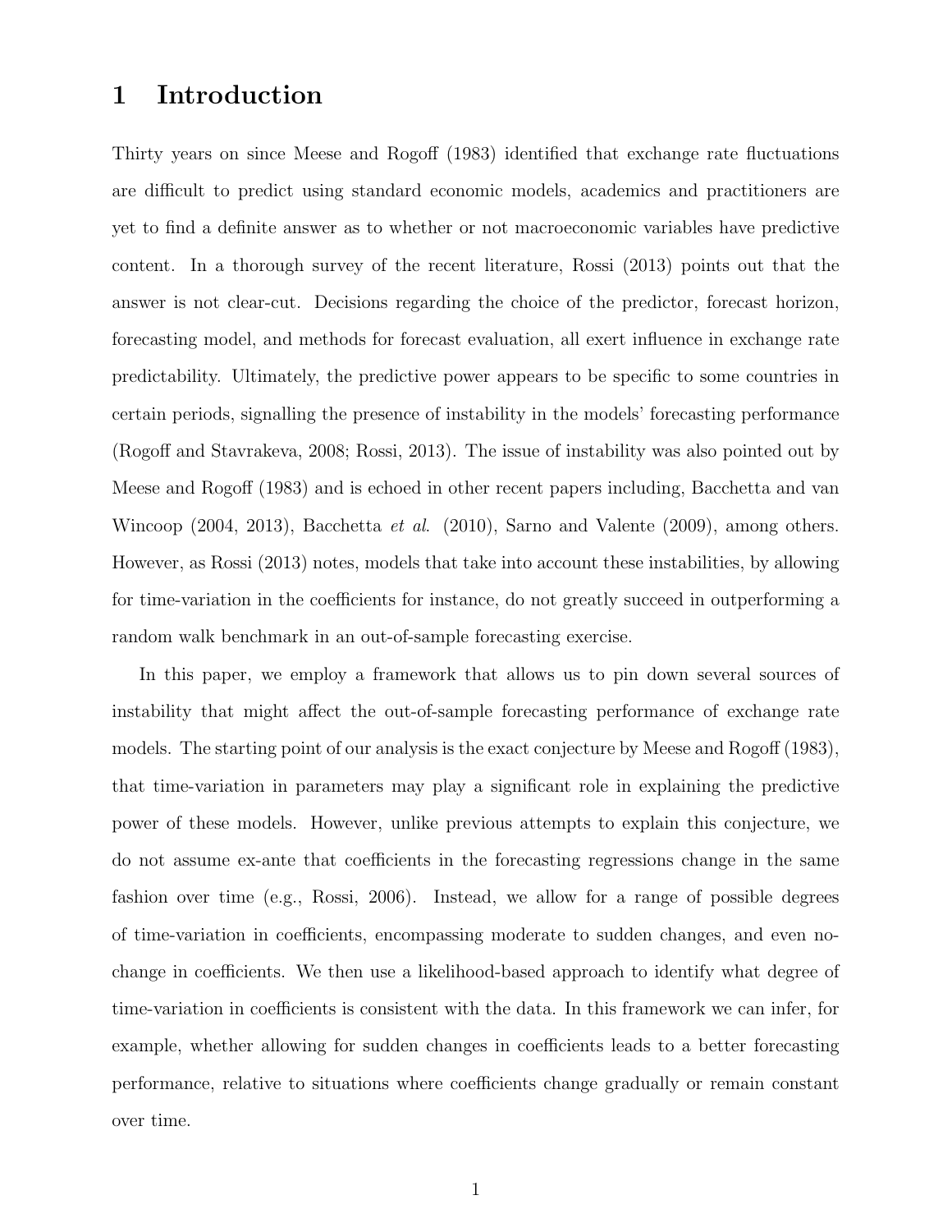# 1 Introduction

Thirty years on since Meese and Rogoff (1983) identified that exchange rate fluctuations are difficult to predict using standard economic models, academics and practitioners are yet to find a definite answer as to whether or not macroeconomic variables have predictive content. In a thorough survey of the recent literature, Rossi (2013) points out that the answer is not clear-cut. Decisions regarding the choice of the predictor, forecast horizon, forecasting model, and methods for forecast evaluation, all exert influence in exchange rate predictability. Ultimately, the predictive power appears to be specific to some countries in certain periods, signalling the presence of instability in the models' forecasting performance (Rogoff and Stavrakeva, 2008; Rossi, 2013). The issue of instability was also pointed out by Meese and Rogoff (1983) and is echoed in other recent papers including, Bacchetta and van Wincoop (2004, 2013), Bacchetta *et al.* (2010), Sarno and Valente (2009), among others. However, as Rossi (2013) notes, models that take into account these instabilities, by allowing for time-variation in the coefficients for instance, do not greatly succeed in outperforming a random walk benchmark in an out-of-sample forecasting exercise.

In this paper, we employ a framework that allows us to pin down several sources of instability that might affect the out-of-sample forecasting performance of exchange rate models. The starting point of our analysis is the exact conjecture by Meese and Rogoff (1983), that time-variation in parameters may play a significant role in explaining the predictive power of these models. However, unlike previous attempts to explain this conjecture, we do not assume ex-ante that coefficients in the forecasting regressions change in the same fashion over time (e.g., Rossi, 2006). Instead, we allow for a range of possible degrees of time-variation in coefficients, encompassing moderate to sudden changes, and even no-change in coefficients. We then use a likelihood-based approach to identify what degree of time-variation in coefficients is consistent with the data. In this framework we can infer, for example, whether allowing for sudden changes in coefficients leads to a better forecasting performance, relative to situations where coefficients change gradually or remain constant over time.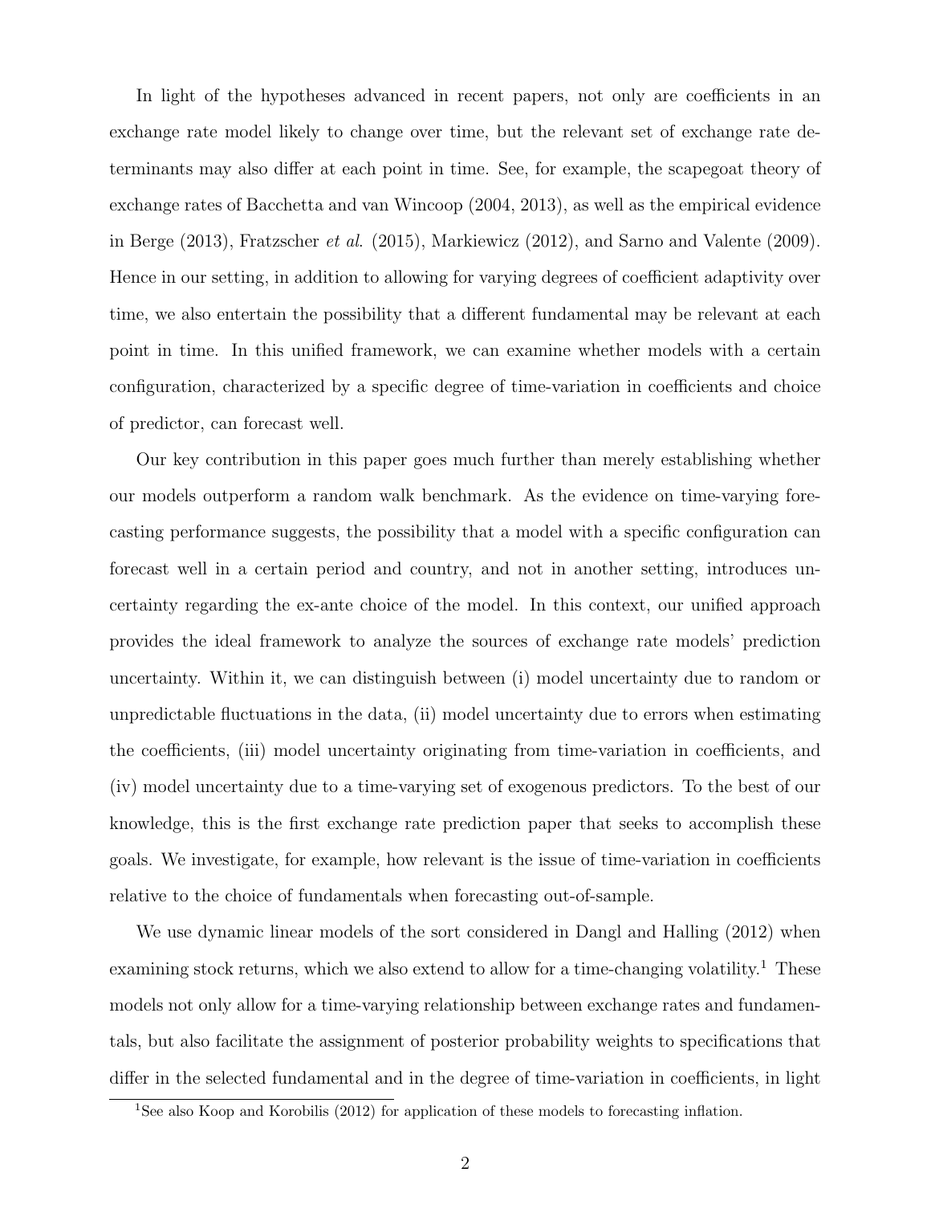In light of the hypotheses advanced in recent papers, not only are coefficients in an exchange rate model likely to change over time, but the relevant set of exchange rate determinants may also differ at each point in time. See, for example, the scapegoat theory of exchange rates of Bacchetta and van Wincoop (2004, 2013), as well as the empirical evidence in Berge (2013), Fratzscher *et al.* (2015), Markiewicz (2012), and Sarno and Valente (2009). Hence in our setting, in addition to allowing for varying degrees of coefficient adaptivity over time, we also entertain the possibility that a different fundamental may be relevant at each point in time. In this unified framework, we can examine whether models with a certain configuration, characterized by a specific degree of time-variation in coefficients and choice of predictor, can forecast well.

Our key contribution in this paper goes much further than merely establishing whether our models outperform a random walk benchmark. As the evidence on time-varying forecasting performance suggests, the possibility that a model with a specific configuration can forecast well in a certain period and country, and not in another setting, introduces uncertainty regarding the ex-ante choice of the model. In this context, our unified approach provides the ideal framework to analyze the sources of exchange rate models' prediction uncertainty. Within it, we can distinguish between (i) model uncertainty due to random or unpredictable fluctuations in the data, (ii) model uncertainty due to errors when estimating the coefficients, (iii) model uncertainty originating from time-variation in coefficients, and (iv) model uncertainty due to a time-varying set of exogenous predictors. To the best of our knowledge, this is the first exchange rate prediction paper that seeks to accomplish these goals. We investigate, for example, how relevant is the issue of time-variation in coefficients relative to the choice of fundamentals when forecasting out-of-sample.

We use dynamic linear models of the sort considered in Dangl and Halling (2012) when examining stock returns, which we also extend to allow for a time-changing volatility.[1] These models not only allow for a time-varying relationship between exchange rates and fundamentals, but also facilitate the assignment of posterior probability weights to specifications that differ in the selected fundamental and in the degree of time-variation in coefficients, in light

[1] See also Koop and Korobilis (2012) for application of these models to forecasting inflation.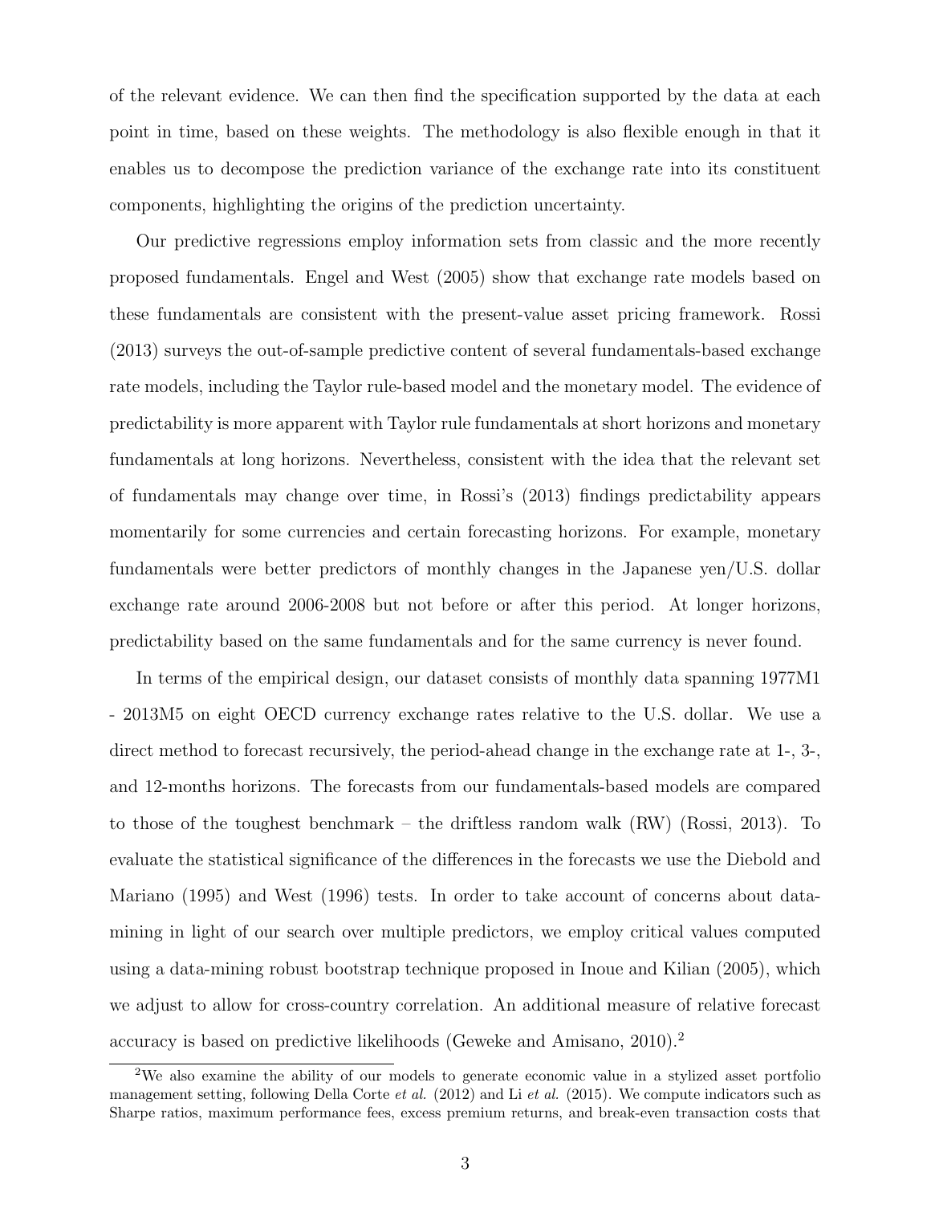of the relevant evidence. We can then find the specification supported by the data at each point in time, based on these weights. The methodology is also flexible enough in that it enables us to decompose the prediction variance of the exchange rate into its constituent components, highlighting the origins of the prediction uncertainty.

Our predictive regressions employ information sets from classic and the more recently proposed fundamentals. Engel and West (2005) show that exchange rate models based on these fundamentals are consistent with the present-value asset pricing framework. Rossi (2013) surveys the out-of-sample predictive content of several fundamentals-based exchange rate models, including the Taylor rule-based model and the monetary model. The evidence of predictability is more apparent with Taylor rule fundamentals at short horizons and monetary fundamentals at long horizons. Nevertheless, consistent with the idea that the relevant set of fundamentals may change over time, in Rossi's (2013) findings predictability appears momentarily for some currencies and certain forecasting horizons. For example, monetary fundamentals were better predictors of monthly changes in the Japanese yen/U.S. dollar exchange rate around 2006-2008 but not before or after this period. At longer horizons, predictability based on the same fundamentals and for the same currency is never found.

In terms of the empirical design, our dataset consists of monthly data spanning 1977M1 - 2013M5 on eight OECD currency exchange rates relative to the U.S. dollar. We use a direct method to forecast recursively, the period-ahead change in the exchange rate at 1-, 3-, and 12-months horizons. The forecasts from our fundamentals-based models are compared to those of the toughest benchmark – the driftless random walk (RW) (Rossi, 2013). To evaluate the statistical significance of the differences in the forecasts we use the Diebold and Mariano (1995) and West (1996) tests. In order to take account of concerns about data-mining in light of our search over multiple predictors, we employ critical values computed using a data-mining robust bootstrap technique proposed in Inoue and Kilian (2005), which we adjust to allow for cross-country correlation. An additional measure of relative forecast accuracy is based on predictive likelihoods (Geweke and Amisano, 2010).[2]

[2]We also examine the ability of our models to generate economic value in a stylized asset portfolio management setting, following Della Corte *et al.* (2012) and Li *et al.* (2015). We compute indicators such as Sharpe ratios, maximum performance fees, excess premium returns, and break-even transaction costs that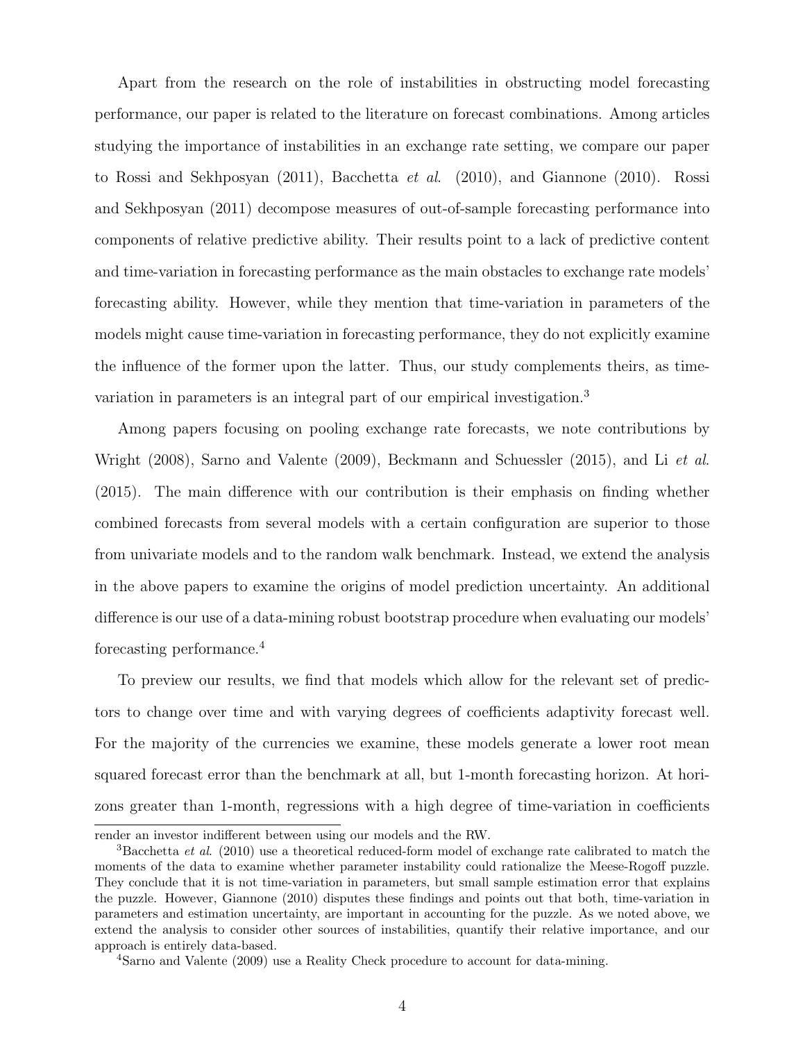Apart from the research on the role of instabilities in obstructing model forecasting performance, our paper is related to the literature on forecast combinations. Among articles studying the importance of instabilities in an exchange rate setting, we compare our paper to Rossi and Sekhposyan (2011), Bacchetta *et al*. (2010), and Giannone (2010). Rossi and Sekhposyan (2011) decompose measures of out-of-sample forecasting performance into components of relative predictive ability. Their results point to a lack of predictive content and time-variation in forecasting performance as the main obstacles to exchange rate models' forecasting ability. However, while they mention that time-variation in parameters of the models might cause time-variation in forecasting performance, they do not explicitly examine the influence of the former upon the latter. Thus, our study complements theirs, as time-variation in parameters is an integral part of our empirical investigation.[3]

Among papers focusing on pooling exchange rate forecasts, we note contributions by Wright (2008), Sarno and Valente (2009), Beckmann and Schuessler (2015), and Li *et al*. (2015). The main difference with our contribution is their emphasis on finding whether combined forecasts from several models with a certain configuration are superior to those from univariate models and to the random walk benchmark. Instead, we extend the analysis in the above papers to examine the origins of model prediction uncertainty. An additional difference is our use of a data-mining robust bootstrap procedure when evaluating our models' forecasting performance.[4]

To preview our results, we find that models which allow for the relevant set of predictors to change over time and with varying degrees of coefficients adaptivity forecast well. For the majority of the currencies we examine, these models generate a lower root mean squared forecast error than the benchmark at all, but 1-month forecasting horizon. At horizons greater than 1-month, regressions with a high degree of time-variation in coefficients

---

render an investor indifferent between using our models and the RW.

[3]Bacchetta *et al*. (2010) use a theoretical reduced-form model of exchange rate calibrated to match the moments of the data to examine whether parameter instability could rationalize the Meese-Rogoff puzzle. They conclude that it is not time-variation in parameters, but small sample estimation error that explains the puzzle. However, Giannone (2010) disputes these findings and points out that both, time-variation in parameters and estimation uncertainty, are important in accounting for the puzzle. As we noted above, we extend the analysis to consider other sources of instabilities, quantify their relative importance, and our approach is entirely data-based.

[4]Sarno and Valente (2009) use a Reality Check procedure to account for data-mining.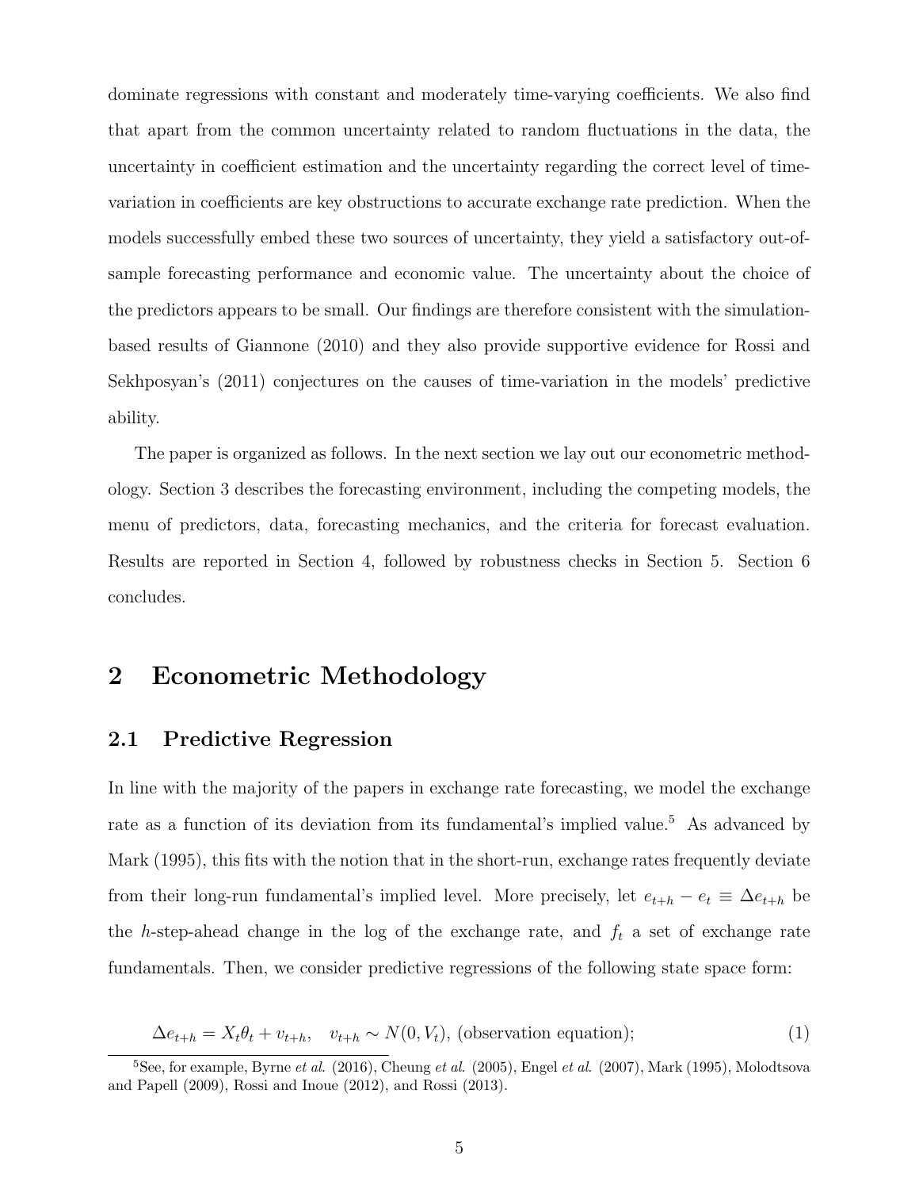dominate regressions with constant and moderately time-varying coefficients. We also find that apart from the common uncertainty related to random fluctuations in the data, the uncertainty in coefficient estimation and the uncertainty regarding the correct level of time-variation in coefficients are key obstructions to accurate exchange rate prediction. When the models successfully embed these two sources of uncertainty, they yield a satisfactory out-of-sample forecasting performance and economic value. The uncertainty about the choice of the predictors appears to be small. Our findings are therefore consistent with the simulation-based results of Giannone (2010) and they also provide supportive evidence for Rossi and Sekhposyan's (2011) conjectures on the causes of time-variation in the models' predictive ability.

The paper is organized as follows. In the next section we lay out our econometric methodology. Section 3 describes the forecasting environment, including the competing models, the menu of predictors, data, forecasting mechanics, and the criteria for forecast evaluation. Results are reported in Section 4, followed by robustness checks in Section 5. Section 6 concludes.

# 2 Econometric Methodology

## 2.1 Predictive Regression

In line with the majority of the papers in exchange rate forecasting, we model the exchange rate as a function of its deviation from its fundamental's implied value.[5] As advanced by Mark (1995), this fits with the notion that in the short-run, exchange rates frequently deviate from their long-run fundamental's implied level. More precisely, let $e_{t+h} - e_t \equiv \Delta e_{t+h}$ be the $h$-step-ahead change in the log of the exchange rate, and $f_t$ a set of exchange rate fundamentals. Then, we consider predictive regressions of the following state space form:

$$\Delta e_{t+h} = X_t \theta_t + v_{t+h}, \quad v_{t+h} \sim N(0, V_t), \text{ (observation equation);} \tag{1}$$

[5] See, for example, Byrne *et al.* (2016), Cheung *et al.* (2005), Engel *et al.* (2007), Mark (1995), Molodtsova and Papell (2009), Rossi and Inoue (2012), and Rossi (2013).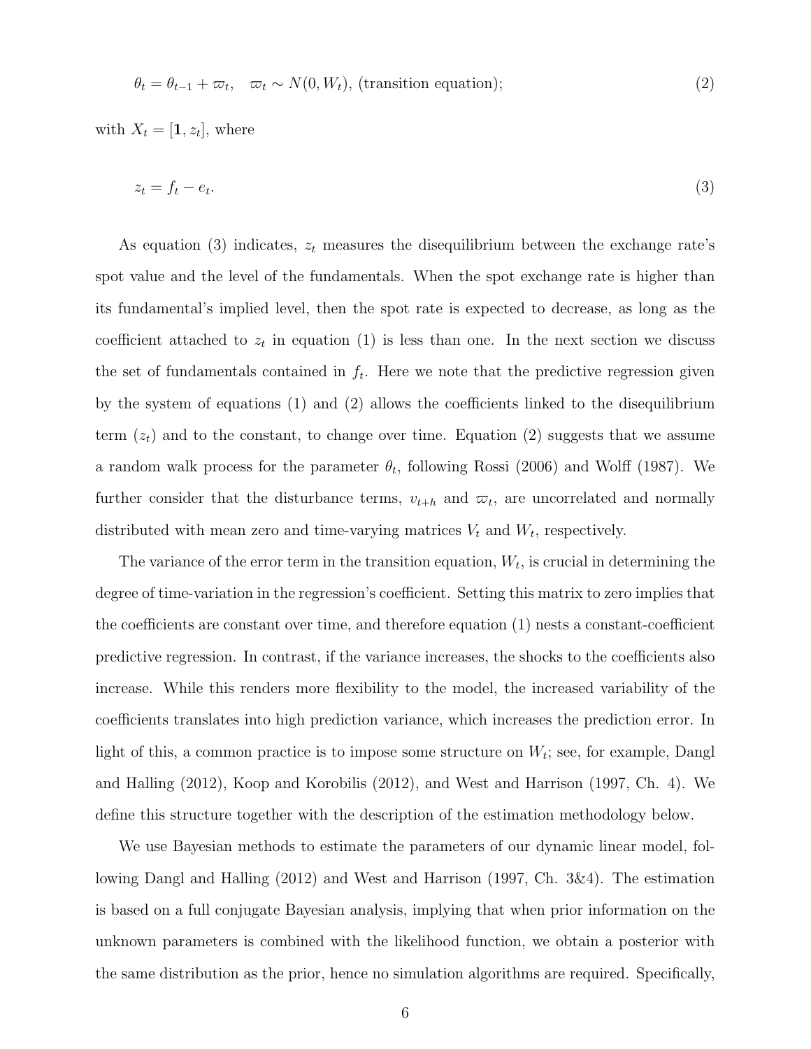$$\theta_t = \theta_{t-1} + \varpi_t, \quad \varpi_t \sim N(0, W_t), \text{ (transition equation)}; \tag{2}$$

with $X_t = [\mathbf{1}, z_t]$, where

$$z_t = f_t - e_t. \tag{3}$$

As equation (3) indicates, $z_t$ measures the disequilibrium between the exchange rate's spot value and the level of the fundamentals. When the spot exchange rate is higher than its fundamental's implied level, then the spot rate is expected to decrease, as long as the coefficient attached to $z_t$ in equation (1) is less than one. In the next section we discuss the set of fundamentals contained in $f_t$. Here we note that the predictive regression given by the system of equations (1) and (2) allows the coefficients linked to the disequilibrium term ($z_t$) and to the constant, to change over time. Equation (2) suggests that we assume a random walk process for the parameter $\theta_t$, following Rossi (2006) and Wolff (1987). We further consider that the disturbance terms, $v_{t+h}$ and $\varpi_t$, are uncorrelated and normally distributed with mean zero and time-varying matrices $V_t$ and $W_t$, respectively.

The variance of the error term in the transition equation, $W_t$, is crucial in determining the degree of time-variation in the regression's coefficient. Setting this matrix to zero implies that the coefficients are constant over time, and therefore equation (1) nests a constant-coefficient predictive regression. In contrast, if the variance increases, the shocks to the coefficients also increase. While this renders more flexibility to the model, the increased variability of the coefficients translates into high prediction variance, which increases the prediction error. In light of this, a common practice is to impose some structure on $W_t$; see, for example, Dangl and Halling (2012), Koop and Korobilis (2012), and West and Harrison (1997, Ch. 4). We define this structure together with the description of the estimation methodology below.

We use Bayesian methods to estimate the parameters of our dynamic linear model, following Dangl and Halling (2012) and West and Harrison (1997, Ch. 3&4). The estimation is based on a full conjugate Bayesian analysis, implying that when prior information on the unknown parameters is combined with the likelihood function, we obtain a posterior with the same distribution as the prior, hence no simulation algorithms are required. Specifically,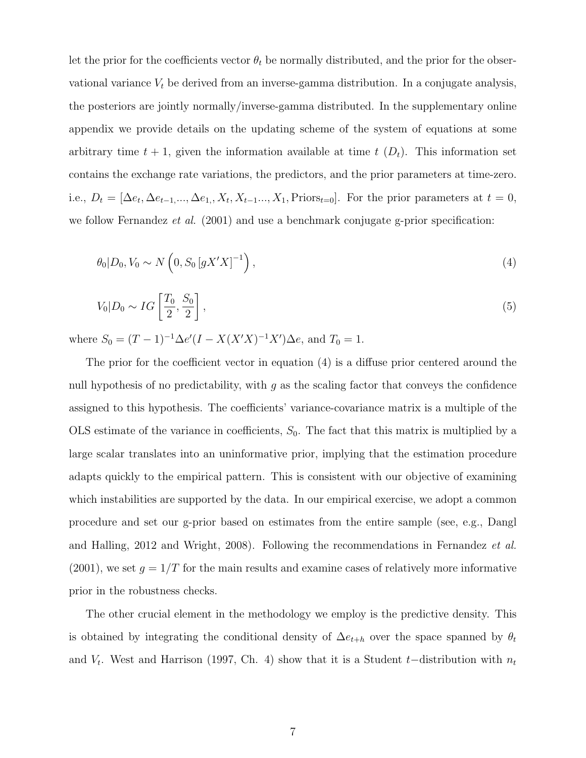let the prior for the coefficients vector $\theta_t$ be normally distributed, and the prior for the observational variance $V_t$ be derived from an inverse-gamma distribution. In a conjugate analysis, the posteriors are jointly normally/inverse-gamma distributed. In the supplementary online appendix we provide details on the updating scheme of the system of equations at some arbitrary time $t+1$, given the information available at time $t$ ($D_t$). This information set contains the exchange rate variations, the predictors, and the prior parameters at time-zero. i.e., $D_t = [\Delta e_t, \Delta e_{t-1}, ..., \Delta e_{1,}, X_t, X_{t-1} ..., X_1, \text{Priors}_{t=0}]$. For the prior parameters at $t = 0$, we follow Fernandez *et al.* (2001) and use a benchmark conjugate g-prior specification:

$$\theta_0 | D_0, V_0 \sim N\left(0, S_0 \left[gX'X\right]^{-1}\right), \tag{4}$$

$$V_0 | D_0 \sim IG\left[\frac{T_0}{2}, \frac{S_0}{2}\right], \tag{5}$$

where $S_0 = (T-1)^{-1} \Delta e' (I - X(X'X)^{-1}X') \Delta e$, and $T_0 = 1$.

The prior for the coefficient vector in equation (4) is a diffuse prior centered around the null hypothesis of no predictability, with $g$ as the scaling factor that conveys the confidence assigned to this hypothesis. The coefficients' variance-covariance matrix is a multiple of the OLS estimate of the variance in coefficients, $S_0$. The fact that this matrix is multiplied by a large scalar translates into an uninformative prior, implying that the estimation procedure adapts quickly to the empirical pattern. This is consistent with our objective of examining which instabilities are supported by the data. In our empirical exercise, we adopt a common procedure and set our g-prior based on estimates from the entire sample (see, e.g., Dangl and Halling, 2012 and Wright, 2008). Following the recommendations in Fernandez *et al.* (2001), we set $g = 1/T$ for the main results and examine cases of relatively more informative prior in the robustness checks.

The other crucial element in the methodology we employ is the predictive density. This is obtained by integrating the conditional density of $\Delta e_{t+h}$ over the space spanned by $\theta_t$ and $V_t$. West and Harrison (1997, Ch. 4) show that it is a Student $t-$distribution with $n_t$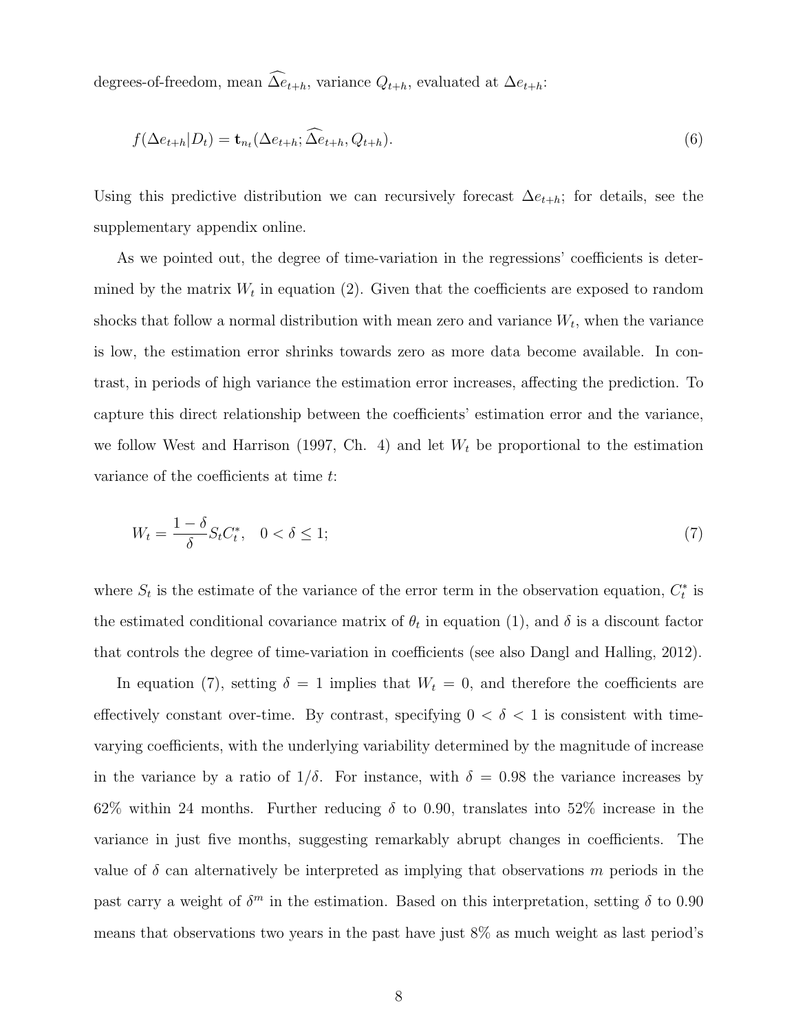degrees-of-freedom, mean $\widehat{\Delta e}_{t+h}$, variance $Q_{t+h}$, evaluated at $\Delta e_{t+h}$:

$$f(\Delta e_{t+h}|D_t) = \mathbf{t}_{n_t}(\Delta e_{t+h}; \widehat{\Delta e}_{t+h}, Q_{t+h}). \tag{6}$$

Using this predictive distribution we can recursively forecast $\Delta e_{t+h}$; for details, see the supplementary appendix online.

As we pointed out, the degree of time-variation in the regressions' coefficients is determined by the matrix $W_t$ in equation (2). Given that the coefficients are exposed to random shocks that follow a normal distribution with mean zero and variance $W_t$, when the variance is low, the estimation error shrinks towards zero as more data become available. In contrast, in periods of high variance the estimation error increases, affecting the prediction. To capture this direct relationship between the coefficients' estimation error and the variance, we follow West and Harrison (1997, Ch. 4) and let $W_t$ be proportional to the estimation variance of the coefficients at time $t$:

$$W_t = \frac{1-\delta}{\delta} S_t C_t^*, \quad 0 < \delta \leq 1; \tag{7}$$

where $S_t$ is the estimate of the variance of the error term in the observation equation, $C_t^*$ is the estimated conditional covariance matrix of $\theta_t$ in equation (1), and $\delta$ is a discount factor that controls the degree of time-variation in coefficients (see also Dangl and Halling, 2012).

In equation (7), setting $\delta = 1$ implies that $W_t = 0$, and therefore the coefficients are effectively constant over-time. By contrast, specifying $0 < \delta < 1$ is consistent with time-varying coefficients, with the underlying variability determined by the magnitude of increase in the variance by a ratio of $1/\delta$. For instance, with $\delta = 0.98$ the variance increases by 62% within 24 months. Further reducing $\delta$ to 0.90, translates into 52% increase in the variance in just five months, suggesting remarkably abrupt changes in coefficients. The value of $\delta$ can alternatively be interpreted as implying that observations $m$ periods in the past carry a weight of $\delta^m$ in the estimation. Based on this interpretation, setting $\delta$ to 0.90 means that observations two years in the past have just 8% as much weight as last period's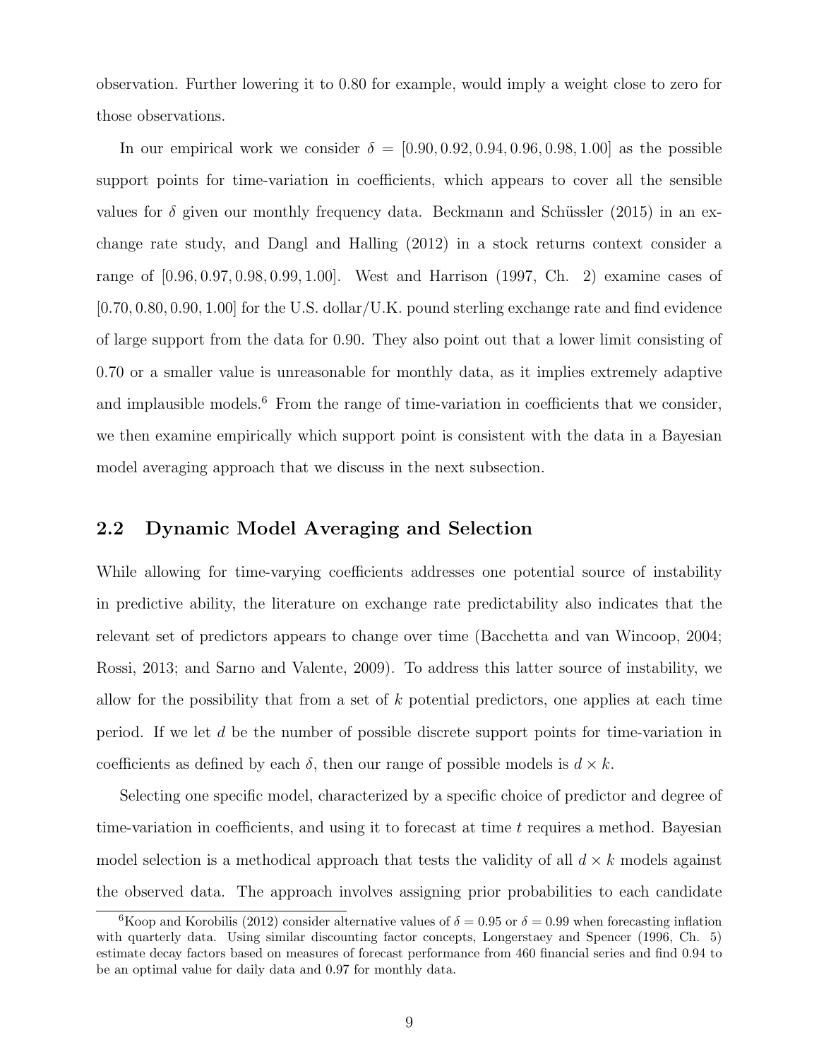observation. Further lowering it to 0.80 for example, would imply a weight close to zero for those observations.

In our empirical work we consider $\delta = [0.90, 0.92, 0.94, 0.96, 0.98, 1.00]$ as the possible support points for time-variation in coefficients, which appears to cover all the sensible values for $\delta$ given our monthly frequency data. Beckmann and Schüssler (2015) in an exchange rate study, and Dangl and Halling (2012) in a stock returns context consider a range of $[0.96, 0.97, 0.98, 0.99, 1.00]$. West and Harrison (1997, Ch. 2) examine cases of $[0.70, 0.80, 0.90, 1.00]$ for the U.S. dollar/U.K. pound sterling exchange rate and find evidence of large support from the data for 0.90. They also point out that a lower limit consisting of 0.70 or a smaller value is unreasonable for monthly data, as it implies extremely adaptive and implausible models.[6] From the range of time-variation in coefficients that we consider, we then examine empirically which support point is consistent with the data in a Bayesian model averaging approach that we discuss in the next subsection.

## 2.2 Dynamic Model Averaging and Selection

While allowing for time-varying coefficients addresses one potential source of instability in predictive ability, the literature on exchange rate predictability also indicates that the relevant set of predictors appears to change over time (Bacchetta and van Wincoop, 2004; Rossi, 2013; and Sarno and Valente, 2009). To address this latter source of instability, we allow for the possibility that from a set of $k$ potential predictors, one applies at each time period. If we let $d$ be the number of possible discrete support points for time-variation in coefficients as defined by each $\delta$, then our range of possible models is $d \times k$.

Selecting one specific model, characterized by a specific choice of predictor and degree of time-variation in coefficients, and using it to forecast at time $t$ requires a method. Bayesian model selection is a methodical approach that tests the validity of all $d \times k$ models against the observed data. The approach involves assigning prior probabilities to each candidate

[6] Koop and Korobilis (2012) consider alternative values of $\delta = 0.95$ or $\delta = 0.99$ when forecasting inflation with quarterly data. Using similar discounting factor concepts, Longerstaey and Spencer (1996, Ch. 5) estimate decay factors based on measures of forecast performance from 460 financial series and find 0.94 to be an optimal value for daily data and 0.97 for monthly data.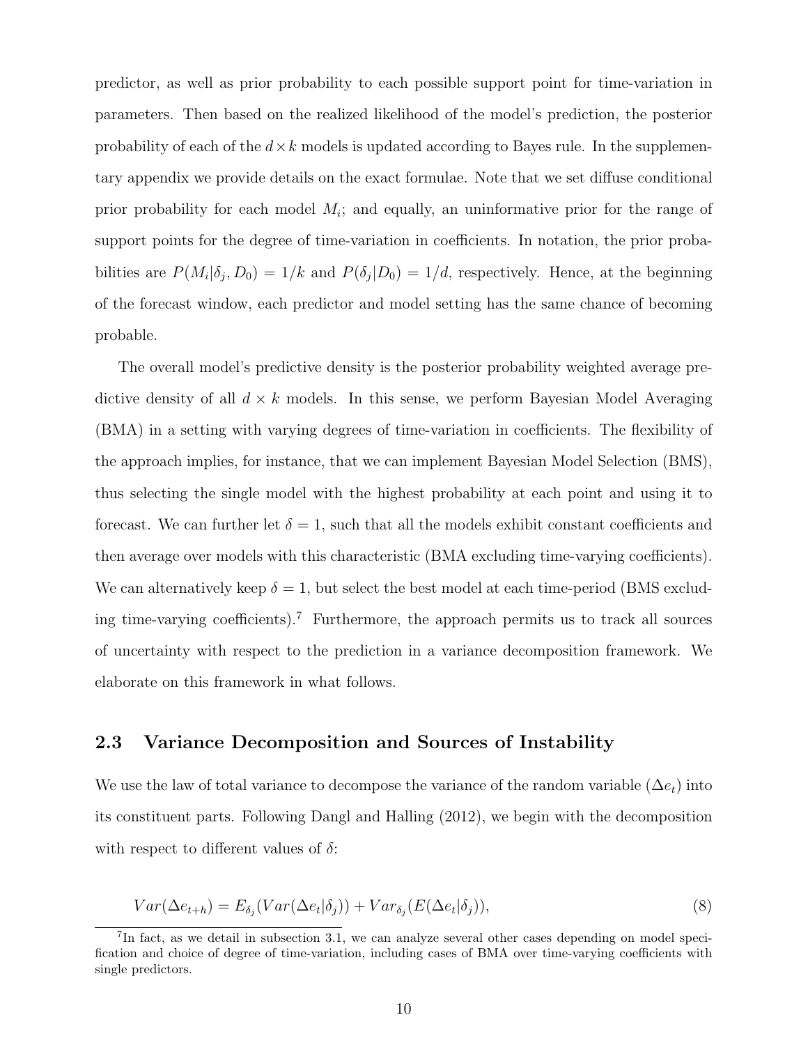predictor, as well as prior probability to each possible support point for time-variation in parameters. Then based on the realized likelihood of the model's prediction, the posterior probability of each of the $d \times k$ models is updated according to Bayes rule. In the supplementary appendix we provide details on the exact formulae. Note that we set diffuse conditional prior probability for each model $M_i$; and equally, an uninformative prior for the range of support points for the degree of time-variation in coefficients. In notation, the prior probabilities are $P(M_i|\delta_j, D_0) = 1/k$ and $P(\delta_j|D_0) = 1/d$, respectively. Hence, at the beginning of the forecast window, each predictor and model setting has the same chance of becoming probable.

The overall model's predictive density is the posterior probability weighted average predictive density of all $d \times k$ models. In this sense, we perform Bayesian Model Averaging (BMA) in a setting with varying degrees of time-variation in coefficients. The flexibility of the approach implies, for instance, that we can implement Bayesian Model Selection (BMS), thus selecting the single model with the highest probability at each point and using it to forecast. We can further let $\delta = 1$, such that all the models exhibit constant coefficients and then average over models with this characteristic (BMA excluding time-varying coefficients). We can alternatively keep $\delta = 1$, but select the best model at each time-period (BMS excluding time-varying coefficients).[7] Furthermore, the approach permits us to track all sources of uncertainty with respect to the prediction in a variance decomposition framework. We elaborate on this framework in what follows.

## 2.3 Variance Decomposition and Sources of Instability

We use the law of total variance to decompose the variance of the random variable $(\Delta e_t)$ into its constituent parts. Following Dangl and Halling (2012), we begin with the decomposition with respect to different values of $\delta$:

$$Var(\Delta e_{t+h}) = E_{\delta_j}(Var(\Delta e_t|\delta_j)) + Var_{\delta_j}(E(\Delta e_t|\delta_j)), \tag{8}$$

[7] In fact, as we detail in subsection 3.1, we can analyze several other cases depending on model specification and choice of degree of time-variation, including cases of BMA over time-varying coefficients with single predictors.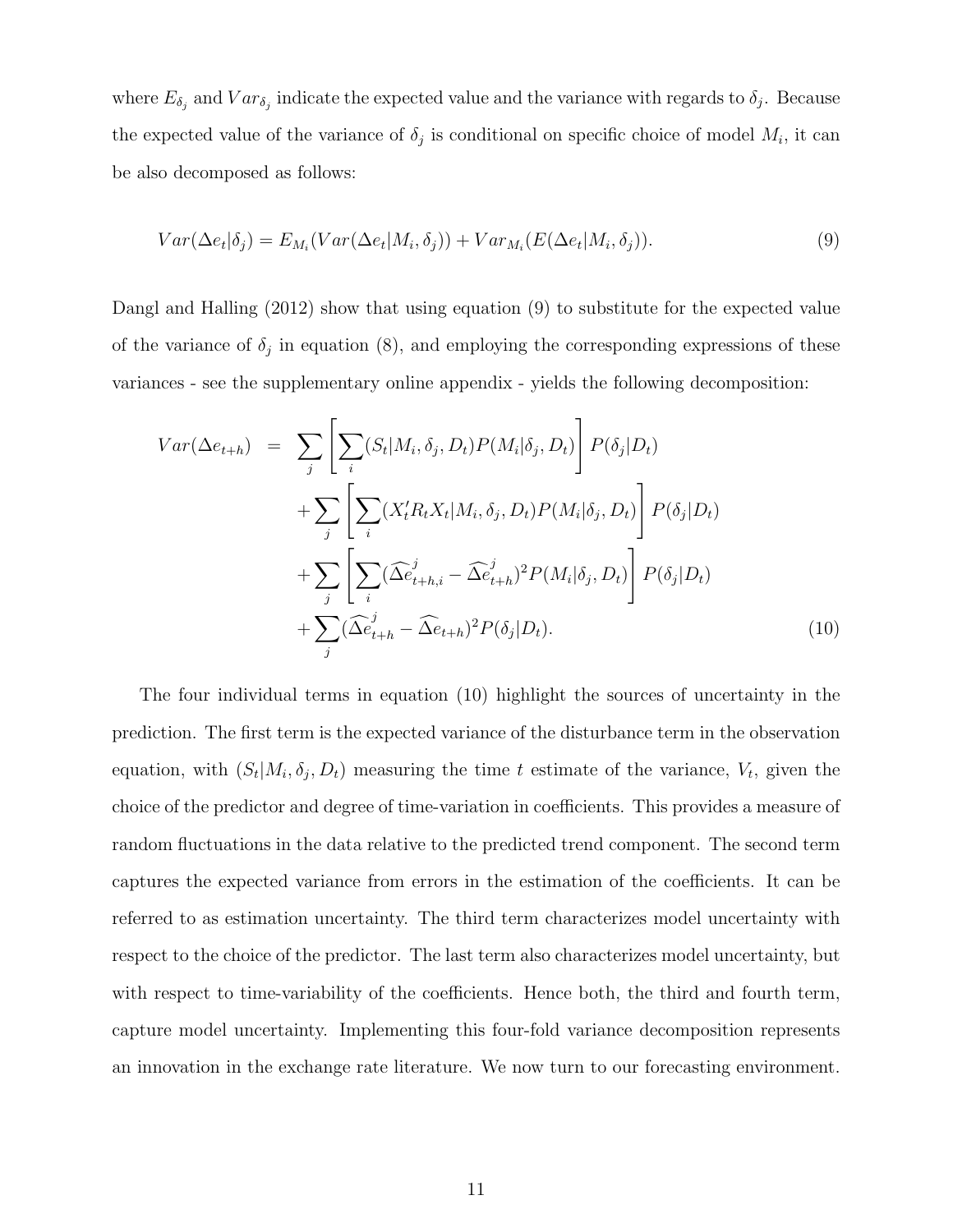where $E_{\delta_j}$ and $Var_{\delta_j}$ indicate the expected value and the variance with regards to $\delta_j$. Because the expected value of the variance of $\delta_j$ is conditional on specific choice of model $M_i$, it can be also decomposed as follows:

$$Var(\Delta e_t|\delta_j) = E_{M_i}(Var(\Delta e_t|M_i, \delta_j)) + Var_{M_i}(E(\Delta e_t|M_i, \delta_j)). \tag{9}$$

Dangl and Halling (2012) show that using equation (9) to substitute for the expected value of the variance of $\delta_j$ in equation (8), and employing the corresponding expressions of these variances - see the supplementary online appendix - yields the following decomposition:

$$\begin{aligned} Var(\Delta e_{t+h}) \quad = \quad & \sum_j \left[ \sum_i (S_t|M_i, \delta_j, D_t) P(M_i|\delta_j, D_t) \right] P(\delta_j|D_t) \\ & + \sum_j \left[ \sum_i (X_t' R_t X_t|M_i, \delta_j, D_t) P(M_i|\delta_j, D_t) \right] P(\delta_j|D_t) \\ & + \sum_j \left[ \sum_i (\widehat{\Delta e}_{t+h,i}^{\,j} - \widehat{\Delta e}_{t+h}^{\,j})^2 P(M_i|\delta_j, D_t) \right] P(\delta_j|D_t) \\ & + \sum_j (\widehat{\Delta e}_{t+h}^{\,j} - \widehat{\Delta e}_{t+h})^2 P(\delta_j|D_t). \end{aligned} \tag{10}$$

The four individual terms in equation (10) highlight the sources of uncertainty in the prediction. The first term is the expected variance of the disturbance term in the observation equation, with $(S_t|M_i, \delta_j, D_t)$ measuring the time $t$ estimate of the variance, $V_t$, given the choice of the predictor and degree of time-variation in coefficients. This provides a measure of random fluctuations in the data relative to the predicted trend component. The second term captures the expected variance from errors in the estimation of the coefficients. It can be referred to as estimation uncertainty. The third term characterizes model uncertainty with respect to the choice of the predictor. The last term also characterizes model uncertainty, but with respect to time-variability of the coefficients. Hence both, the third and fourth term, capture model uncertainty. Implementing this four-fold variance decomposition represents an innovation in the exchange rate literature. We now turn to our forecasting environment.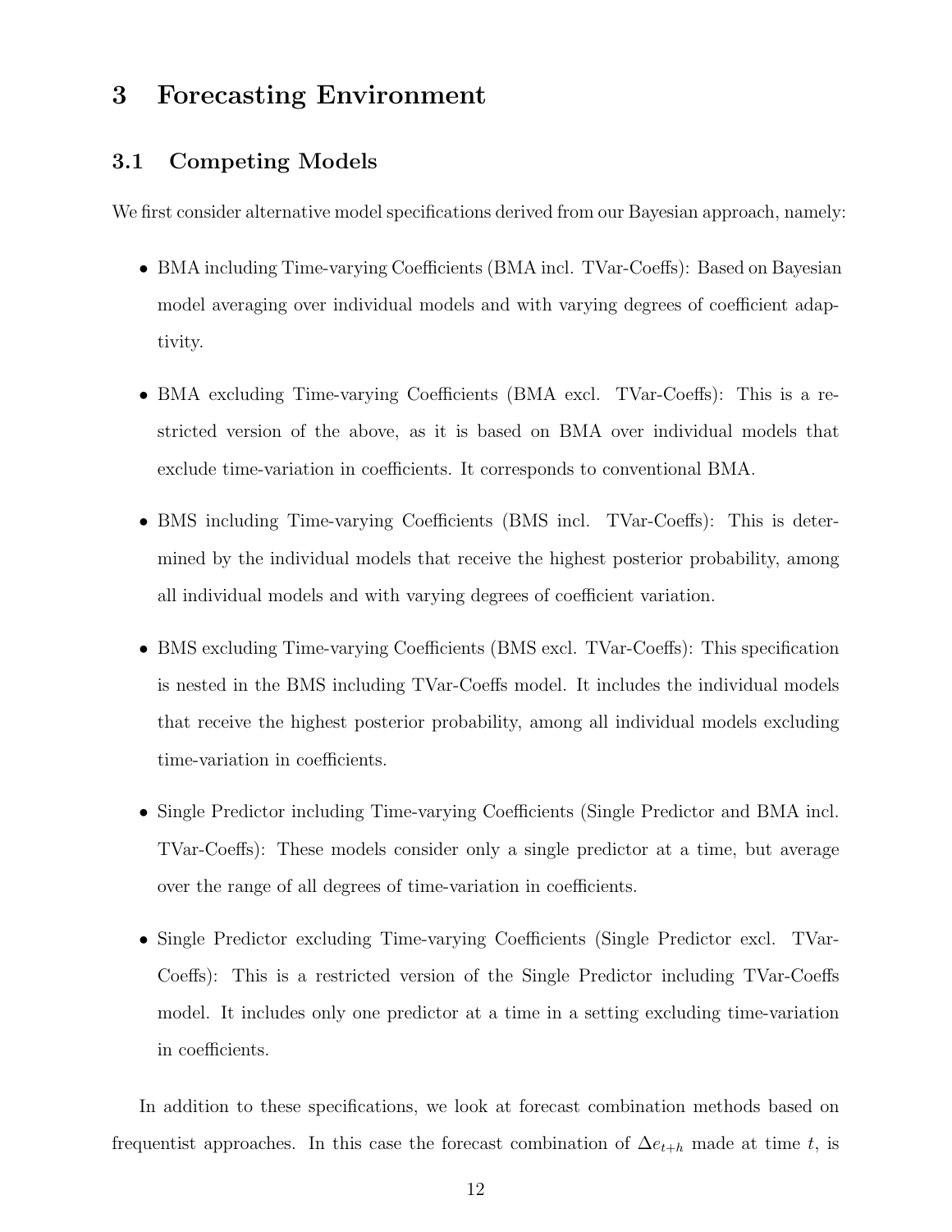# 3 Forecasting Environment

## 3.1 Competing Models

We first consider alternative model specifications derived from our Bayesian approach, namely:

- BMA including Time-varying Coefficients (BMA incl. TVar-Coeffs): Based on Bayesian model averaging over individual models and with varying degrees of coefficient adaptivity.
- BMA excluding Time-varying Coefficients (BMA excl. TVar-Coeffs): This is a restricted version of the above, as it is based on BMA over individual models that exclude time-variation in coefficients. It corresponds to conventional BMA.
- BMS including Time-varying Coefficients (BMS incl. TVar-Coeffs): This is determined by the individual models that receive the highest posterior probability, among all individual models and with varying degrees of coefficient variation.
- BMS excluding Time-varying Coefficients (BMS excl. TVar-Coeffs): This specification is nested in the BMS including TVar-Coeffs model. It includes the individual models that receive the highest posterior probability, among all individual models excluding time-variation in coefficients.
- Single Predictor including Time-varying Coefficients (Single Predictor and BMA incl. TVar-Coeffs): These models consider only a single predictor at a time, but average over the range of all degrees of time-variation in coefficients.
- Single Predictor excluding Time-varying Coefficients (Single Predictor excl. TVar-Coeffs): This is a restricted version of the Single Predictor including TVar-Coeffs model. It includes only one predictor at a time in a setting excluding time-variation in coefficients.

In addition to these specifications, we look at forecast combination methods based on frequentist approaches. In this case the forecast combination of $\Delta e_{t+h}$ made at time $t$, is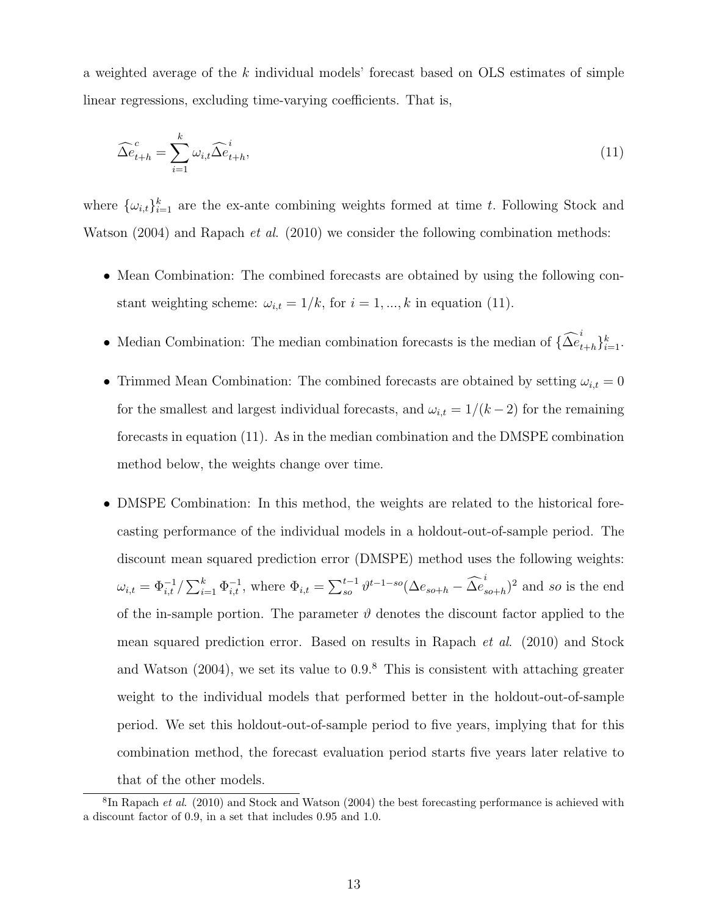a weighted average of the $k$ individual models' forecast based on OLS estimates of simple linear regressions, excluding time-varying coefficients. That is,

$$\widehat{\Delta e}^{c}_{t+h} = \sum_{i=1}^{k} \omega_{i,t} \widehat{\Delta e}^{i}_{t+h}, \tag{11}$$

where $\{\omega_{i,t}\}_{i=1}^{k}$ are the ex-ante combining weights formed at time $t$. Following Stock and Watson (2004) and Rapach *et al.* (2010) we consider the following combination methods:

- Mean Combination: The combined forecasts are obtained by using the following constant weighting scheme: $\omega_{i,t} = 1/k$, for $i = 1, ..., k$ in equation (11).
- Median Combination: The median combination forecasts is the median of $\{\widehat{\Delta e}^{i}_{t+h}\}_{i=1}^{k}$.
- Trimmed Mean Combination: The combined forecasts are obtained by setting $\omega_{i,t} = 0$ for the smallest and largest individual forecasts, and $\omega_{i,t} = 1/(k-2)$ for the remaining forecasts in equation (11). As in the median combination and the DMSPE combination method below, the weights change over time.
- DMSPE Combination: In this method, the weights are related to the historical forecasting performance of the individual models in a holdout-out-of-sample period. The discount mean squared prediction error (DMSPE) method uses the following weights: $\omega_{i,t} = \Phi_{i,t}^{-1} / \sum_{i=1}^{k} \Phi_{i,t}^{-1}$, where $\Phi_{i,t} = \sum_{so}^{t-1} \vartheta^{t-1-so} (\Delta e_{so+h} - \widehat{\Delta e}^{i}_{so+h})^2$ and *so* is the end of the in-sample portion. The parameter $\vartheta$ denotes the discount factor applied to the mean squared prediction error. Based on results in Rapach *et al.* (2010) and Stock and Watson (2004), we set its value to 0.9.[8] This is consistent with attaching greater weight to the individual models that performed better in the holdout-out-of-sample period. We set this holdout-out-of-sample period to five years, implying that for this combination method, the forecast evaluation period starts five years later relative to that of the other models.

[8] In Rapach *et al.* (2010) and Stock and Watson (2004) the best forecasting performance is achieved with a discount factor of 0.9, in a set that includes 0.95 and 1.0.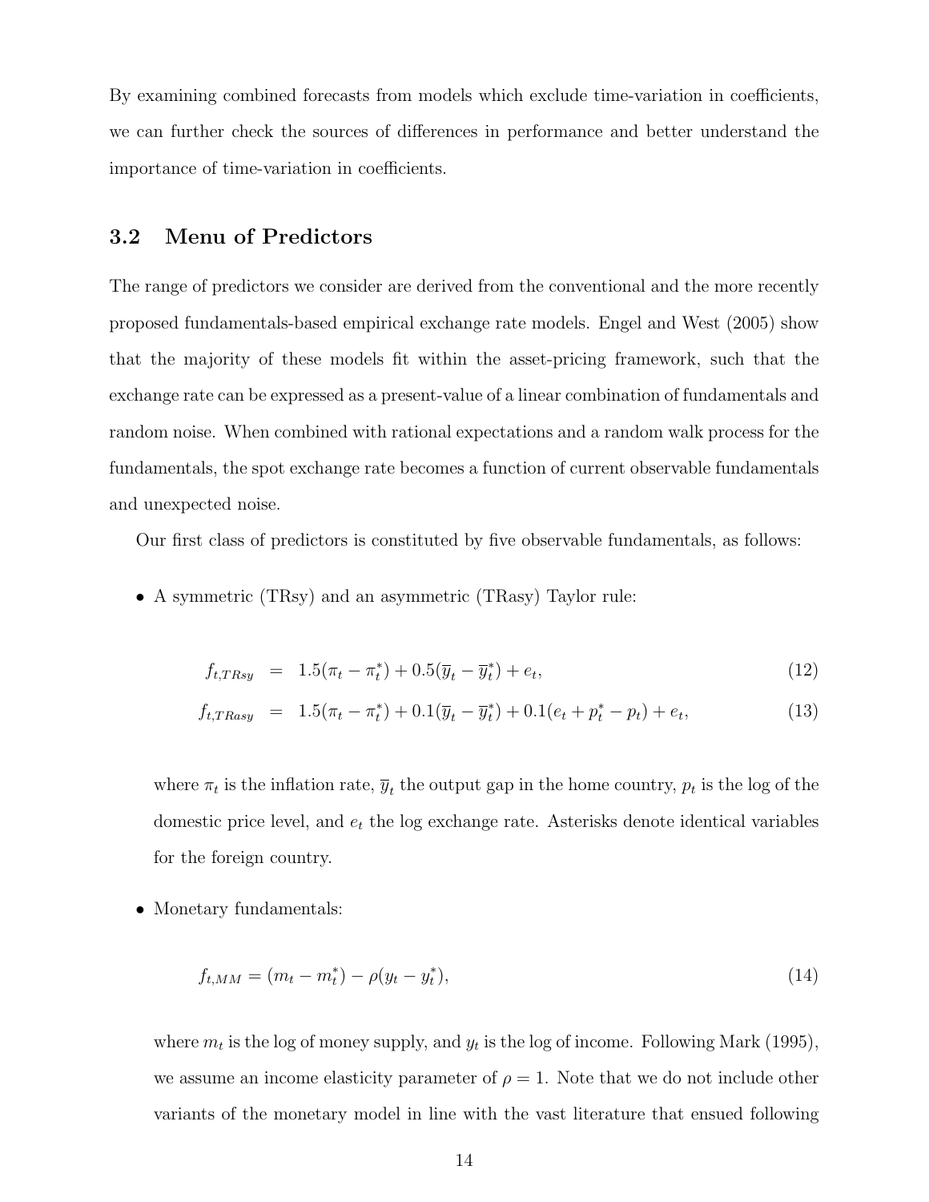By examining combined forecasts from models which exclude time-variation in coefficients, we can further check the sources of differences in performance and better understand the importance of time-variation in coefficients.

### 3.2 Menu of Predictors

The range of predictors we consider are derived from the conventional and the more recently proposed fundamentals-based empirical exchange rate models. Engel and West (2005) show that the majority of these models fit within the asset-pricing framework, such that the exchange rate can be expressed as a present-value of a linear combination of fundamentals and random noise. When combined with rational expectations and a random walk process for the fundamentals, the spot exchange rate becomes a function of current observable fundamentals and unexpected noise.

Our first class of predictors is constituted by five observable fundamentals, as follows:

- A symmetric (TRsy) and an asymmetric (TRasy) Taylor rule:

$$f_{t,TRsy} = 1.5(\pi_t - \pi_t^*) + 0.5(\overline{y}_t - \overline{y}_t^*) + e_t, \tag{12}$$

$$f_{t,TRasy} = 1.5(\pi_t - \pi_t^*) + 0.1(\overline{y}_t - \overline{y}_t^*) + 0.1(e_t + p_t^* - p_t) + e_t, \tag{13}$$

  where $\pi_t$ is the inflation rate, $\overline{y}_t$ the output gap in the home country, $p_t$ is the log of the domestic price level, and $e_t$ the log exchange rate. Asterisks denote identical variables for the foreign country.

- Monetary fundamentals:

$$f_{t,MM} = (m_t - m_t^*) - \rho(y_t - y_t^*), \tag{14}$$

  where $m_t$ is the log of money supply, and $y_t$ is the log of income. Following Mark (1995), we assume an income elasticity parameter of $\rho = 1$. Note that we do not include other variants of the monetary model in line with the vast literature that ensued following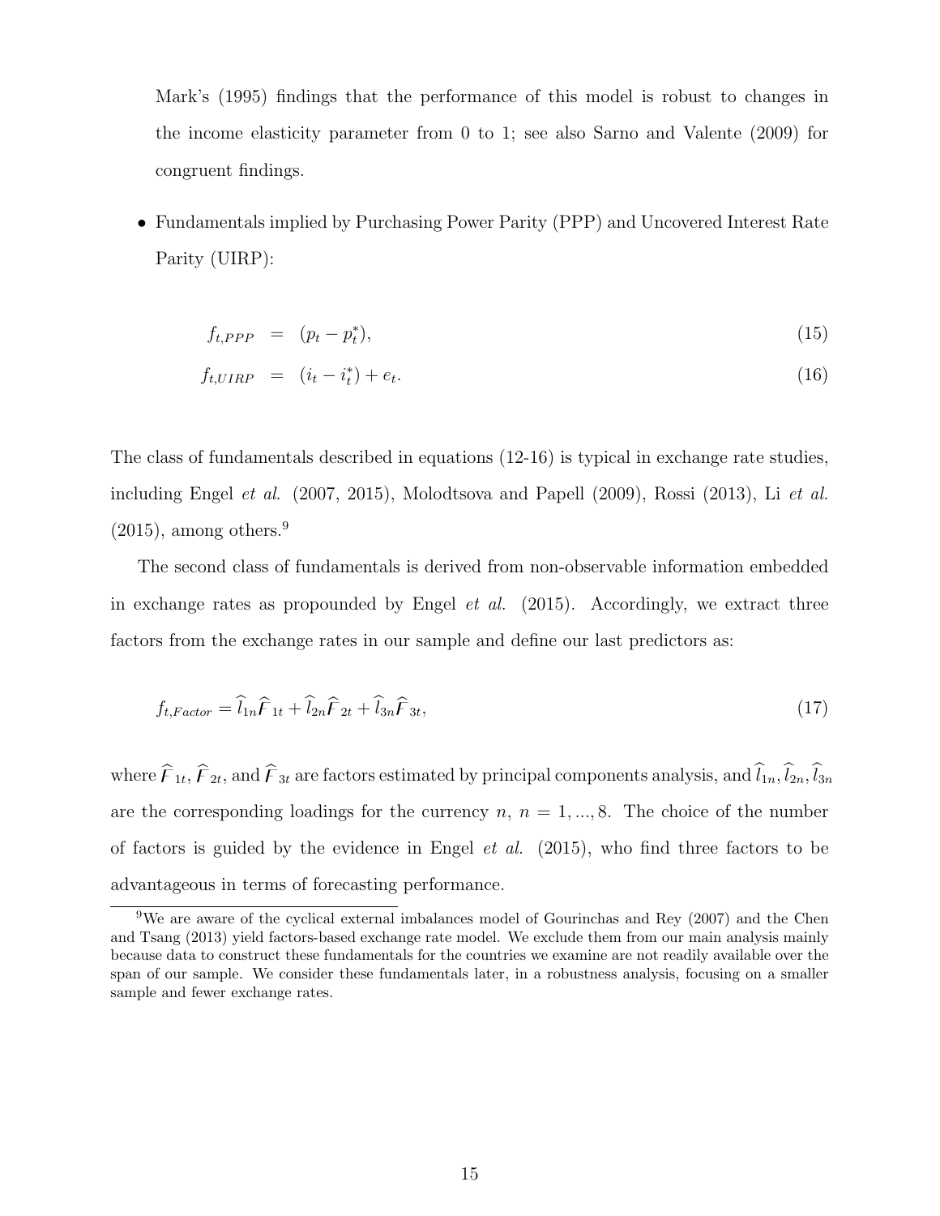Mark's (1995) findings that the performance of this model is robust to changes in the income elasticity parameter from 0 to 1; see also Sarno and Valente (2009) for congruent findings.

- Fundamentals implied by Purchasing Power Parity (PPP) and Uncovered Interest Rate Parity (UIRP):

$$f_{t,PPP} = (p_t - p_t^*), \tag{15}$$

$$f_{t,UIRP} = (i_t - i_t^*) + e_t. \tag{16}$$

The class of fundamentals described in equations (12-16) is typical in exchange rate studies, including Engel *et al.* (2007, 2015), Molodtsova and Papell (2009), Rossi (2013), Li *et al.* (2015), among others.[9]

The second class of fundamentals is derived from non-observable information embedded in exchange rates as propounded by Engel *et al.* (2015). Accordingly, we extract three factors from the exchange rates in our sample and define our last predictors as:

$$f_{t,Factor} = \widehat{l}_{1n}\widehat{F}_{1t} + \widehat{l}_{2n}\widehat{F}_{2t} + \widehat{l}_{3n}\widehat{F}_{3t}, \tag{17}$$

where $\widehat{F}_{1t}$, $\widehat{F}_{2t}$, and $\widehat{F}_{3t}$ are factors estimated by principal components analysis, and $\widehat{l}_{1n}, \widehat{l}_{2n}, \widehat{l}_{3n}$ are the corresponding loadings for the currency $n$, $n = 1, ..., 8$. The choice of the number of factors is guided by the evidence in Engel *et al.* (2015), who find three factors to be advantageous in terms of forecasting performance.

[9] We are aware of the cyclical external imbalances model of Gourinchas and Rey (2007) and the Chen and Tsang (2013) yield factors-based exchange rate model. We exclude them from our main analysis mainly because data to construct these fundamentals for the countries we examine are not readily available over the span of our sample. We consider these fundamentals later, in a robustness analysis, focusing on a smaller sample and fewer exchange rates.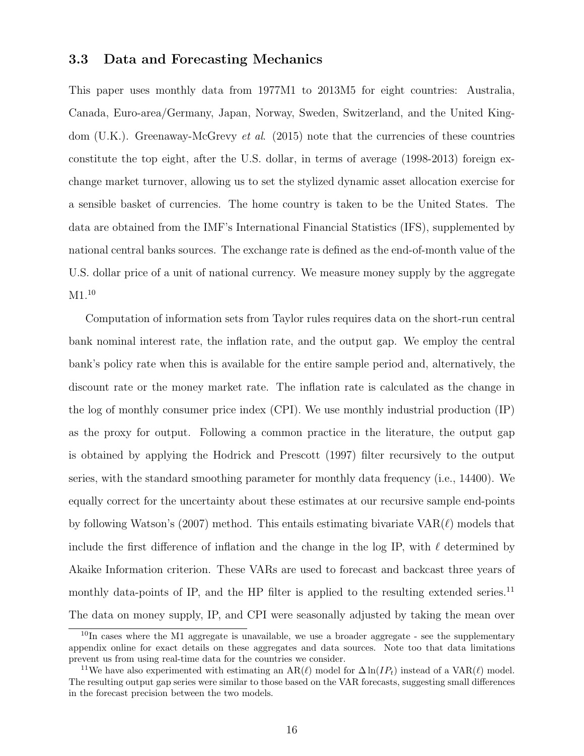### 3.3 Data and Forecasting Mechanics

This paper uses monthly data from 1977M1 to 2013M5 for eight countries: Australia, Canada, Euro-area/Germany, Japan, Norway, Sweden, Switzerland, and the United Kingdom (U.K.). Greenaway-McGrevy *et al*. (2015) note that the currencies of these countries constitute the top eight, after the U.S. dollar, in terms of average (1998-2013) foreign exchange market turnover, allowing us to set the stylized dynamic asset allocation exercise for a sensible basket of currencies. The home country is taken to be the United States. The data are obtained from the IMF's International Financial Statistics (IFS), supplemented by national central banks sources. The exchange rate is defined as the end-of-month value of the U.S. dollar price of a unit of national currency. We measure money supply by the aggregate M1.[10]

Computation of information sets from Taylor rules requires data on the short-run central bank nominal interest rate, the inflation rate, and the output gap. We employ the central bank's policy rate when this is available for the entire sample period and, alternatively, the discount rate or the money market rate. The inflation rate is calculated as the change in the log of monthly consumer price index (CPI). We use monthly industrial production (IP) as the proxy for output. Following a common practice in the literature, the output gap is obtained by applying the Hodrick and Prescott (1997) filter recursively to the output series, with the standard smoothing parameter for monthly data frequency (i.e., 14400). We equally correct for the uncertainty about these estimates at our recursive sample end-points by following Watson's (2007) method. This entails estimating bivariate VAR($\ell$) models that include the first difference of inflation and the change in the log IP, with $\ell$ determined by Akaike Information criterion. These VARs are used to forecast and backcast three years of monthly data-points of IP, and the HP filter is applied to the resulting extended series.[11] The data on money supply, IP, and CPI were seasonally adjusted by taking the mean over

[10] In cases where the M1 aggregate is unavailable, we use a broader aggregate - see the supplementary appendix online for exact details on these aggregates and data sources. Note too that data limitations prevent us from using real-time data for the countries we consider.

[11] We have also experimented with estimating an AR($\ell$) model for $\Delta \ln(IP_t)$ instead of a VAR($\ell$) model. The resulting output gap series were similar to those based on the VAR forecasts, suggesting small differences in the forecast precision between the two models.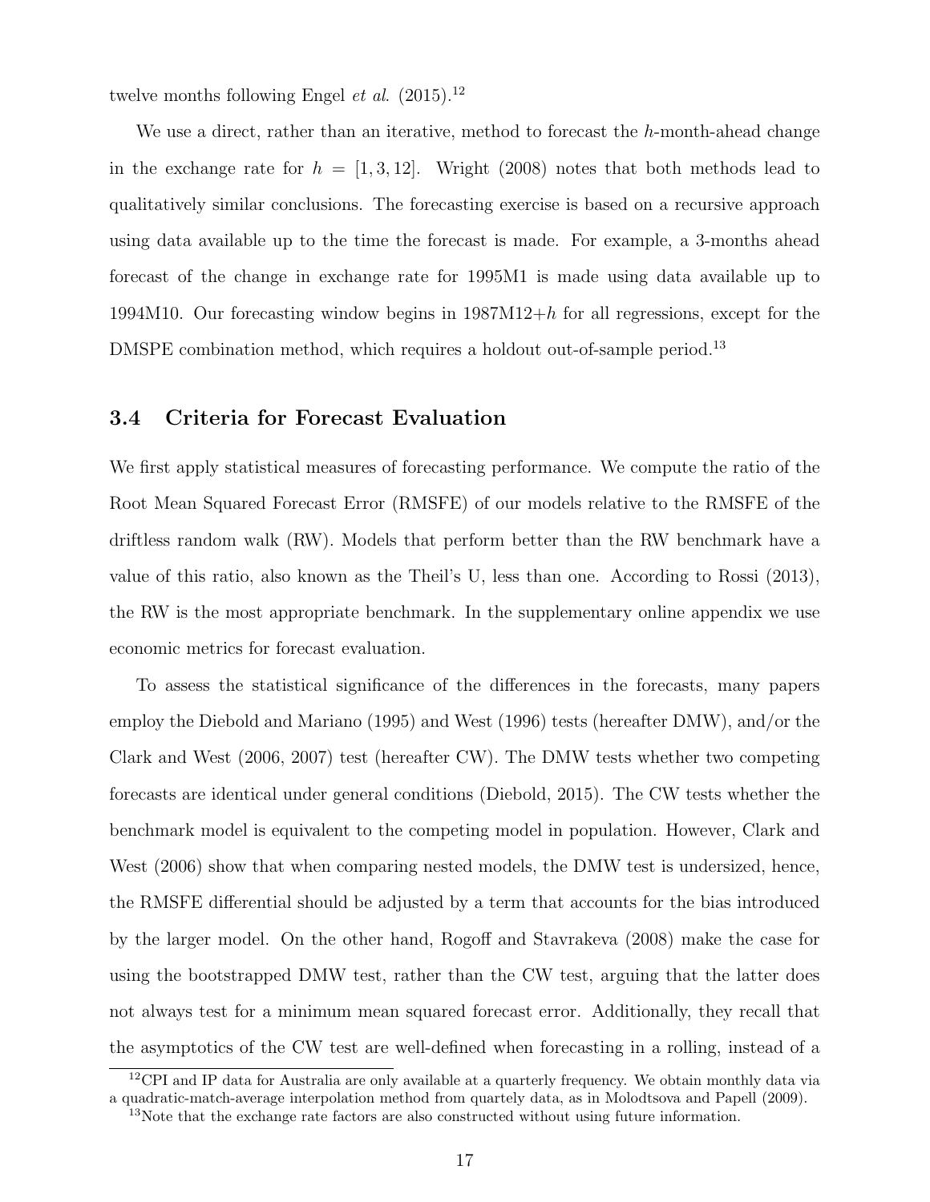twelve months following Engel *et al.* (2015).[12]

We use a direct, rather than an iterative, method to forecast the $h$-month-ahead change in the exchange rate for $h = [1, 3, 12]$. Wright (2008) notes that both methods lead to qualitatively similar conclusions. The forecasting exercise is based on a recursive approach using data available up to the time the forecast is made. For example, a 3-months ahead forecast of the change in exchange rate for 1995M1 is made using data available up to 1994M10. Our forecasting window begins in 1987M12+$h$ for all regressions, except for the DMSPE combination method, which requires a holdout out-of-sample period.[13]

### 3.4 Criteria for Forecast Evaluation

We first apply statistical measures of forecasting performance. We compute the ratio of the Root Mean Squared Forecast Error (RMSFE) of our models relative to the RMSFE of the driftless random walk (RW). Models that perform better than the RW benchmark have a value of this ratio, also known as the Theil's U, less than one. According to Rossi (2013), the RW is the most appropriate benchmark. In the supplementary online appendix we use economic metrics for forecast evaluation.

To assess the statistical significance of the differences in the forecasts, many papers employ the Diebold and Mariano (1995) and West (1996) tests (hereafter DMW), and/or the Clark and West (2006, 2007) test (hereafter CW). The DMW tests whether two competing forecasts are identical under general conditions (Diebold, 2015). The CW tests whether the benchmark model is equivalent to the competing model in population. However, Clark and West (2006) show that when comparing nested models, the DMW test is undersized, hence, the RMSFE differential should be adjusted by a term that accounts for the bias introduced by the larger model. On the other hand, Rogoff and Stavrakeva (2008) make the case for using the bootstrapped DMW test, rather than the CW test, arguing that the latter does not always test for a minimum mean squared forecast error. Additionally, they recall that the asymptotics of the CW test are well-defined when forecasting in a rolling, instead of a

[12] CPI and IP data for Australia are only available at a quarterly frequency. We obtain monthly data via a quadratic-match-average interpolation method from quartely data, as in Molodtsova and Papell (2009).

[13] Note that the exchange rate factors are also constructed without using future information.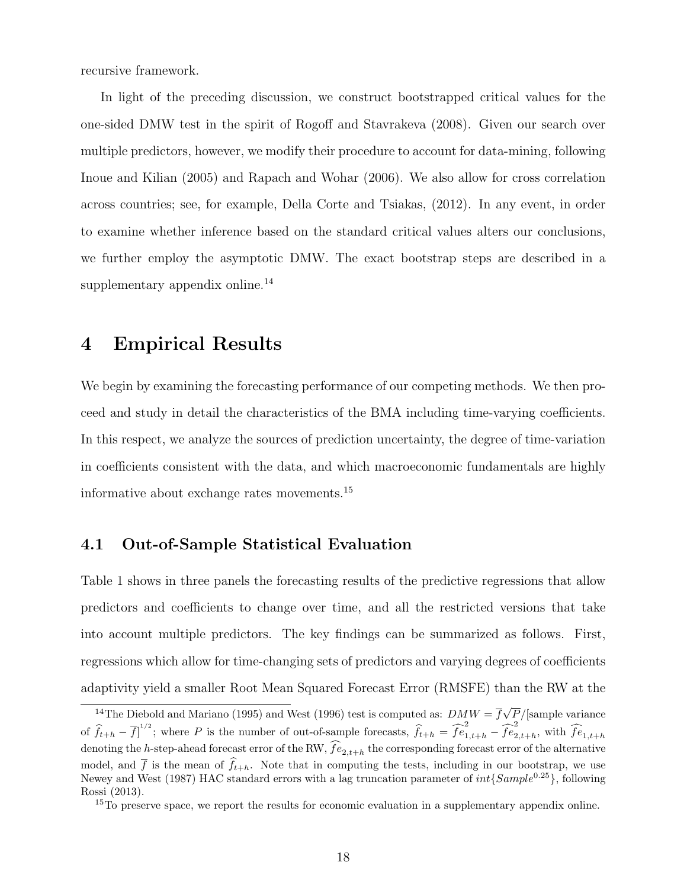recursive framework.

In light of the preceding discussion, we construct bootstrapped critical values for the one-sided DMW test in the spirit of Rogoff and Stavrakeva (2008). Given our search over multiple predictors, however, we modify their procedure to account for data-mining, following Inoue and Kilian (2005) and Rapach and Wohar (2006). We also allow for cross correlation across countries; see, for example, Della Corte and Tsiakas, (2012). In any event, in order to examine whether inference based on the standard critical values alters our conclusions, we further employ the asymptotic DMW. The exact bootstrap steps are described in a supplementary appendix online.[14]

# 4 Empirical Results

We begin by examining the forecasting performance of our competing methods. We then proceed and study in detail the characteristics of the BMA including time-varying coefficients. In this respect, we analyze the sources of prediction uncertainty, the degree of time-variation in coefficients consistent with the data, and which macroeconomic fundamentals are highly informative about exchange rates movements.[15]

## 4.1 Out-of-Sample Statistical Evaluation

Table 1 shows in three panels the forecasting results of the predictive regressions that allow predictors and coefficients to change over time, and all the restricted versions that take into account multiple predictors. The key findings can be summarized as follows. First, regressions which allow for time-changing sets of predictors and varying degrees of coefficients adaptivity yield a smaller Root Mean Squared Forecast Error (RMSFE) than the RW at the

---

[14]The Diebold and Mariano (1995) and West (1996) test is computed as: $DMW = \overline{f}\sqrt{P}/$[sample variance of $\widehat{f}_{t+h} - \overline{f}]^{1/2}$; where $P$ is the number of out-of-sample forecasts, $\widehat{f}_{t+h} = \widehat{fe}^{\,2}_{1,t+h} - \widehat{fe}^{\,2}_{2,t+h}$, with $\widehat{fe}_{1,t+h}$ denoting the $h$-step-ahead forecast error of the RW, $\widehat{fe}_{2,t+h}$ the corresponding forecast error of the alternative model, and $\overline{f}$ is the mean of $\widehat{f}_{t+h}$. Note that in computing the tests, including in our bootstrap, we use Newey and West (1987) HAC standard errors with a lag truncation parameter of $int\{Sample^{0.25}\}$, following Rossi (2013).

[15]To preserve space, we report the results for economic evaluation in a supplementary appendix online.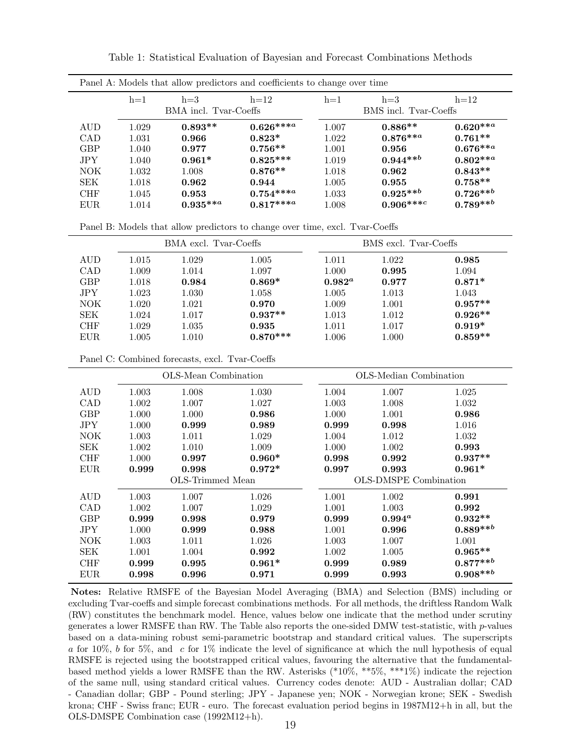Table 1: Statistical Evaluation of Bayesian and Forecast Combinations Methods

| Panel A: Models that allow predictors and coefficients to change over time | | | | | | |
|---|---|---|---|---|---|---|
| | h=1 | h=3 | h=12 | h=1 | h=3 | h=12 |
| | BMA incl. Tvar-Coeffs | | | BMS incl. Tvar-Coeffs | | |
| AUD | 1.029 | **0.893\*\*** | **0.626\*\*\*$^{a}$** | 1.007 | **0.886\*\*** | **0.620\*\*$^{a}$** |
| CAD | 1.031 | **0.966** | **0.823\*** | 1.022 | **0.876\*\*$^{a}$** | **0.761\*\*** |
| GBP | 1.040 | **0.977** | **0.756\*\*** | 1.001 | **0.956** | **0.676\*\*$^{a}$** |
| JPY | 1.040 | **0.961\*** | **0.825\*\*\*** | 1.019 | **0.944\*\*$^{b}$** | **0.802\*\*$^{a}$** |
| NOK | 1.032 | 1.008 | **0.876\*\*** | 1.018 | **0.962** | **0.843\*\*** |
| SEK | 1.018 | **0.962** | **0.944** | 1.005 | **0.955** | **0.758\*\*** |
| CHF | 1.045 | **0.953** | **0.754\*\*\*$^{a}$** | 1.033 | **0.925\*\*$^{b}$** | **0.726\*\*$^{b}$** |
| EUR | 1.014 | **0.935\*\*$^{a}$** | **0.817\*\*\*$^{a}$** | 1.008 | **0.906\*\*\*$^{c}$** | **0.789\*\*$^{b}$** |
| **Panel B: Models that allow predictors to change over time, excl. Tvar-Coeffs** | | | | | | |
| | BMA excl. Tvar-Coeffs | | | BMS excl. Tvar-Coeffs | | |
| AUD | 1.015 | 1.029 | 1.005 | 1.011 | 1.022 | **0.985** |
| CAD | 1.009 | 1.014 | 1.097 | 1.000 | **0.995** | 1.094 |
| GBP | 1.018 | **0.984** | **0.869\*** | **0.982$^{a}$** | **0.977** | **0.871\*** |
| JPY | 1.023 | 1.030 | 1.058 | 1.005 | 1.013 | 1.043 |
| NOK | 1.020 | 1.021 | **0.970** | 1.009 | 1.001 | **0.957\*\*** |
| SEK | 1.024 | 1.017 | **0.937\*\*** | 1.013 | 1.012 | **0.926\*\*** |
| CHF | 1.029 | 1.035 | **0.935** | 1.011 | 1.017 | **0.919\*** |
| EUR | 1.005 | 1.010 | **0.870\*\*\*** | 1.006 | 1.000 | **0.859\*\*** |
| **Panel C: Combined forecasts, excl. Tvar-Coeffs** | | | | | | |
| | OLS-Mean Combination | | | OLS-Median Combination | | |
| AUD | 1.003 | 1.008 | 1.030 | 1.004 | 1.007 | 1.025 |
| CAD | 1.002 | 1.007 | 1.027 | 1.003 | 1.008 | 1.032 |
| GBP | 1.000 | 1.000 | **0.986** | 1.000 | 1.001 | **0.986** |
| JPY | 1.000 | **0.999** | **0.989** | **0.999** | **0.998** | 1.016 |
| NOK | 1.003 | 1.011 | 1.029 | 1.004 | 1.012 | 1.032 |
| SEK | 1.002 | 1.010 | 1.009 | 1.000 | 1.002 | **0.993** |
| CHF | 1.000 | **0.997** | **0.960\*** | **0.998** | **0.992** | **0.937\*\*** |
| EUR | **0.999** | **0.998** | **0.972\*** | **0.997** | **0.993** | **0.961\*** |
| | OLS-Trimmed Mean | | | OLS-DMSPE Combination | | |
| AUD | 1.003 | 1.007 | 1.026 | 1.001 | 1.002 | **0.991** |
| CAD | 1.002 | 1.007 | 1.029 | 1.001 | 1.003 | **0.992** |
| GBP | **0.999** | **0.998** | **0.979** | **0.999** | **0.994$^{a}$** | **0.932\*\*** |
| JPY | 1.000 | **0.999** | **0.988** | 1.001 | **0.996** | **0.889\*\*$^{b}$** |
| NOK | 1.003 | 1.011 | 1.026 | 1.003 | 1.007 | 1.001 |
| SEK | 1.001 | 1.004 | **0.992** | 1.002 | 1.005 | **0.965\*\*** |
| CHF | **0.999** | **0.995** | **0.961\*** | **0.999** | **0.989** | **0.877\*\*$^{b}$** |
| EUR | **0.998** | **0.996** | **0.971** | **0.999** | **0.993** | **0.908\*\*$^{b}$** |

**Notes:** Relative RMSFE of the Bayesian Model Averaging (BMA) and Selection (BMS) including or excluding Tvar-coeffs and simple forecast combinations methods. For all methods, the driftless Random Walk (RW) constitutes the benchmark model. Hence, values below one indicate that the method under scrutiny generates a lower RMSFE than RW. The Table also reports the one-sided DMW test-statistic, with $p$-values based on a data-mining robust semi-parametric bootstrap and standard critical values. The superscripts $a$ for 10%, $b$ for 5%, and $c$ for 1% indicate the level of significance at which the null hypothesis of equal RMSFE is rejected using the bootstrapped critical values, favouring the alternative that the fundamental-based method yields a lower RMSFE than the RW. Asterisks (*10%, **5%, ***1%) indicate the rejection of the same null, using standard critical values. Currency codes denote: AUD - Australian dollar; CAD - Canadian dollar; GBP - Pound sterling; JPY - Japanese yen; NOK - Norwegian krone; SEK - Swedish krona; CHF - Swiss franc; EUR - euro. The forecast evaluation period begins in 1987M12+h in all, but the OLS-DMSPE Combination case (1992M12+h).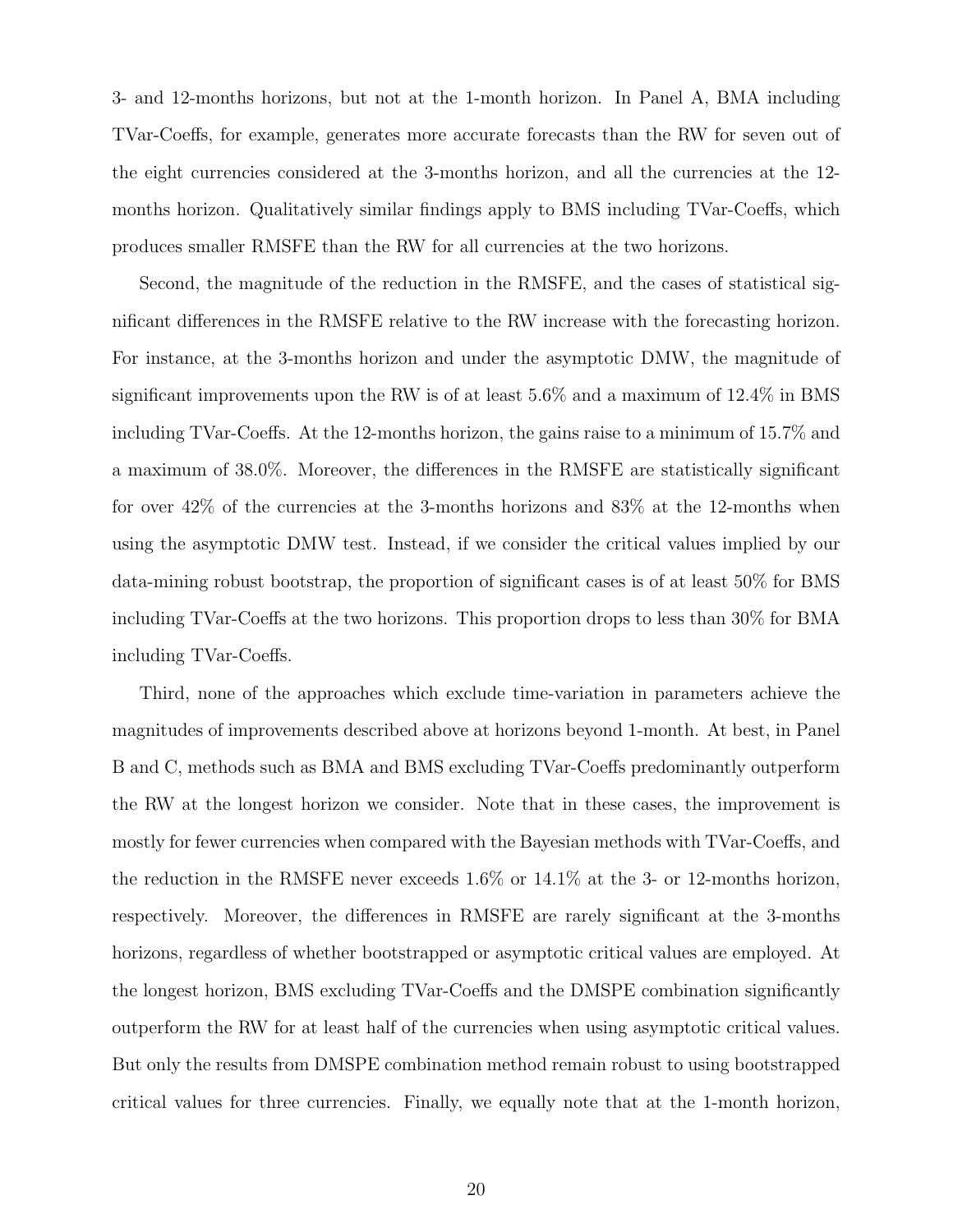3- and 12-months horizons, but not at the 1-month horizon. In Panel A, BMA including TVar-Coeffs, for example, generates more accurate forecasts than the RW for seven out of the eight currencies considered at the 3-months horizon, and all the currencies at the 12-months horizon. Qualitatively similar findings apply to BMS including TVar-Coeffs, which produces smaller RMSFE than the RW for all currencies at the two horizons.

Second, the magnitude of the reduction in the RMSFE, and the cases of statistical significant differences in the RMSFE relative to the RW increase with the forecasting horizon. For instance, at the 3-months horizon and under the asymptotic DMW, the magnitude of significant improvements upon the RW is of at least 5.6% and a maximum of 12.4% in BMS including TVar-Coeffs. At the 12-months horizon, the gains raise to a minimum of 15.7% and a maximum of 38.0%. Moreover, the differences in the RMSFE are statistically significant for over 42% of the currencies at the 3-months horizons and 83% at the 12-months when using the asymptotic DMW test. Instead, if we consider the critical values implied by our data-mining robust bootstrap, the proportion of significant cases is of at least 50% for BMS including TVar-Coeffs at the two horizons. This proportion drops to less than 30% for BMA including TVar-Coeffs.

Third, none of the approaches which exclude time-variation in parameters achieve the magnitudes of improvements described above at horizons beyond 1-month. At best, in Panel B and C, methods such as BMA and BMS excluding TVar-Coeffs predominantly outperform the RW at the longest horizon we consider. Note that in these cases, the improvement is mostly for fewer currencies when compared with the Bayesian methods with TVar-Coeffs, and the reduction in the RMSFE never exceeds 1.6% or 14.1% at the 3- or 12-months horizon, respectively. Moreover, the differences in RMSFE are rarely significant at the 3-months horizons, regardless of whether bootstrapped or asymptotic critical values are employed. At the longest horizon, BMS excluding TVar-Coeffs and the DMSPE combination significantly outperform the RW for at least half of the currencies when using asymptotic critical values. But only the results from DMSPE combination method remain robust to using bootstrapped critical values for three currencies. Finally, we equally note that at the 1-month horizon,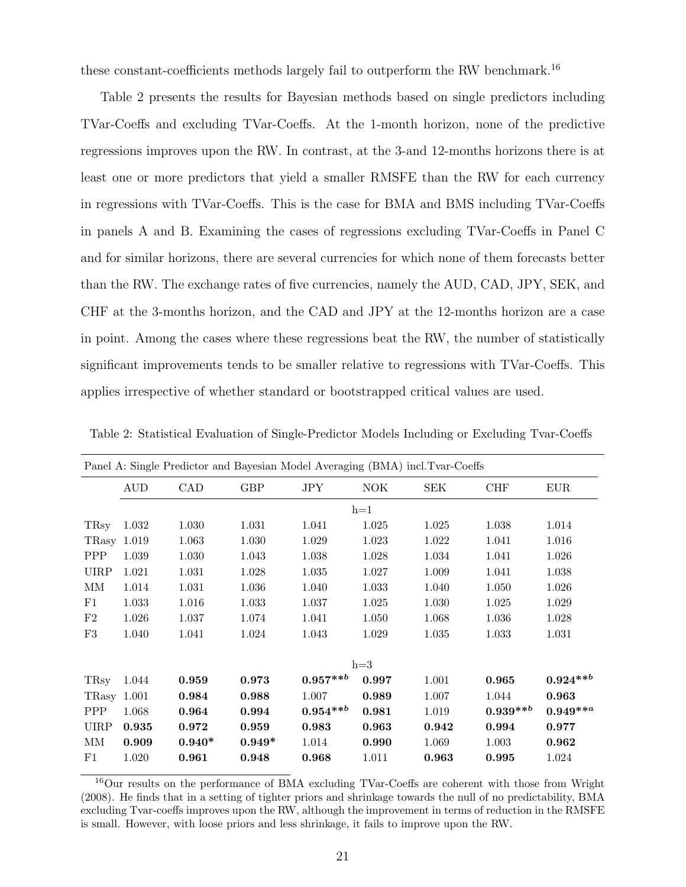these constant-coefficients methods largely fail to outperform the RW benchmark.[16]

Table 2 presents the results for Bayesian methods based on single predictors including TVar-Coeffs and excluding TVar-Coeffs. At the 1-month horizon, none of the predictive regressions improves upon the RW. In contrast, at the 3-and 12-months horizons there is at least one or more predictors that yield a smaller RMSFE than the RW for each currency in regressions with TVar-Coeffs. This is the case for BMA and BMS including TVar-Coeffs in panels A and B. Examining the cases of regressions excluding TVar-Coeffs in Panel C and for similar horizons, there are several currencies for which none of them forecasts better than the RW. The exchange rates of five currencies, namely the AUD, CAD, JPY, SEK, and CHF at the 3-months horizon, and the CAD and JPY at the 12-months horizon are a case in point. Among the cases where these regressions beat the RW, the number of statistically significant improvements tends to be smaller relative to regressions with TVar-Coeffs. This applies irrespective of whether standard or bootstrapped critical values are used.

Table 2: Statistical Evaluation of Single-Predictor Models Including or Excluding Tvar-Coeffs

| Panel A: Single Predictor and Bayesian Model Averaging (BMA) incl.Tvar-Coeffs | | | | | | | | |
|---|---|---|---|---|---|---|---|---|
| | AUD | CAD | GBP | JPY | NOK | SEK | CHF | EUR |
| | | | | h=1 | | | | |
| TRsy | 1.032 | 1.030 | 1.031 | 1.041 | 1.025 | 1.025 | 1.038 | 1.014 |
| TRasy | 1.019 | 1.063 | 1.030 | 1.029 | 1.023 | 1.022 | 1.041 | 1.016 |
| PPP | 1.039 | 1.030 | 1.043 | 1.038 | 1.028 | 1.034 | 1.041 | 1.026 |
| UIRP | 1.021 | 1.031 | 1.028 | 1.035 | 1.027 | 1.009 | 1.041 | 1.038 |
| MM | 1.014 | 1.031 | 1.036 | 1.040 | 1.033 | 1.040 | 1.050 | 1.026 |
| F1 | 1.033 | 1.016 | 1.033 | 1.037 | 1.025 | 1.030 | 1.025 | 1.029 |
| F2 | 1.026 | 1.037 | 1.074 | 1.041 | 1.050 | 1.068 | 1.036 | 1.028 |
| F3 | 1.040 | 1.041 | 1.024 | 1.043 | 1.029 | 1.035 | 1.033 | 1.031 |
| | | | | h=3 | | | | |
| TRsy | 1.044 | **0.959** | **0.973** | **0.957**$^{**b}$ | **0.997** | 1.001 | **0.965** | **0.924**$^{**b}$ |
| TRasy | 1.001 | **0.984** | **0.988** | 1.007 | **0.989** | 1.007 | 1.044 | **0.963** |
| PPP | 1.068 | **0.964** | **0.994** | **0.954**$^{**b}$ | **0.981** | 1.019 | **0.939**$^{**b}$ | **0.949**$^{**a}$ |
| UIRP | **0.935** | **0.972** | **0.959** | **0.983** | **0.963** | **0.942** | **0.994** | **0.977** |
| MM | **0.909** | **0.940***  | **0.949*** | 1.014 | **0.990** | 1.069 | 1.003 | **0.962** |
| F1 | 1.020 | **0.961** | **0.948** | **0.968** | 1.011 | **0.963** | **0.995** | 1.024 |

[16]Our results on the performance of BMA excluding TVar-Coeffs are coherent with those from Wright (2008). He finds that in a setting of tighter priors and shrinkage towards the null of no predictability, BMA excluding Tvar-coeffs improves upon the RW, although the improvement in terms of reduction in the RMSFE is small. However, with loose priors and less shrinkage, it fails to improve upon the RW.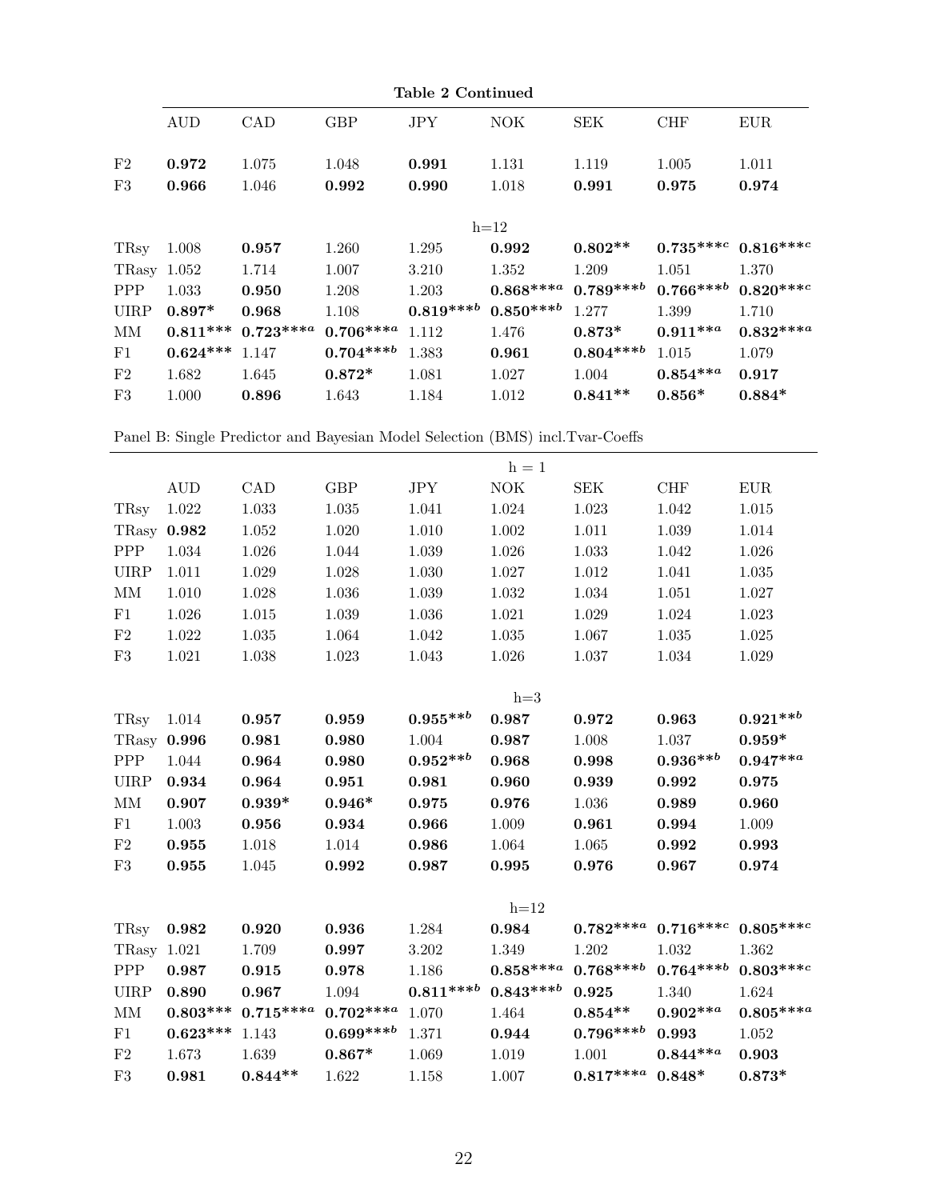**Table 2 Continued**

| | AUD | CAD | GBP | JPY | NOK | SEK | CHF | EUR |
|---|---|---|---|---|---|---|---|---|
| F2 | **0.972** | 1.075 | 1.048 | **0.991** | 1.131 | 1.119 | 1.005 | 1.011 |
| F3 | **0.966** | 1.046 | **0.992** | **0.990** | 1.018 | **0.991** | **0.975** | **0.974** |
| | | | | | h=12 | | | |
| TRsy | 1.008 | **0.957** | 1.260 | 1.295 | **0.992** | **0.802\*\*** | **0.735\*\*\***$^{c}$ | **0.816\*\*\***$^{c}$ |
| TRasy | 1.052 | 1.714 | 1.007 | 3.210 | 1.352 | 1.209 | 1.051 | 1.370 |
| PPP | 1.033 | **0.950** | 1.208 | 1.203 | **0.868\*\*\***$^{a}$ | **0.789\*\*\***$^{b}$ | **0.766\*\*\***$^{b}$ | **0.820\*\*\***$^{c}$ |
| UIRP | **0.897\*** | **0.968** | 1.108 | **0.819\*\*\***$^{b}$ | **0.850\*\*\***$^{b}$ | 1.277 | 1.399 | 1.710 |
| MM | **0.811\*\*\*** | **0.723\*\*\***$^{a}$ | **0.706\*\*\***$^{a}$ | 1.112 | 1.476 | **0.873\*** | **0.911\*\***$^{a}$ | **0.832\*\*\***$^{a}$ |
| F1 | **0.624\*\*\*** | 1.147 | **0.704\*\*\***$^{b}$ | 1.383 | **0.961** | **0.804\*\*\***$^{b}$ | 1.015 | 1.079 |
| F2 | 1.682 | 1.645 | **0.872\*** | 1.081 | 1.027 | 1.004 | **0.854\*\***$^{a}$ | **0.917** |
| F3 | 1.000 | **0.896** | 1.643 | 1.184 | 1.012 | **0.841\*\*** | **0.856\*** | **0.884\*** |

Panel B: Single Predictor and Bayesian Model Selection (BMS) incl.Tvar-Coeffs

| | AUD | CAD | GBP | JPY | NOK | SEK | CHF | EUR |
|---|---|---|---|---|---|---|---|---|
| | | | | | h = 1 | | | |
| TRsy | 1.022 | 1.033 | 1.035 | 1.041 | 1.024 | 1.023 | 1.042 | 1.015 |
| TRasy | **0.982** | 1.052 | 1.020 | 1.010 | 1.002 | 1.011 | 1.039 | 1.014 |
| PPP | 1.034 | 1.026 | 1.044 | 1.039 | 1.026 | 1.033 | 1.042 | 1.026 |
| UIRP | 1.011 | 1.029 | 1.028 | 1.030 | 1.027 | 1.012 | 1.041 | 1.035 |
| MM | 1.010 | 1.028 | 1.036 | 1.039 | 1.032 | 1.034 | 1.051 | 1.027 |
| F1 | 1.026 | 1.015 | 1.039 | 1.036 | 1.021 | 1.029 | 1.024 | 1.023 |
| F2 | 1.022 | 1.035 | 1.064 | 1.042 | 1.035 | 1.067 | 1.035 | 1.025 |
| F3 | 1.021 | 1.038 | 1.023 | 1.043 | 1.026 | 1.037 | 1.034 | 1.029 |
| | | | | | h=3 | | | |
| TRsy | 1.014 | **0.957** | **0.959** | **0.955\*\***$^{b}$ | **0.987** | **0.972** | **0.963** | **0.921\*\***$^{b}$ |
| TRasy | **0.996** | **0.981** | **0.980** | 1.004 | **0.987** | 1.008 | 1.037 | **0.959\*** |
| PPP | 1.044 | **0.964** | **0.980** | **0.952\*\***$^{b}$ | **0.968** | **0.998** | **0.936\*\***$^{b}$ | **0.947\*\***$^{a}$ |
| UIRP | **0.934** | **0.964** | **0.951** | **0.981** | **0.960** | **0.939** | **0.992** | **0.975** |
| MM | **0.907** | **0.939\*** | **0.946\*** | **0.975** | **0.976** | 1.036 | **0.989** | **0.960** |
| F1 | 1.003 | **0.956** | **0.934** | **0.966** | 1.009 | **0.961** | **0.994** | 1.009 |
| F2 | **0.955** | 1.018 | 1.014 | **0.986** | 1.064 | 1.065 | **0.992** | **0.993** |
| F3 | **0.955** | 1.045 | **0.992** | **0.987** | **0.995** | **0.976** | **0.967** | **0.974** |
| | | | | | h=12 | | | |
| TRsy | **0.982** | **0.920** | **0.936** | 1.284 | **0.984** | **0.782\*\*\***$^{a}$ | **0.716\*\*\***$^{c}$ | **0.805\*\*\***$^{c}$ |
| TRasy | 1.021 | 1.709 | **0.997** | 3.202 | 1.349 | 1.202 | 1.032 | 1.362 |
| PPP | **0.987** | **0.915** | **0.978** | 1.186 | **0.858\*\*\***$^{a}$ | **0.768\*\*\***$^{b}$ | **0.764\*\*\***$^{b}$ | **0.803\*\*\***$^{c}$ |
| UIRP | **0.890** | **0.967** | 1.094 | **0.811\*\*\***$^{b}$ | **0.843\*\*\***$^{b}$ | **0.925** | 1.340 | 1.624 |
| MM | **0.803\*\*\*** | **0.715\*\*\***$^{a}$ | **0.702\*\*\***$^{a}$ | 1.070 | 1.464 | **0.854\*\*** | **0.902\*\***$^{a}$ | **0.805\*\*\***$^{a}$ |
| F1 | **0.623\*\*\*** | 1.143 | **0.699\*\*\***$^{b}$ | 1.371 | **0.944** | **0.796\*\*\***$^{b}$ | **0.993** | 1.052 |
| F2 | 1.673 | 1.639 | **0.867\*** | 1.069 | 1.019 | 1.001 | **0.844\*\***$^{a}$ | **0.903** |
| F3 | **0.981** | **0.844\*\*** | 1.622 | 1.158 | 1.007 | **0.817\*\*\***$^{a}$ | **0.848\*** | **0.873\*** |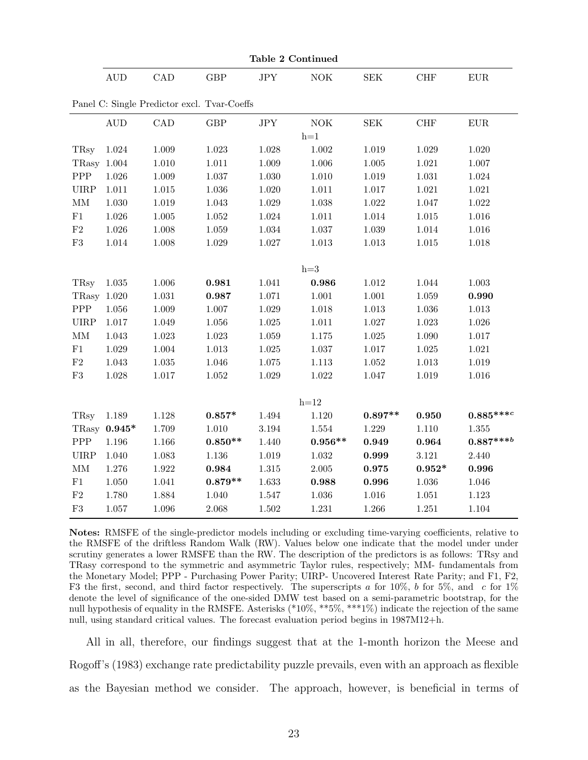**Table 2 Continued**

| | AUD | CAD | GBP | JPY | NOK | SEK | CHF | EUR |
|---|---|---|---|---|---|---|---|---|
| Panel C: Single Predictor excl. Tvar-Coeffs | | | | | | | | |
| | **h=1** | | | | | | | |
| TRsy | 1.024 | 1.009 | 1.023 | 1.028 | 1.002 | 1.019 | 1.029 | 1.020 |
| TRasy | 1.004 | 1.010 | 1.011 | 1.009 | 1.006 | 1.005 | 1.021 | 1.007 |
| PPP | 1.026 | 1.009 | 1.037 | 1.030 | 1.010 | 1.019 | 1.031 | 1.024 |
| UIRP | 1.011 | 1.015 | 1.036 | 1.020 | 1.011 | 1.017 | 1.021 | 1.021 |
| MM | 1.030 | 1.019 | 1.043 | 1.029 | 1.038 | 1.022 | 1.047 | 1.022 |
| F1 | 1.026 | 1.005 | 1.052 | 1.024 | 1.011 | 1.014 | 1.015 | 1.016 |
| F2 | 1.026 | 1.008 | 1.059 | 1.034 | 1.037 | 1.039 | 1.014 | 1.016 |
| F3 | 1.014 | 1.008 | 1.029 | 1.027 | 1.013 | 1.013 | 1.015 | 1.018 |
| | **h=3** | | | | | | | |
| TRsy | 1.035 | 1.006 | **0.981** | 1.041 | **0.986** | 1.012 | 1.044 | 1.003 |
| TRasy | 1.020 | 1.031 | **0.987** | 1.071 | 1.001 | 1.001 | 1.059 | **0.990** |
| PPP | 1.056 | 1.009 | 1.007 | 1.029 | 1.018 | 1.013 | 1.036 | 1.013 |
| UIRP | 1.017 | 1.049 | 1.056 | 1.025 | 1.011 | 1.027 | 1.023 | 1.026 |
| MM | 1.043 | 1.023 | 1.023 | 1.059 | 1.175 | 1.025 | 1.090 | 1.017 |
| F1 | 1.029 | 1.004 | 1.013 | 1.025 | 1.037 | 1.017 | 1.025 | 1.021 |
| F2 | 1.043 | 1.035 | 1.046 | 1.075 | 1.113 | 1.052 | 1.013 | 1.019 |
| F3 | 1.028 | 1.017 | 1.052 | 1.029 | 1.022 | 1.047 | 1.019 | 1.016 |
| | **h=12** | | | | | | | |
| TRsy | 1.189 | 1.128 | **0.857***\* | 1.494 | 1.120 | **0.897**\*\* | **0.950** | **0.885**\*\*\*$^{c}$ |
| TRasy | **0.945**\* | 1.709 | 1.010 | 3.194 | 1.554 | 1.229 | 1.110 | 1.355 |
| PPP | 1.196 | 1.166 | **0.850**\*\* | 1.440 | **0.956**\*\* | **0.949** | **0.964** | **0.887**\*\*\*$^{b}$ |
| UIRP | 1.040 | 1.083 | 1.136 | 1.019 | 1.032 | **0.999** | 3.121 | 2.440 |
| MM | 1.276 | 1.922 | **0.984** | 1.315 | 2.005 | **0.975** | **0.952**\* | **0.996** |
| F1 | 1.050 | 1.041 | **0.879**\*\* | 1.633 | **0.988** | **0.996** | 1.036 | 1.046 |
| F2 | 1.780 | 1.884 | 1.040 | 1.547 | 1.036 | 1.016 | 1.051 | 1.123 |
| F3 | 1.057 | 1.096 | 2.068 | 1.502 | 1.231 | 1.266 | 1.251 | 1.104 |

**Notes:** RMSFE of the single-predictor models including or excluding time-varying coefficients, relative to the RMSFE of the driftless Random Walk (RW). Values below one indicate that the model under under scrutiny generates a lower RMSFE than the RW. The description of the predictors is as follows: TRsy and TRasy correspond to the symmetric and asymmetric Taylor rules, respectively; MM- fundamentals from the Monetary Model; PPP - Purchasing Power Parity; UIRP- Uncovered Interest Rate Parity; and F1, F2, F3 the first, second, and third factor respectively. The superscripts *a* for 10%, *b* for 5%, and *c* for 1% denote the level of significance of the one-sided DMW test based on a semi-parametric bootstrap, for the null hypothesis of equality in the RMSFE. Asterisks (*10%, **5%, ***1%) indicate the rejection of the same null, using standard critical values. The forecast evaluation period begins in 1987M12+h.

All in all, therefore, our findings suggest that at the 1-month horizon the Meese and Rogoff's (1983) exchange rate predictability puzzle prevails, even with an approach as flexible as the Bayesian method we consider. The approach, however, is beneficial in terms of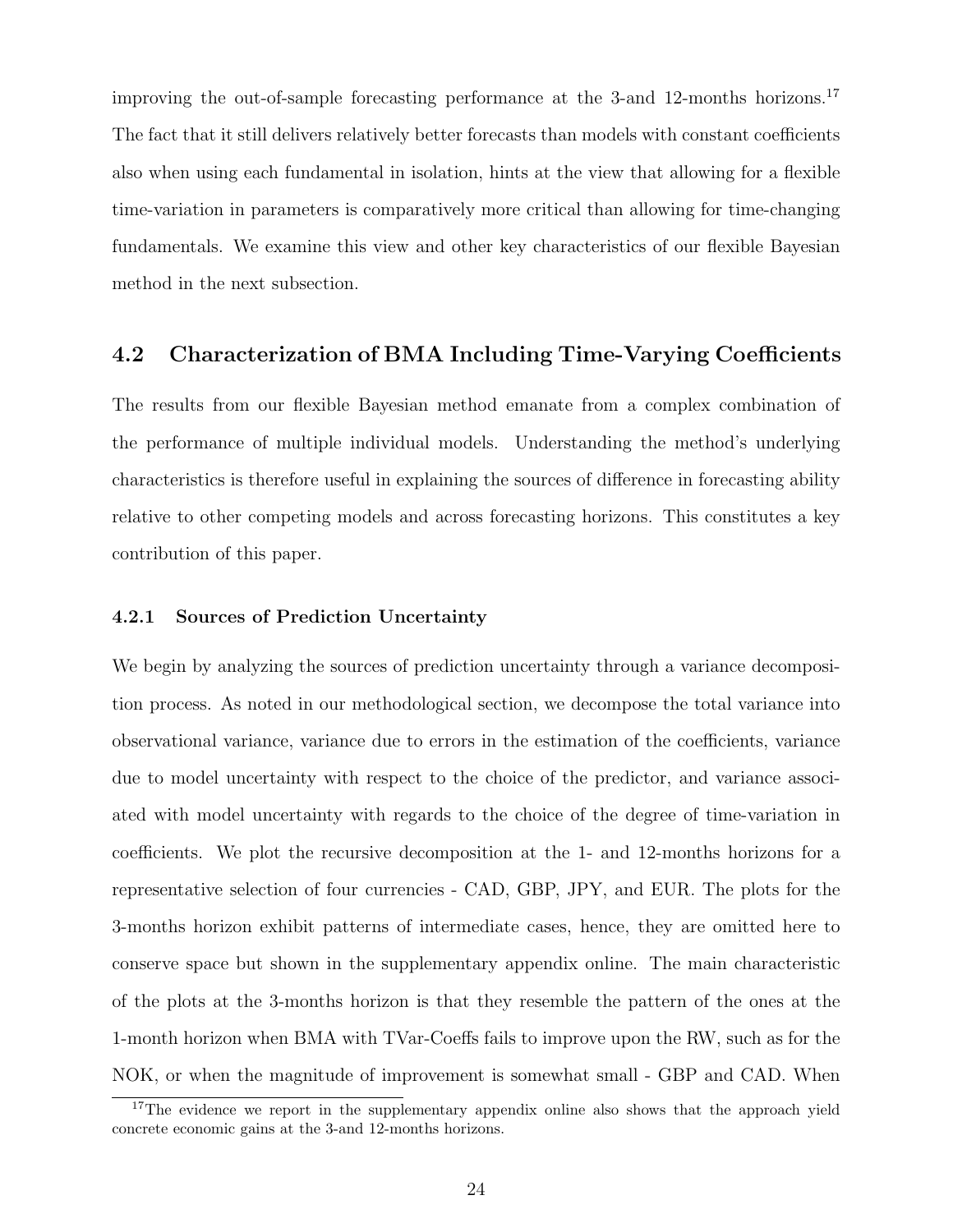improving the out-of-sample forecasting performance at the 3-and 12-months horizons.[17] The fact that it still delivers relatively better forecasts than models with constant coefficients also when using each fundamental in isolation, hints at the view that allowing for a flexible time-variation in parameters is comparatively more critical than allowing for time-changing fundamentals. We examine this view and other key characteristics of our flexible Bayesian method in the next subsection.

## 4.2 Characterization of BMA Including Time-Varying Coefficients

The results from our flexible Bayesian method emanate from a complex combination of the performance of multiple individual models. Understanding the method's underlying characteristics is therefore useful in explaining the sources of difference in forecasting ability relative to other competing models and across forecasting horizons. This constitutes a key contribution of this paper.

### 4.2.1 Sources of Prediction Uncertainty

We begin by analyzing the sources of prediction uncertainty through a variance decomposition process. As noted in our methodological section, we decompose the total variance into observational variance, variance due to errors in the estimation of the coefficients, variance due to model uncertainty with respect to the choice of the predictor, and variance associated with model uncertainty with regards to the choice of the degree of time-variation in coefficients. We plot the recursive decomposition at the 1- and 12-months horizons for a representative selection of four currencies - CAD, GBP, JPY, and EUR. The plots for the 3-months horizon exhibit patterns of intermediate cases, hence, they are omitted here to conserve space but shown in the supplementary appendix online. The main characteristic of the plots at the 3-months horizon is that they resemble the pattern of the ones at the 1-month horizon when BMA with TVar-Coeffs fails to improve upon the RW, such as for the NOK, or when the magnitude of improvement is somewhat small - GBP and CAD. When

[17] The evidence we report in the supplementary appendix online also shows that the approach yield concrete economic gains at the 3-and 12-months horizons.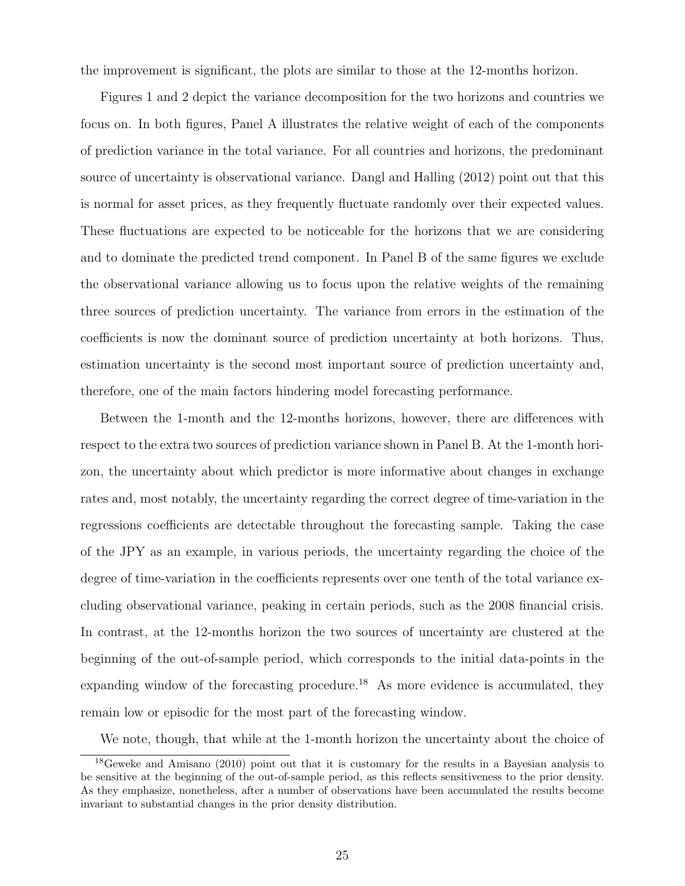the improvement is significant, the plots are similar to those at the 12-months horizon.

Figures 1 and 2 depict the variance decomposition for the two horizons and countries we focus on. In both figures, Panel A illustrates the relative weight of each of the components of prediction variance in the total variance. For all countries and horizons, the predominant source of uncertainty is observational variance. Dangl and Halling (2012) point out that this is normal for asset prices, as they frequently fluctuate randomly over their expected values. These fluctuations are expected to be noticeable for the horizons that we are considering and to dominate the predicted trend component. In Panel B of the same figures we exclude the observational variance allowing us to focus upon the relative weights of the remaining three sources of prediction uncertainty. The variance from errors in the estimation of the coefficients is now the dominant source of prediction uncertainty at both horizons. Thus, estimation uncertainty is the second most important source of prediction uncertainty and, therefore, one of the main factors hindering model forecasting performance.

Between the 1-month and the 12-months horizons, however, there are differences with respect to the extra two sources of prediction variance shown in Panel B. At the 1-month horizon, the uncertainty about which predictor is more informative about changes in exchange rates and, most notably, the uncertainty regarding the correct degree of time-variation in the regressions coefficients are detectable throughout the forecasting sample. Taking the case of the JPY as an example, in various periods, the uncertainty regarding the choice of the degree of time-variation in the coefficients represents over one tenth of the total variance excluding observational variance, peaking in certain periods, such as the 2008 financial crisis. In contrast, at the 12-months horizon the two sources of uncertainty are clustered at the beginning of the out-of-sample period, which corresponds to the initial data-points in the expanding window of the forecasting procedure.[18] As more evidence is accumulated, they remain low or episodic for the most part of the forecasting window.

We note, though, that while at the 1-month horizon the uncertainty about the choice of

[18] Geweke and Amisano (2010) point out that it is customary for the results in a Bayesian analysis to be sensitive at the beginning of the out-of-sample period, as this reflects sensitiveness to the prior density. As they emphasize, nonetheless, after a number of observations have been accumulated the results become invariant to substantial changes in the prior density distribution.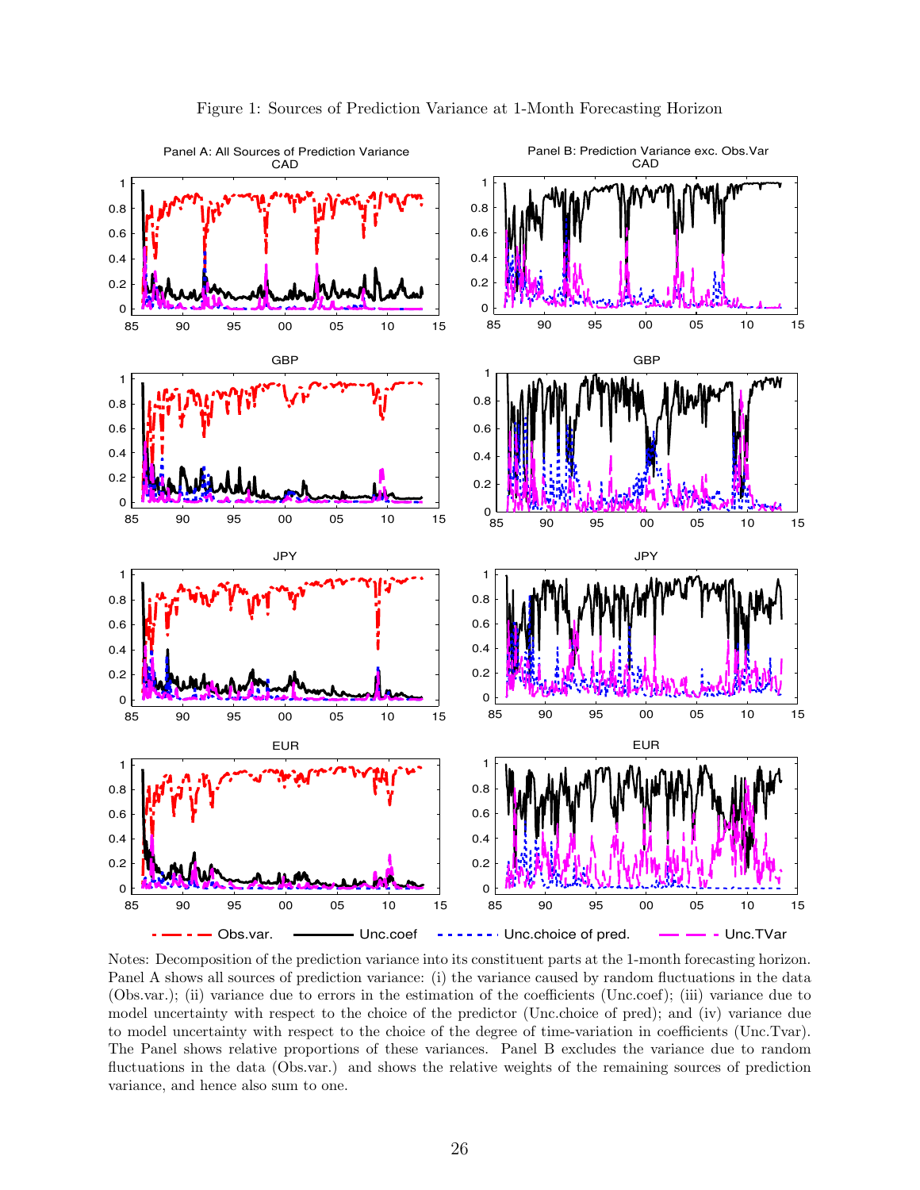Figure 1: Sources of Prediction Variance at 1-Month Forecasting Horizon

Notes: Decomposition of the prediction variance into its constituent parts at the 1-month forecasting horizon. Panel A shows all sources of prediction variance: (i) the variance caused by random fluctuations in the data (Obs.var.); (ii) variance due to errors in the estimation of the coefficients (Unc.coef); (iii) variance due to model uncertainty with respect to the choice of the predictor (Unc.choice of pred); and (iv) variance due to model uncertainty with respect to the choice of the degree of time-variation in coefficients (Unc.Tvar). The Panel shows relative proportions of these variances. Panel B excludes the variance due to random fluctuations in the data (Obs.var.) and shows the relative weights of the remaining sources of prediction variance, and hence also sum to one.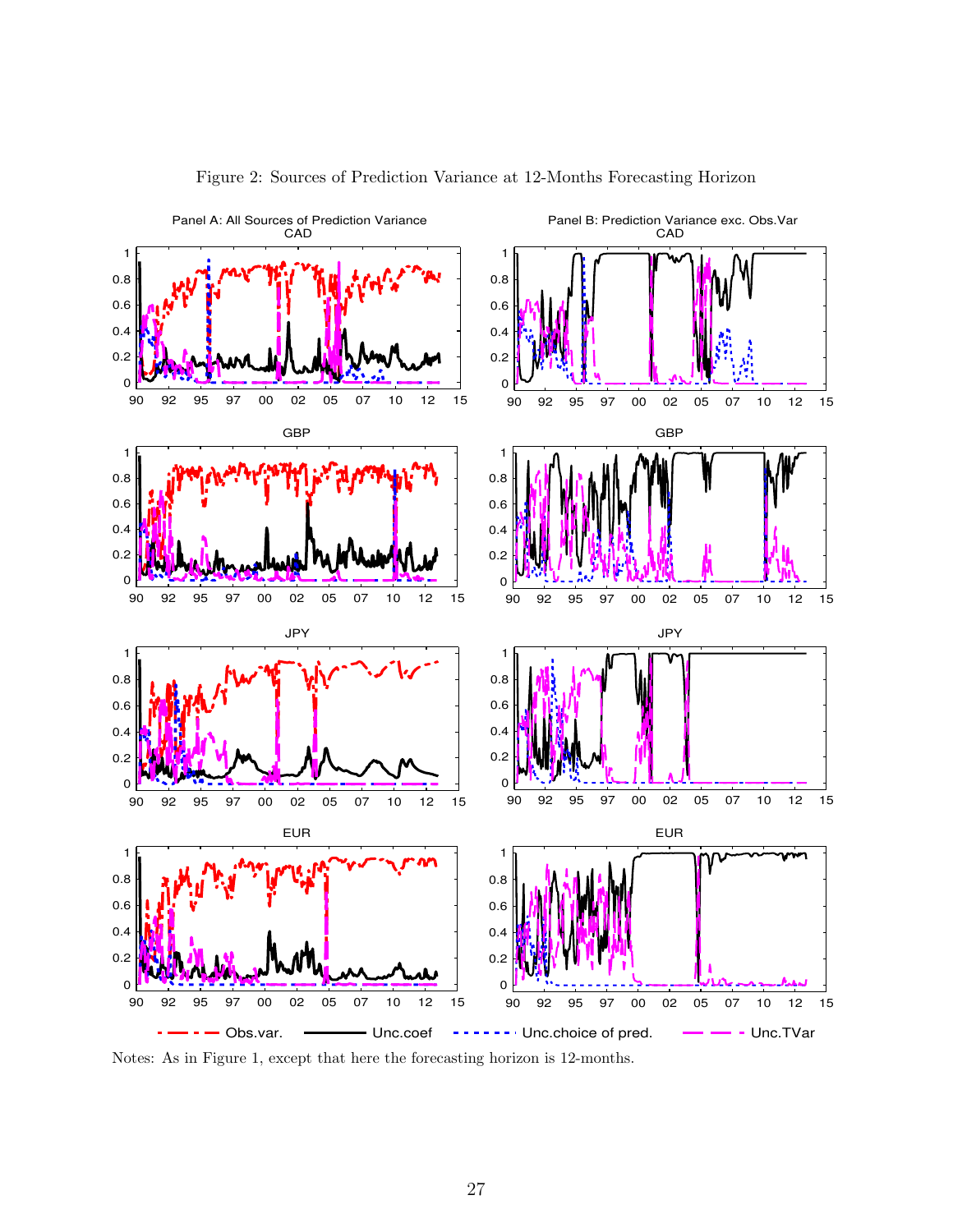Figure 2: Sources of Prediction Variance at 12-Months Forecasting Horizon

Notes: As in Figure 1, except that here the forecasting horizon is 12-months.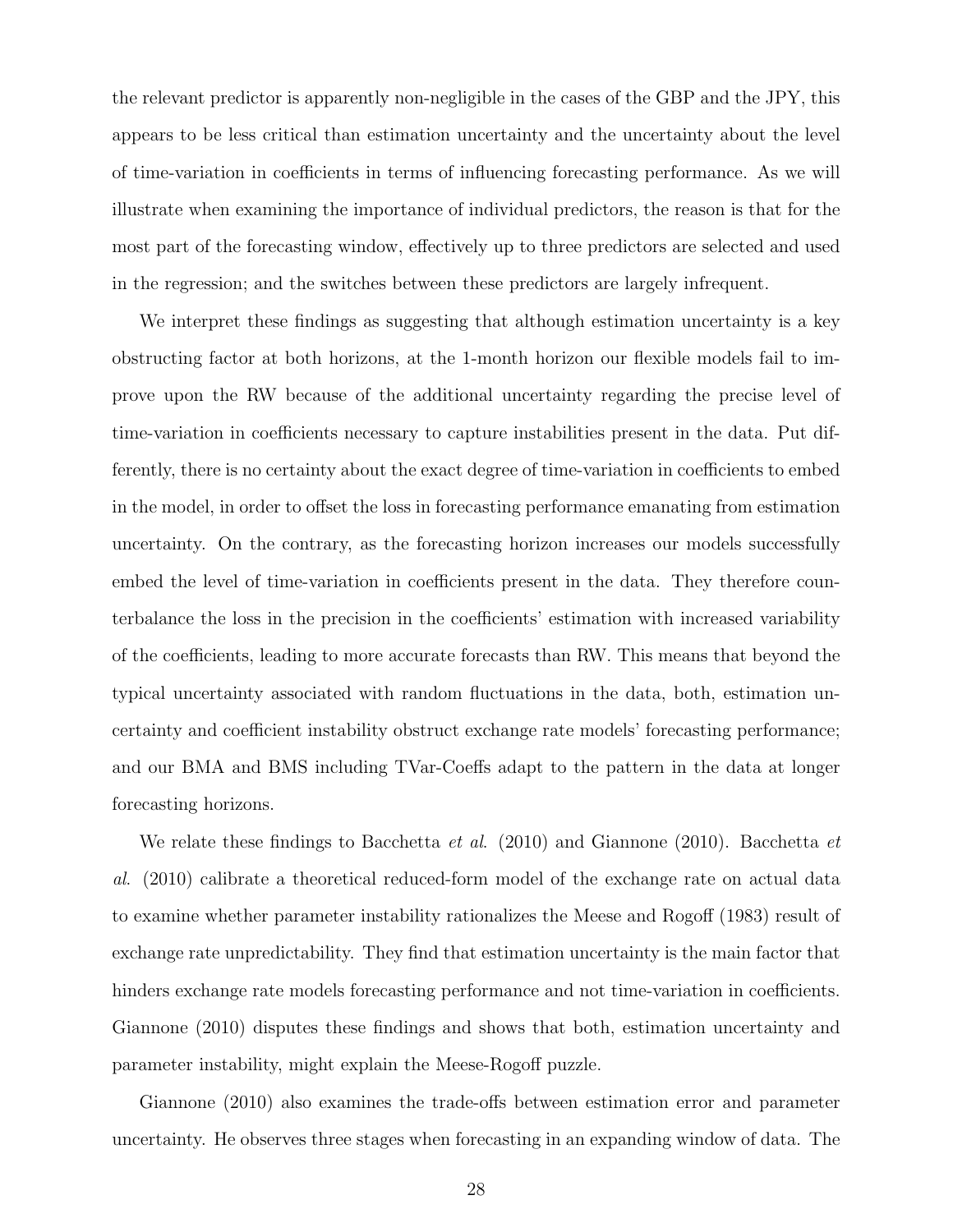the relevant predictor is apparently non-negligible in the cases of the GBP and the JPY, this appears to be less critical than estimation uncertainty and the uncertainty about the level of time-variation in coefficients in terms of influencing forecasting performance. As we will illustrate when examining the importance of individual predictors, the reason is that for the most part of the forecasting window, effectively up to three predictors are selected and used in the regression; and the switches between these predictors are largely infrequent.

We interpret these findings as suggesting that although estimation uncertainty is a key obstructing factor at both horizons, at the 1-month horizon our flexible models fail to improve upon the RW because of the additional uncertainty regarding the precise level of time-variation in coefficients necessary to capture instabilities present in the data. Put differently, there is no certainty about the exact degree of time-variation in coefficients to embed in the model, in order to offset the loss in forecasting performance emanating from estimation uncertainty. On the contrary, as the forecasting horizon increases our models successfully embed the level of time-variation in coefficients present in the data. They therefore counterbalance the loss in the precision in the coefficients' estimation with increased variability of the coefficients, leading to more accurate forecasts than RW. This means that beyond the typical uncertainty associated with random fluctuations in the data, both, estimation uncertainty and coefficient instability obstruct exchange rate models' forecasting performance; and our BMA and BMS including TVar-Coeffs adapt to the pattern in the data at longer forecasting horizons.

We relate these findings to Bacchetta *et al*. (2010) and Giannone (2010). Bacchetta *et al*. (2010) calibrate a theoretical reduced-form model of the exchange rate on actual data to examine whether parameter instability rationalizes the Meese and Rogoff (1983) result of exchange rate unpredictability. They find that estimation uncertainty is the main factor that hinders exchange rate models forecasting performance and not time-variation in coefficients. Giannone (2010) disputes these findings and shows that both, estimation uncertainty and parameter instability, might explain the Meese-Rogoff puzzle.

Giannone (2010) also examines the trade-offs between estimation error and parameter uncertainty. He observes three stages when forecasting in an expanding window of data. The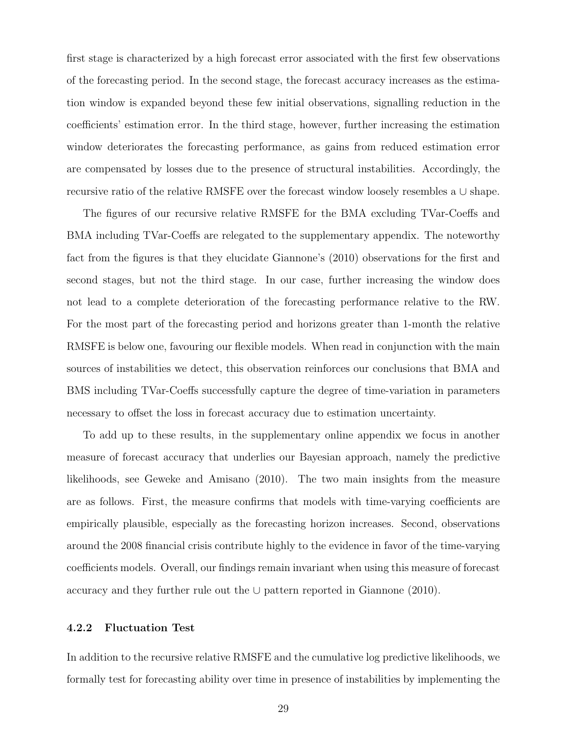first stage is characterized by a high forecast error associated with the first few observations of the forecasting period. In the second stage, the forecast accuracy increases as the estimation window is expanded beyond these few initial observations, signalling reduction in the coefficients' estimation error. In the third stage, however, further increasing the estimation window deteriorates the forecasting performance, as gains from reduced estimation error are compensated by losses due to the presence of structural instabilities. Accordingly, the recursive ratio of the relative RMSFE over the forecast window loosely resembles a $\cup$ shape.

The figures of our recursive relative RMSFE for the BMA excluding TVar-Coeffs and BMA including TVar-Coeffs are relegated to the supplementary appendix. The noteworthy fact from the figures is that they elucidate Giannone's (2010) observations for the first and second stages, but not the third stage. In our case, further increasing the window does not lead to a complete deterioration of the forecasting performance relative to the RW. For the most part of the forecasting period and horizons greater than 1-month the relative RMSFE is below one, favouring our flexible models. When read in conjunction with the main sources of instabilities we detect, this observation reinforces our conclusions that BMA and BMS including TVar-Coeffs successfully capture the degree of time-variation in parameters necessary to offset the loss in forecast accuracy due to estimation uncertainty.

To add up to these results, in the supplementary online appendix we focus in another measure of forecast accuracy that underlies our Bayesian approach, namely the predictive likelihoods, see Geweke and Amisano (2010). The two main insights from the measure are as follows. First, the measure confirms that models with time-varying coefficients are empirically plausible, especially as the forecasting horizon increases. Second, observations around the 2008 financial crisis contribute highly to the evidence in favor of the time-varying coefficients models. Overall, our findings remain invariant when using this measure of forecast accuracy and they further rule out the $\cup$ pattern reported in Giannone (2010).

### 4.2.2 Fluctuation Test

In addition to the recursive relative RMSFE and the cumulative log predictive likelihoods, we formally test for forecasting ability over time in presence of instabilities by implementing the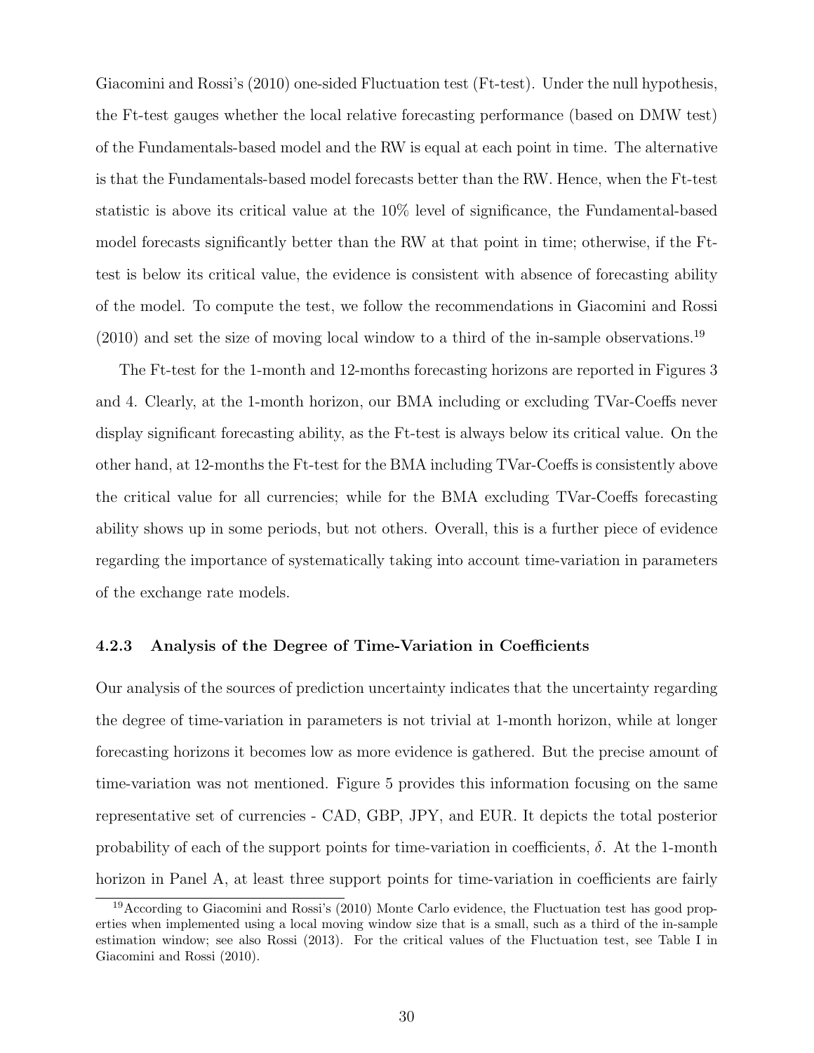Giacomini and Rossi's (2010) one-sided Fluctuation test (Ft-test). Under the null hypothesis, the Ft-test gauges whether the local relative forecasting performance (based on DMW test) of the Fundamentals-based model and the RW is equal at each point in time. The alternative is that the Fundamentals-based model forecasts better than the RW. Hence, when the Ft-test statistic is above its critical value at the 10% level of significance, the Fundamental-based model forecasts significantly better than the RW at that point in time; otherwise, if the Ft-test is below its critical value, the evidence is consistent with absence of forecasting ability of the model. To compute the test, we follow the recommendations in Giacomini and Rossi (2010) and set the size of moving local window to a third of the in-sample observations.[19]

The Ft-test for the 1-month and 12-months forecasting horizons are reported in Figures 3 and 4. Clearly, at the 1-month horizon, our BMA including or excluding TVar-Coeffs never display significant forecasting ability, as the Ft-test is always below its critical value. On the other hand, at 12-months the Ft-test for the BMA including TVar-Coeffs is consistently above the critical value for all currencies; while for the BMA excluding TVar-Coeffs forecasting ability shows up in some periods, but not others. Overall, this is a further piece of evidence regarding the importance of systematically taking into account time-variation in parameters of the exchange rate models.

### 4.2.3 Analysis of the Degree of Time-Variation in Coefficients

Our analysis of the sources of prediction uncertainty indicates that the uncertainty regarding the degree of time-variation in parameters is not trivial at 1-month horizon, while at longer forecasting horizons it becomes low as more evidence is gathered. But the precise amount of time-variation was not mentioned. Figure 5 provides this information focusing on the same representative set of currencies - CAD, GBP, JPY, and EUR. It depicts the total posterior probability of each of the support points for time-variation in coefficients, $\delta$. At the 1-month horizon in Panel A, at least three support points for time-variation in coefficients are fairly

[19] According to Giacomini and Rossi's (2010) Monte Carlo evidence, the Fluctuation test has good properties when implemented using a local moving window size that is a small, such as a third of the in-sample estimation window; see also Rossi (2013). For the critical values of the Fluctuation test, see Table I in Giacomini and Rossi (2010).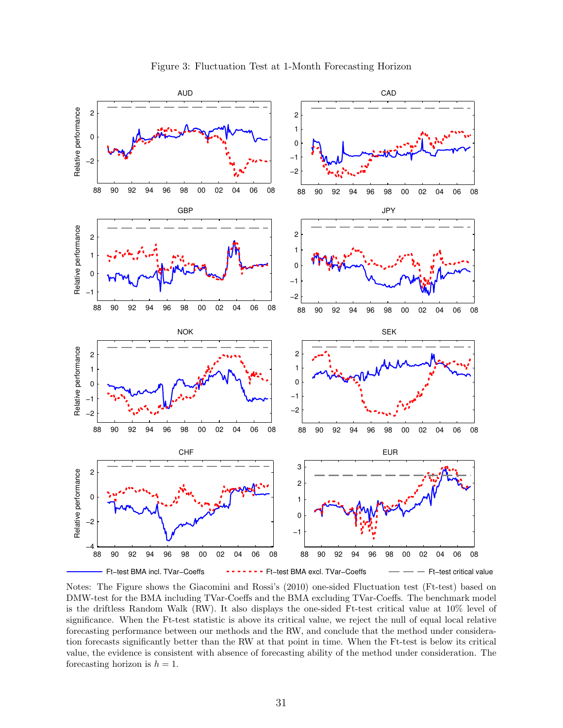Figure 3: Fluctuation Test at 1-Month Forecasting Horizon

Notes: The Figure shows the Giacomini and Rossi's (2010) one-sided Fluctuation test (Ft-test) based on DMW-test for the BMA including TVar-Coeffs and the BMA excluding TVar-Coeffs. The benchmark model is the driftless Random Walk (RW). It also displays the one-sided Ft-test critical value at 10% level of significance. When the Ft-test statistic is above its critical value, we reject the null of equal local relative forecasting performance between our methods and the RW, and conclude that the method under consideration forecasts significantly better than the RW at that point in time. When the Ft-test is below its critical value, the evidence is consistent with absence of forecasting ability of the method under consideration. The forecasting horizon is $h = 1$.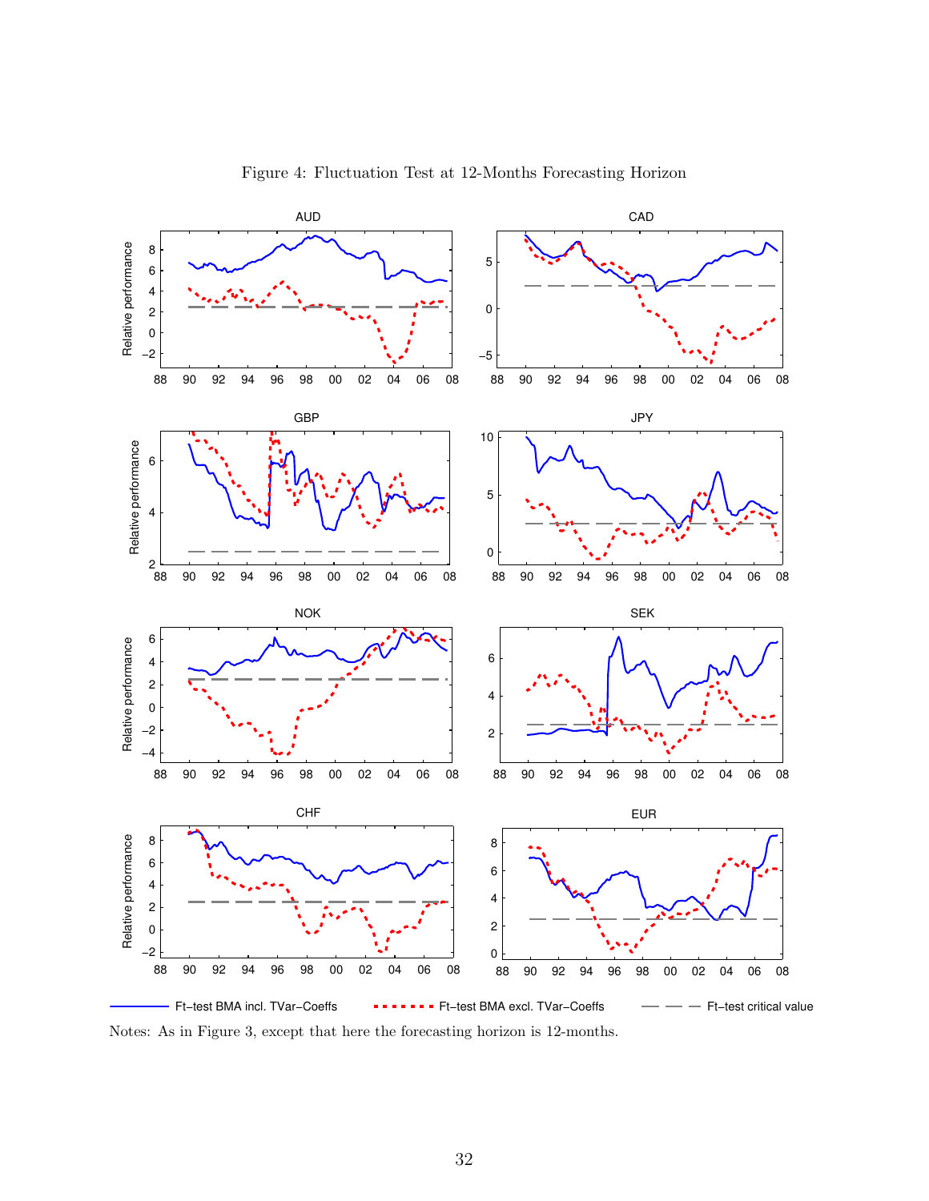Figure 4: Fluctuation Test at 12-Months Forecasting Horizon

Notes: As in Figure 3, except that here the forecasting horizon is 12-months.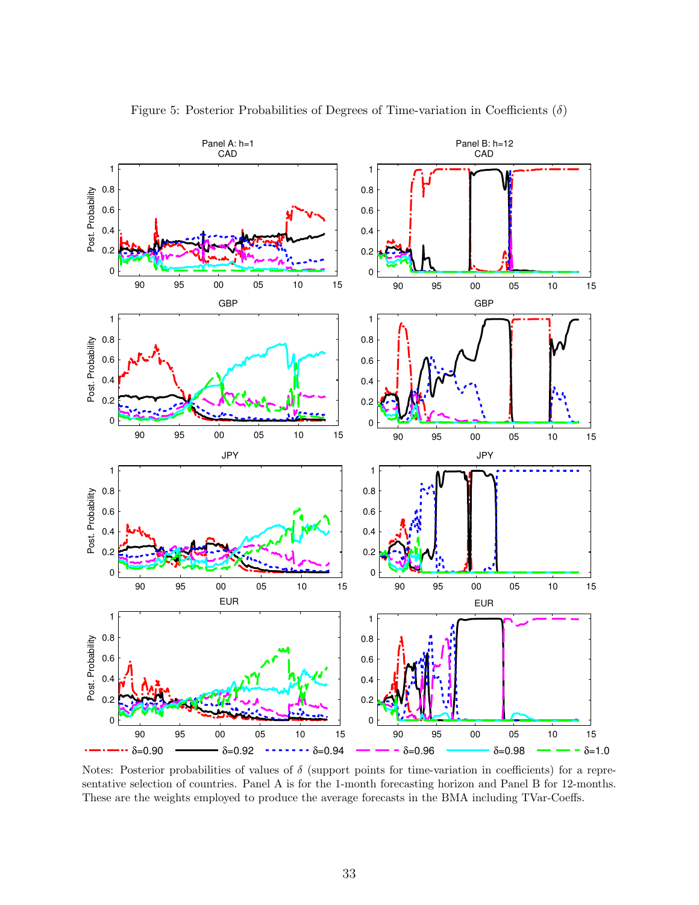Figure 5: Posterior Probabilities of Degrees of Time-variation in Coefficients ($\delta$)

Notes: Posterior probabilities of values of $\delta$ (support points for time-variation in coefficients) for a representative selection of countries. Panel A is for the 1-month forecasting horizon and Panel B for 12-months. These are the weights employed to produce the average forecasts in the BMA including TVar-Coeffs.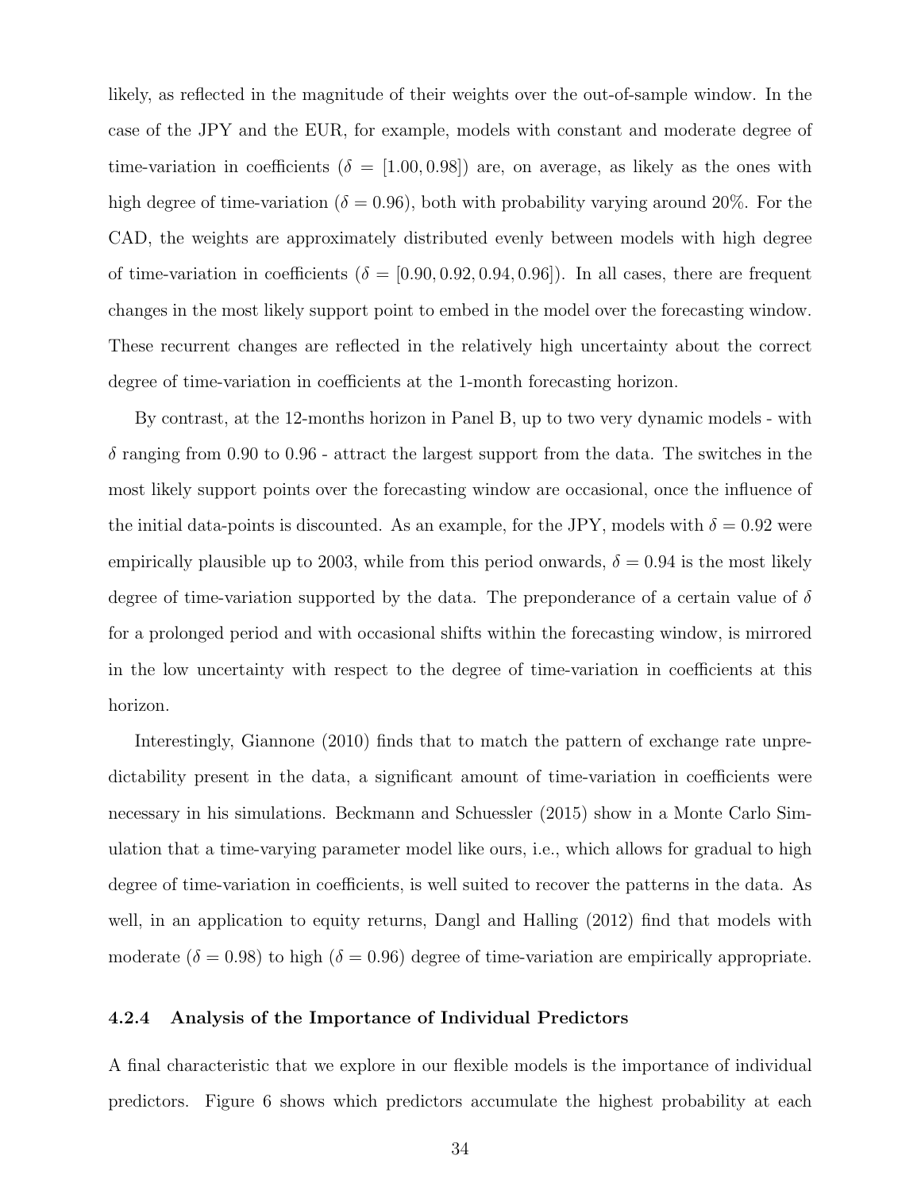likely, as reflected in the magnitude of their weights over the out-of-sample window. In the case of the JPY and the EUR, for example, models with constant and moderate degree of time-variation in coefficients ($\delta = [1.00, 0.98]$) are, on average, as likely as the ones with high degree of time-variation ($\delta = 0.96$), both with probability varying around 20%. For the CAD, the weights are approximately distributed evenly between models with high degree of time-variation in coefficients ($\delta = [0.90, 0.92, 0.94, 0.96]$). In all cases, there are frequent changes in the most likely support point to embed in the model over the forecasting window. These recurrent changes are reflected in the relatively high uncertainty about the correct degree of time-variation in coefficients at the 1-month forecasting horizon.

By contrast, at the 12-months horizon in Panel B, up to two very dynamic models - with $\delta$ ranging from 0.90 to 0.96 - attract the largest support from the data. The switches in the most likely support points over the forecasting window are occasional, once the influence of the initial data-points is discounted. As an example, for the JPY, models with $\delta = 0.92$ were empirically plausible up to 2003, while from this period onwards, $\delta = 0.94$ is the most likely degree of time-variation supported by the data. The preponderance of a certain value of $\delta$ for a prolonged period and with occasional shifts within the forecasting window, is mirrored in the low uncertainty with respect to the degree of time-variation in coefficients at this horizon.

Interestingly, Giannone (2010) finds that to match the pattern of exchange rate unpredictability present in the data, a significant amount of time-variation in coefficients were necessary in his simulations. Beckmann and Schuessler (2015) show in a Monte Carlo Simulation that a time-varying parameter model like ours, i.e., which allows for gradual to high degree of time-variation in coefficients, is well suited to recover the patterns in the data. As well, in an application to equity returns, Dangl and Halling (2012) find that models with moderate ($\delta = 0.98$) to high ($\delta = 0.96$) degree of time-variation are empirically appropriate.

#### 4.2.4 Analysis of the Importance of Individual Predictors

A final characteristic that we explore in our flexible models is the importance of individual predictors. Figure 6 shows which predictors accumulate the highest probability at each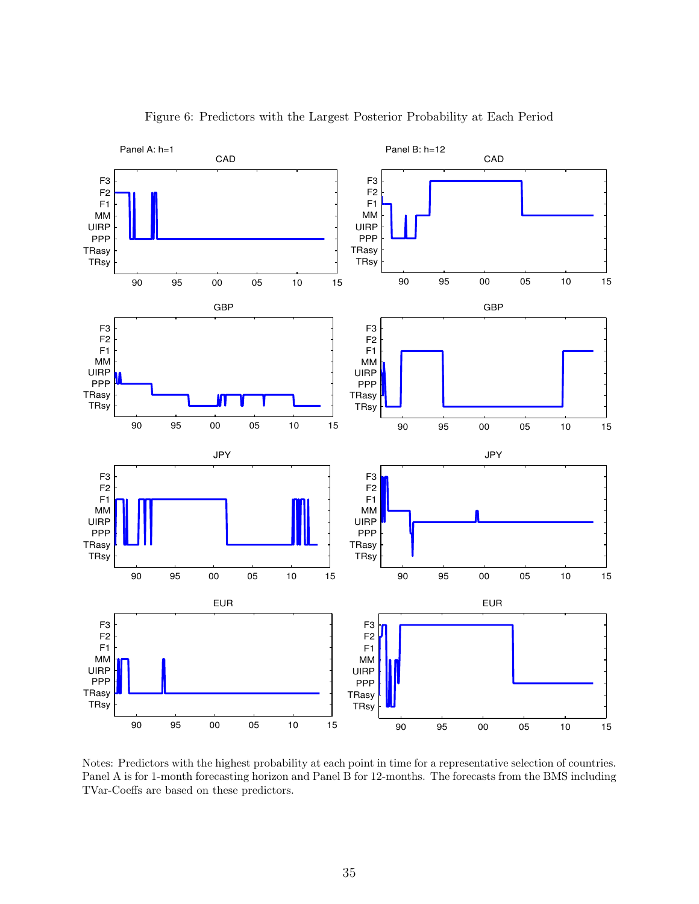Figure 6: Predictors with the Largest Posterior Probability at Each Period

Notes: Predictors with the highest probability at each point in time for a representative selection of countries. Panel A is for 1-month forecasting horizon and Panel B for 12-months. The forecasts from the BMS including TVar-Coeffs are based on these predictors.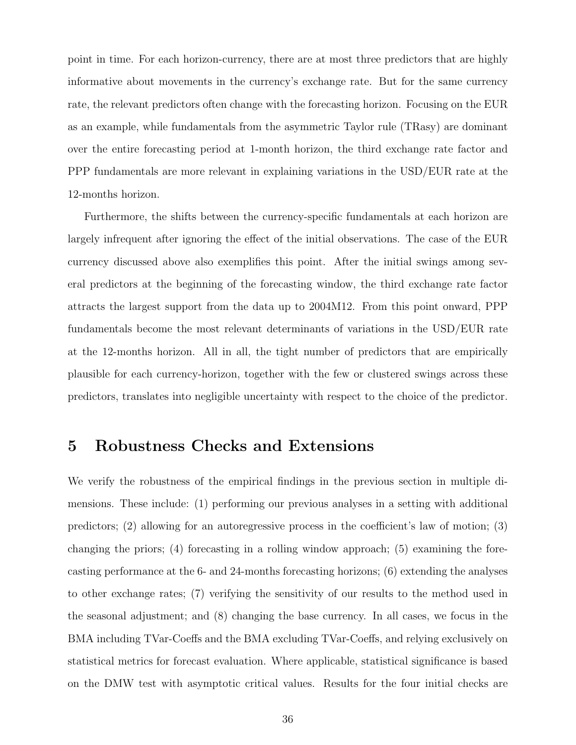point in time. For each horizon-currency, there are at most three predictors that are highly informative about movements in the currency's exchange rate. But for the same currency rate, the relevant predictors often change with the forecasting horizon. Focusing on the EUR as an example, while fundamentals from the asymmetric Taylor rule (TRasy) are dominant over the entire forecasting period at 1-month horizon, the third exchange rate factor and PPP fundamentals are more relevant in explaining variations in the USD/EUR rate at the 12-months horizon.

Furthermore, the shifts between the currency-specific fundamentals at each horizon are largely infrequent after ignoring the effect of the initial observations. The case of the EUR currency discussed above also exemplifies this point. After the initial swings among several predictors at the beginning of the forecasting window, the third exchange rate factor attracts the largest support from the data up to 2004M12. From this point onward, PPP fundamentals become the most relevant determinants of variations in the USD/EUR rate at the 12-months horizon. All in all, the tight number of predictors that are empirically plausible for each currency-horizon, together with the few or clustered swings across these predictors, translates into negligible uncertainty with respect to the choice of the predictor.

# 5 Robustness Checks and Extensions

We verify the robustness of the empirical findings in the previous section in multiple dimensions. These include: (1) performing our previous analyses in a setting with additional predictors; (2) allowing for an autoregressive process in the coefficient's law of motion; (3) changing the priors; (4) forecasting in a rolling window approach; (5) examining the forecasting performance at the 6- and 24-months forecasting horizons; (6) extending the analyses to other exchange rates; (7) verifying the sensitivity of our results to the method used in the seasonal adjustment; and (8) changing the base currency. In all cases, we focus in the BMA including TVar-Coeffs and the BMA excluding TVar-Coeffs, and relying exclusively on statistical metrics for forecast evaluation. Where applicable, statistical significance is based on the DMW test with asymptotic critical values. Results for the four initial checks are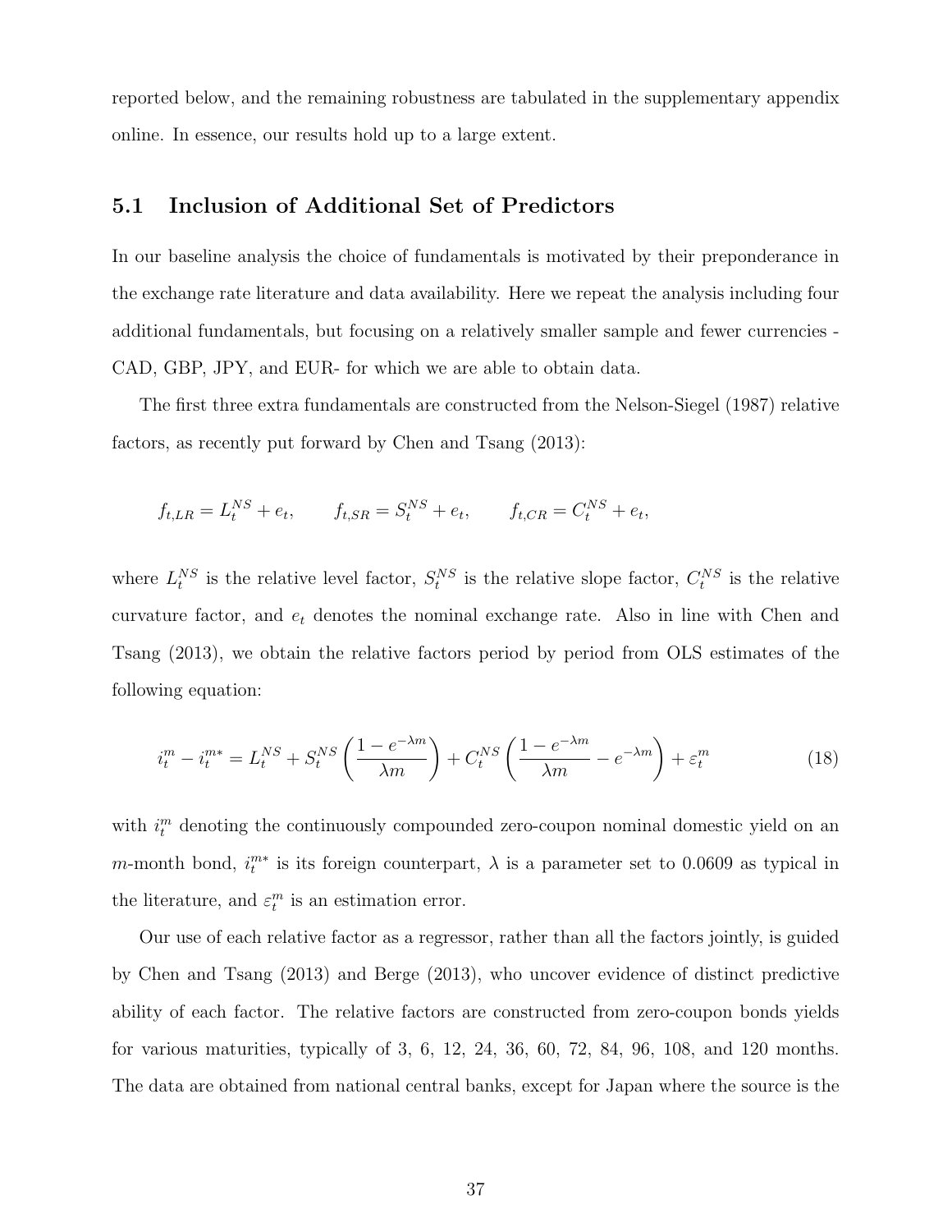reported below, and the remaining robustness are tabulated in the supplementary appendix online. In essence, our results hold up to a large extent.

## 5.1 Inclusion of Additional Set of Predictors

In our baseline analysis the choice of fundamentals is motivated by their preponderance in the exchange rate literature and data availability. Here we repeat the analysis including four additional fundamentals, but focusing on a relatively smaller sample and fewer currencies - CAD, GBP, JPY, and EUR- for which we are able to obtain data.

The first three extra fundamentals are constructed from the Nelson-Siegel (1987) relative factors, as recently put forward by Chen and Tsang (2013):

$$f_{t,LR} = L_t^{NS} + e_t, \qquad f_{t,SR} = S_t^{NS} + e_t, \qquad f_{t,CR} = C_t^{NS} + e_t,$$

where $L_t^{NS}$ is the relative level factor, $S_t^{NS}$ is the relative slope factor, $C_t^{NS}$ is the relative curvature factor, and $e_t$ denotes the nominal exchange rate. Also in line with Chen and Tsang (2013), we obtain the relative factors period by period from OLS estimates of the following equation:

$$i_t^m - i_t^{m*} = L_t^{NS} + S_t^{NS}\left(\frac{1-e^{-\lambda m}}{\lambda m}\right) + C_t^{NS}\left(\frac{1-e^{-\lambda m}}{\lambda m} - e^{-\lambda m}\right) + \varepsilon_t^m \tag{18}$$

with $i_t^m$ denoting the continuously compounded zero-coupon nominal domestic yield on an $m$-month bond, $i_t^{m*}$ is its foreign counterpart, $\lambda$ is a parameter set to 0.0609 as typical in the literature, and $\varepsilon_t^m$ is an estimation error.

Our use of each relative factor as a regressor, rather than all the factors jointly, is guided by Chen and Tsang (2013) and Berge (2013), who uncover evidence of distinct predictive ability of each factor. The relative factors are constructed from zero-coupon bonds yields for various maturities, typically of 3, 6, 12, 24, 36, 60, 72, 84, 96, 108, and 120 months. The data are obtained from national central banks, except for Japan where the source is the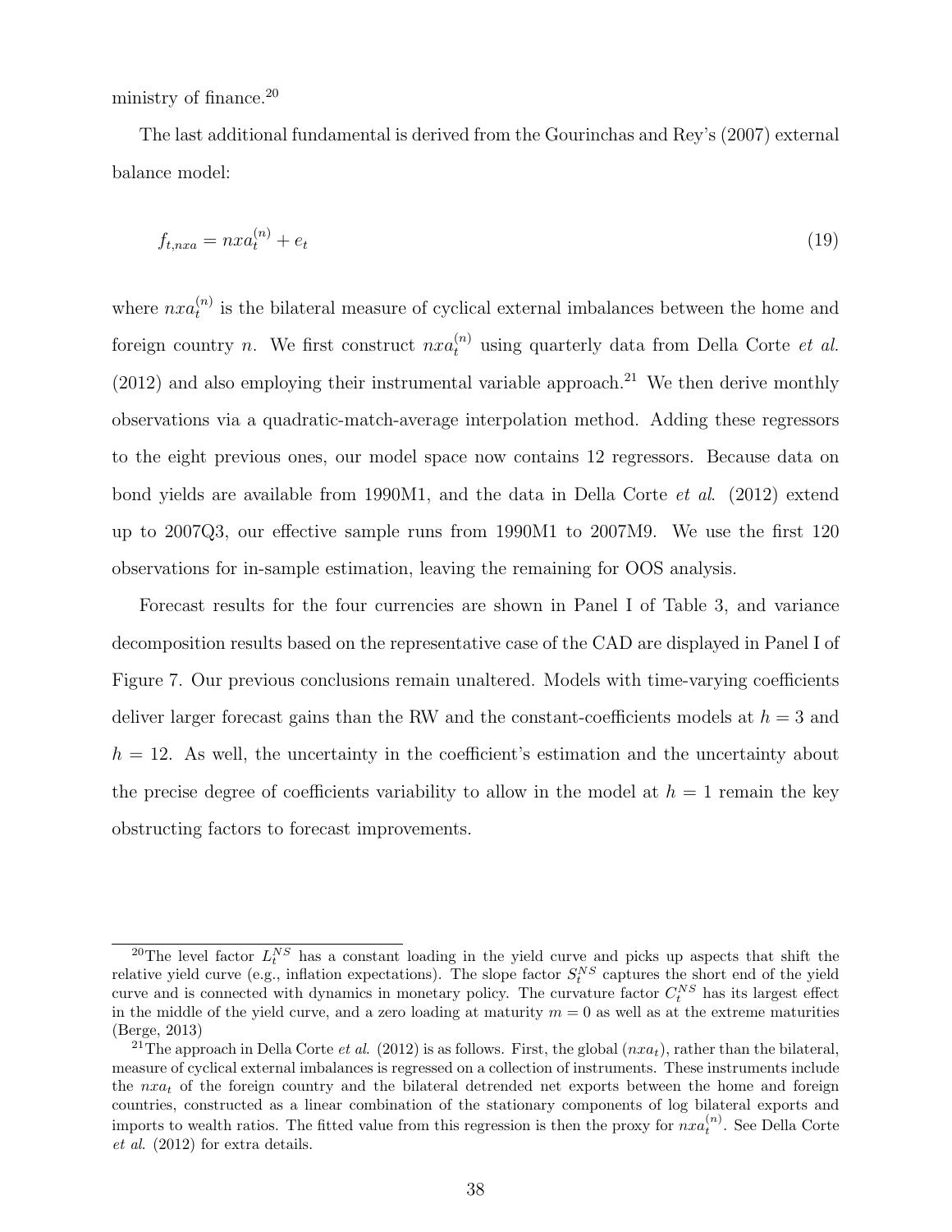ministry of finance.[20]

The last additional fundamental is derived from the Gourinchas and Rey's (2007) external balance model:

$$f_{t,nxa} = nxa_t^{(n)} + e_t \tag{19}$$

where $nxa_t^{(n)}$ is the bilateral measure of cyclical external imbalances between the home and foreign country $n$. We first construct $nxa_t^{(n)}$ using quarterly data from Della Corte *et al.* (2012) and also employing their instrumental variable approach.[21] We then derive monthly observations via a quadratic-match-average interpolation method. Adding these regressors to the eight previous ones, our model space now contains 12 regressors. Because data on bond yields are available from 1990M1, and the data in Della Corte *et al*. (2012) extend up to 2007Q3, our effective sample runs from 1990M1 to 2007M9. We use the first 120 observations for in-sample estimation, leaving the remaining for OOS analysis.

Forecast results for the four currencies are shown in Panel I of Table 3, and variance decomposition results based on the representative case of the CAD are displayed in Panel I of Figure 7. Our previous conclusions remain unaltered. Models with time-varying coefficients deliver larger forecast gains than the RW and the constant-coefficients models at $h = 3$ and $h = 12$. As well, the uncertainty in the coefficient's estimation and the uncertainty about the precise degree of coefficients variability to allow in the model at $h = 1$ remain the key obstructing factors to forecast improvements.

[20] The level factor $L_t^{NS}$ has a constant loading in the yield curve and picks up aspects that shift the relative yield curve (e.g., inflation expectations). The slope factor $S_t^{NS}$ captures the short end of the yield curve and is connected with dynamics in monetary policy. The curvature factor $C_t^{NS}$ has its largest effect in the middle of the yield curve, and a zero loading at maturity $m = 0$ as well as at the extreme maturities (Berge, 2013)

[21] The approach in Della Corte *et al.* (2012) is as follows. First, the global ($nxa_t$), rather than the bilateral, measure of cyclical external imbalances is regressed on a collection of instruments. These instruments include the $nxa_t$ of the foreign country and the bilateral detrended net exports between the home and foreign countries, constructed as a linear combination of the stationary components of log bilateral exports and imports to wealth ratios. The fitted value from this regression is then the proxy for $nxa_t^{(n)}$. See Della Corte *et al*. (2012) for extra details.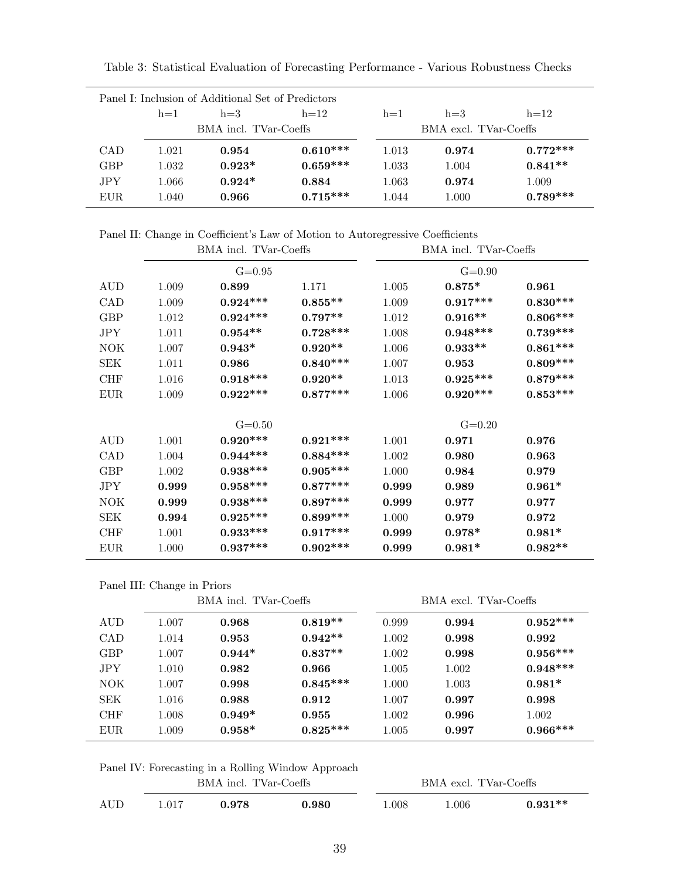Table 3: Statistical Evaluation of Forecasting Performance - Various Robustness Checks

Panel I: Inclusion of Additional Set of Predictors

| | h=1 | h=3 | h=12 | h=1 | h=3 | h=12 |
|---|---|---|---|---|---|---|
| | BMA incl. TVar-Coeffs | | | BMA excl. TVar-Coeffs | | |
| CAD | 1.021 | **0.954** | **0.610*** ** | 1.013 | **0.974** | **0.772*** ** |
| GBP | 1.032 | **0.923*** | **0.659*** ** | 1.033 | 1.004 | **0.841** ** |
| JPY | 1.066 | **0.924*** | **0.884** | 1.063 | **0.974** | 1.009 |
| EUR | 1.040 | **0.966** | **0.715*** ** | 1.044 | 1.000 | **0.789*** ** |

Panel II: Change in Coefficient's Law of Motion to Autoregressive Coefficients

| | BMA incl. TVar-Coeffs | | | BMA incl. TVar-Coeffs | | |
|---|---|---|---|---|---|---|
| | G=0.95 | | | G=0.90 | | |
| AUD | 1.009 | **0.899** | 1.171 | 1.005 | **0.875*** | **0.961** |
| CAD | 1.009 | **0.924*** ** | **0.855** ** | 1.009 | **0.917*** ** | **0.830*** ** |
| GBP | 1.012 | **0.924*** ** | **0.797** ** | 1.012 | **0.916** ** | **0.806*** ** |
| JPY | 1.011 | **0.954** ** | **0.728*** ** | 1.008 | **0.948*** ** | **0.739*** ** |
| NOK | 1.007 | **0.943*** | **0.920** ** | 1.006 | **0.933** ** | **0.861*** ** |
| SEK | 1.011 | **0.986** | **0.840*** ** | 1.007 | **0.953** | **0.809*** ** |
| CHF | 1.016 | **0.918*** ** | **0.920** ** | 1.013 | **0.925*** ** | **0.879*** ** |
| EUR | 1.009 | **0.922*** ** | **0.877*** ** | 1.006 | **0.920*** ** | **0.853*** ** |
| | G=0.50 | | | G=0.20 | | |
| AUD | 1.001 | **0.920*** ** | **0.921*** ** | 1.001 | **0.971** | **0.976** |
| CAD | 1.004 | **0.944*** ** | **0.884*** ** | 1.002 | **0.980** | **0.963** |
| GBP | 1.002 | **0.938*** ** | **0.905*** ** | 1.000 | **0.984** | **0.979** |
| JPY | **0.999** | **0.958*** ** | **0.877*** ** | **0.999** | **0.989** | **0.961*** |
| NOK | **0.999** | **0.938*** ** | **0.897*** ** | **0.999** | **0.977** | **0.977** |
| SEK | **0.994** | **0.925*** ** | **0.899*** ** | 1.000 | **0.979** | **0.972** |
| CHF | 1.001 | **0.933*** ** | **0.917*** ** | **0.999** | **0.978*** | **0.981*** |
| EUR | 1.000 | **0.937*** ** | **0.902*** ** | **0.999** | **0.981*** | **0.982** ** |

Panel III: Change in Priors

| | BMA incl. TVar-Coeffs | | | BMA excl. TVar-Coeffs | | |
|---|---|---|---|---|---|---|
| AUD | 1.007 | **0.968** | **0.819** ** | 0.999 | **0.994** | **0.952*** ** |
| CAD | 1.014 | **0.953** | **0.942** ** | 1.002 | **0.998** | **0.992** |
| GBP | 1.007 | **0.944*** | **0.837** ** | 1.002 | **0.998** | **0.956*** ** |
| JPY | 1.010 | **0.982** | **0.966** | 1.005 | 1.002 | **0.948*** ** |
| NOK | 1.007 | **0.998** | **0.845*** ** | 1.000 | 1.003 | **0.981*** |
| SEK | 1.016 | **0.988** | **0.912** | 1.007 | **0.997** | **0.998** |
| CHF | 1.008 | **0.949*** | **0.955** | 1.002 | **0.996** | 1.002 |
| EUR | 1.009 | **0.958*** | **0.825*** ** | 1.005 | **0.997** | **0.966*** ** |

Panel IV: Forecasting in a Rolling Window Approach

| | BMA incl. TVar-Coeffs | | | BMA excl. TVar-Coeffs | | |
|---|---|---|---|---|---|---|
| AUD | 1.017 | **0.978** | **0.980** | 1.008 | 1.006 | **0.931** ** |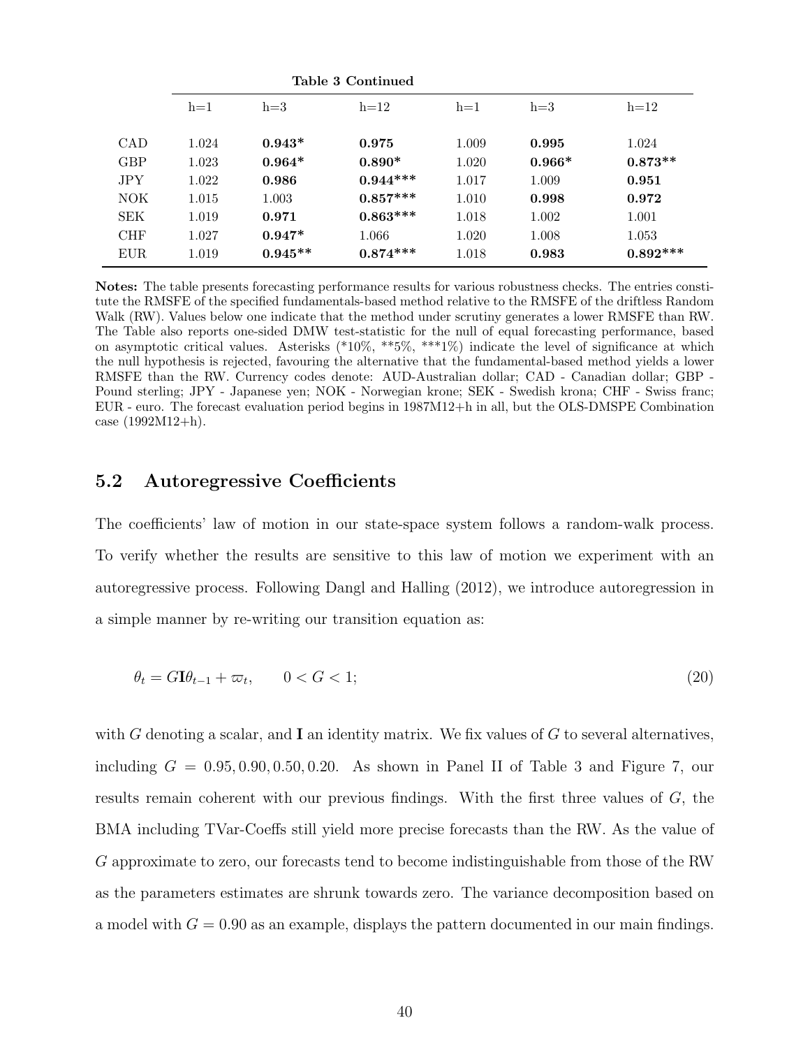**Table 3 Continued**

| | h=1 | h=3 | h=12 | h=1 | h=3 | h=12 |
|---|---|---|---|---|---|---|
| CAD | 1.024 | **0.943*** | **0.975** | 1.009 | **0.995** | 1.024 |
| GBP | 1.023 | **0.964*** | **0.890*** | 1.020 | **0.966*** | **0.873**** |
| JPY | 1.022 | **0.986** | **0.944***** | 1.017 | 1.009 | **0.951** |
| NOK | 1.015 | 1.003 | **0.857***** | 1.010 | **0.998** | **0.972** |
| SEK | 1.019 | **0.971** | **0.863***** | 1.018 | 1.002 | 1.001 |
| CHF | 1.027 | **0.947*** | 1.066 | 1.020 | 1.008 | 1.053 |
| EUR | 1.019 | **0.945**** | **0.874***** | 1.018 | **0.983** | **0.892***** |

**Notes:** The table presents forecasting performance results for various robustness checks. The entries constitute the RMSFE of the specified fundamentals-based method relative to the RMSFE of the driftless Random Walk (RW). Values below one indicate that the method under scrutiny generates a lower RMSFE than RW. The Table also reports one-sided DMW test-statistic for the null of equal forecasting performance, based on asymptotic critical values. Asterisks (*10%, **5%, ***1%) indicate the level of significance at which the null hypothesis is rejected, favouring the alternative that the fundamental-based method yields a lower RMSFE than the RW. Currency codes denote: AUD-Australian dollar; CAD - Canadian dollar; GBP - Pound sterling; JPY - Japanese yen; NOK - Norwegian krone; SEK - Swedish krona; CHF - Swiss franc; EUR - euro. The forecast evaluation period begins in 1987M12+h in all, but the OLS-DMSPE Combination case (1992M12+h).

## 5.2 Autoregressive Coefficients

The coefficients' law of motion in our state-space system follows a random-walk process. To verify whether the results are sensitive to this law of motion we experiment with an autoregressive process. Following Dangl and Halling (2012), we introduce autoregression in a simple manner by re-writing our transition equation as:

$$\theta_t = G\mathbf{I}\theta_{t-1} + \varpi_t, \qquad 0 < G < 1; \tag{20}$$

with $G$ denoting a scalar, and $\mathbf{I}$ an identity matrix. We fix values of $G$ to several alternatives, including $G = 0.95, 0.90, 0.50, 0.20$. As shown in Panel II of Table 3 and Figure 7, our results remain coherent with our previous findings. With the first three values of $G$, the BMA including TVar-Coeffs still yield more precise forecasts than the RW. As the value of $G$ approximate to zero, our forecasts tend to become indistinguishable from those of the RW as the parameters estimates are shrunk towards zero. The variance decomposition based on a model with $G = 0.90$ as an example, displays the pattern documented in our main findings.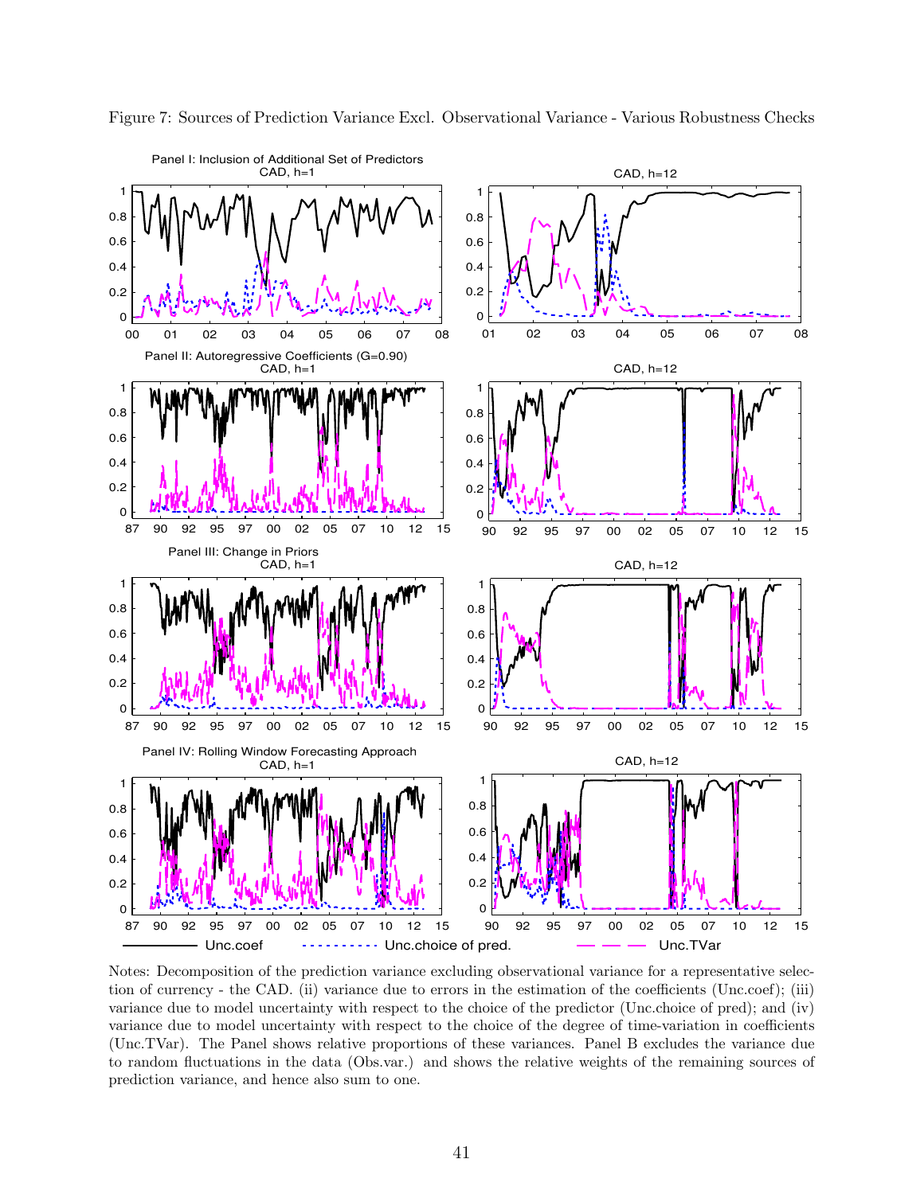Figure 7: Sources of Prediction Variance Excl. Observational Variance - Various Robustness Checks

Panel I: Inclusion of Additional Set of Predictors

Panel II: Autoregressive Coefficients (G=0.90)

Panel III: Change in Priors

Panel IV: Rolling Window Forecasting Approach

Notes: Decomposition of the prediction variance excluding observational variance for a representative selection of currency - the CAD. (ii) variance due to errors in the estimation of the coefficients (Unc.coef); (iii) variance due to model uncertainty with respect to the choice of the predictor (Unc.choice of pred); and (iv) variance due to model uncertainty with respect to the choice of the degree of time-variation in coefficients (Unc.TVar). The Panel shows relative proportions of these variances. Panel B excludes the variance due to random fluctuations in the data (Obs.var.) and shows the relative weights of the remaining sources of prediction variance, and hence also sum to one.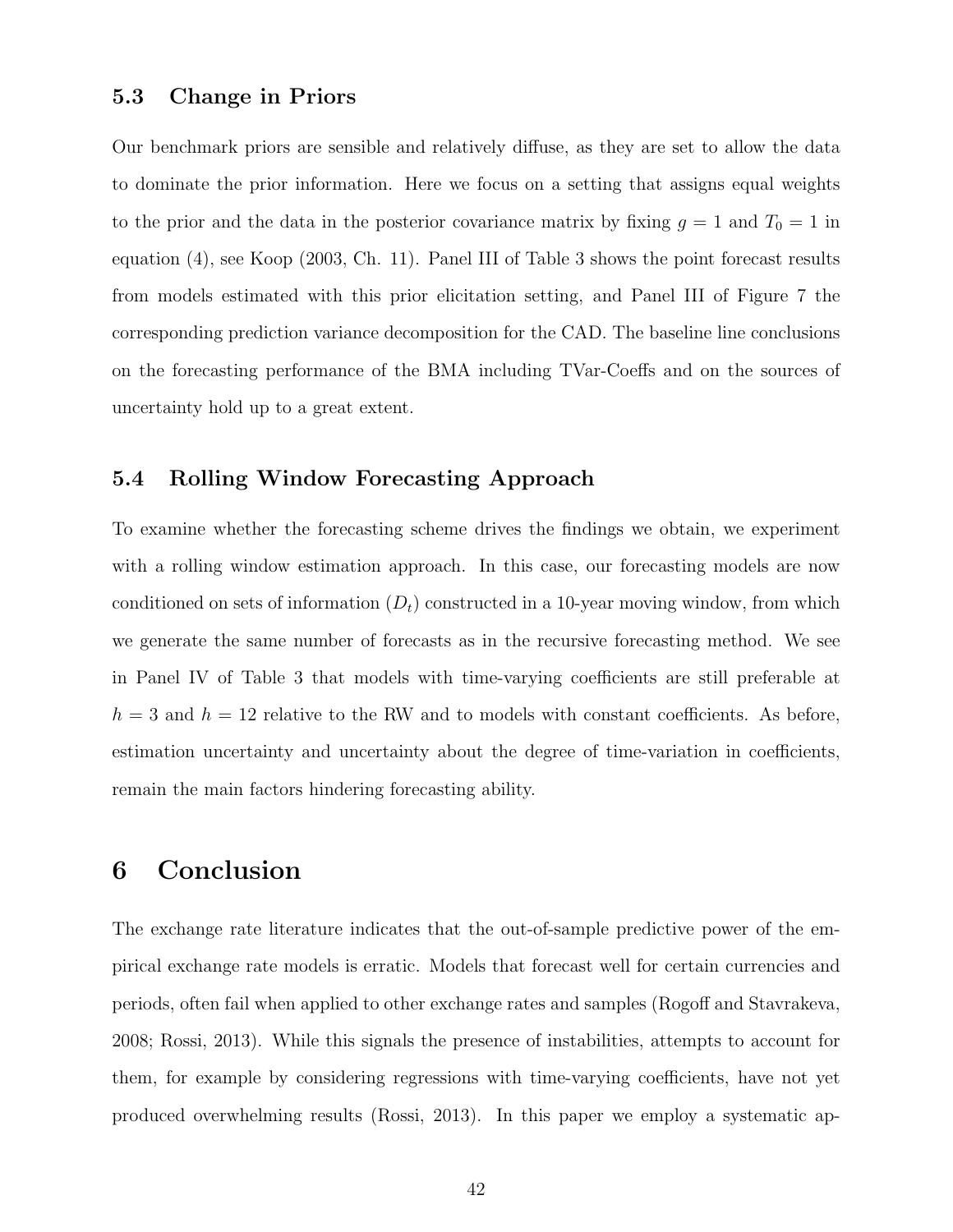### 5.3 Change in Priors

Our benchmark priors are sensible and relatively diffuse, as they are set to allow the data to dominate the prior information. Here we focus on a setting that assigns equal weights to the prior and the data in the posterior covariance matrix by fixing $g = 1$ and $T_0 = 1$ in equation (4), see Koop (2003, Ch. 11). Panel III of Table 3 shows the point forecast results from models estimated with this prior elicitation setting, and Panel III of Figure 7 the corresponding prediction variance decomposition for the CAD. The baseline line conclusions on the forecasting performance of the BMA including TVar-Coeffs and on the sources of uncertainty hold up to a great extent.

### 5.4 Rolling Window Forecasting Approach

To examine whether the forecasting scheme drives the findings we obtain, we experiment with a rolling window estimation approach. In this case, our forecasting models are now conditioned on sets of information ($D_t$) constructed in a 10-year moving window, from which we generate the same number of forecasts as in the recursive forecasting method. We see in Panel IV of Table 3 that models with time-varying coefficients are still preferable at $h = 3$ and $h = 12$ relative to the RW and to models with constant coefficients. As before, estimation uncertainty and uncertainty about the degree of time-variation in coefficients, remain the main factors hindering forecasting ability.

## 6 Conclusion

The exchange rate literature indicates that the out-of-sample predictive power of the empirical exchange rate models is erratic. Models that forecast well for certain currencies and periods, often fail when applied to other exchange rates and samples (Rogoff and Stavrakeva, 2008; Rossi, 2013). While this signals the presence of instabilities, attempts to account for them, for example by considering regressions with time-varying coefficients, have not yet produced overwhelming results (Rossi, 2013). In this paper we employ a systematic ap-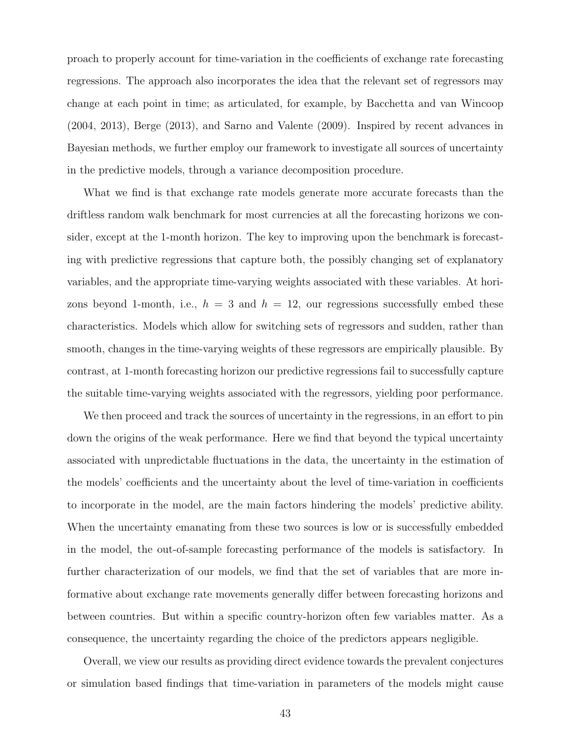proach to properly account for time-variation in the coefficients of exchange rate forecasting regressions. The approach also incorporates the idea that the relevant set of regressors may change at each point in time; as articulated, for example, by Bacchetta and van Wincoop (2004, 2013), Berge (2013), and Sarno and Valente (2009). Inspired by recent advances in Bayesian methods, we further employ our framework to investigate all sources of uncertainty in the predictive models, through a variance decomposition procedure.

What we find is that exchange rate models generate more accurate forecasts than the driftless random walk benchmark for most currencies at all the forecasting horizons we consider, except at the 1-month horizon. The key to improving upon the benchmark is forecasting with predictive regressions that capture both, the possibly changing set of explanatory variables, and the appropriate time-varying weights associated with these variables. At horizons beyond 1-month, i.e., $h = 3$ and $h = 12$, our regressions successfully embed these characteristics. Models which allow for switching sets of regressors and sudden, rather than smooth, changes in the time-varying weights of these regressors are empirically plausible. By contrast, at 1-month forecasting horizon our predictive regressions fail to successfully capture the suitable time-varying weights associated with the regressors, yielding poor performance.

We then proceed and track the sources of uncertainty in the regressions, in an effort to pin down the origins of the weak performance. Here we find that beyond the typical uncertainty associated with unpredictable fluctuations in the data, the uncertainty in the estimation of the models' coefficients and the uncertainty about the level of time-variation in coefficients to incorporate in the model, are the main factors hindering the models' predictive ability. When the uncertainty emanating from these two sources is low or is successfully embedded in the model, the out-of-sample forecasting performance of the models is satisfactory. In further characterization of our models, we find that the set of variables that are more informative about exchange rate movements generally differ between forecasting horizons and between countries. But within a specific country-horizon often few variables matter. As a consequence, the uncertainty regarding the choice of the predictors appears negligible.

Overall, we view our results as providing direct evidence towards the prevalent conjectures or simulation based findings that time-variation in parameters of the models might cause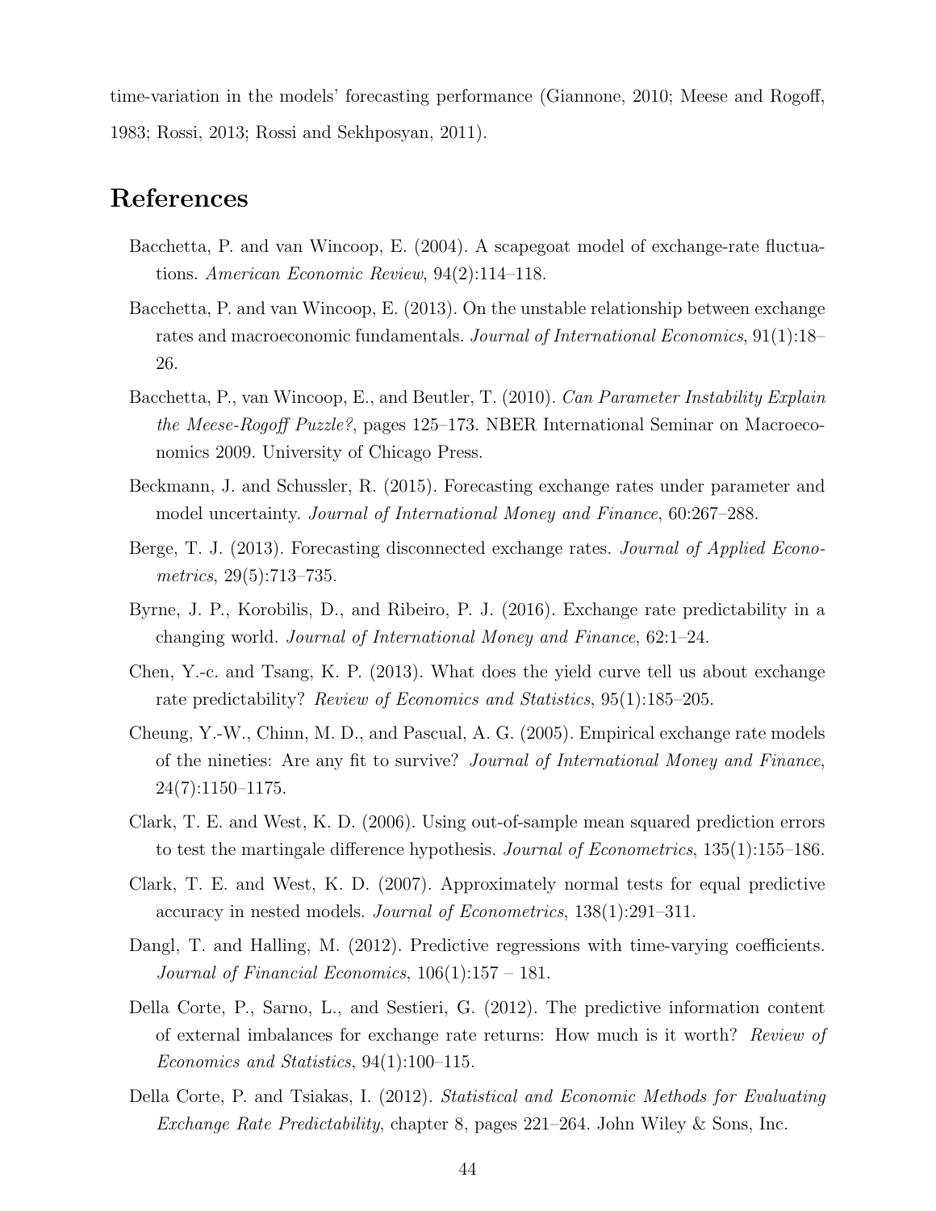time-variation in the models' forecasting performance (Giannone, 2010; Meese and Rogoff, 1983; Rossi, 2013; Rossi and Sekhposyan, 2011).

# References

Bacchetta, P. and van Wincoop, E. (2004). A scapegoat model of exchange-rate fluctuations. *American Economic Review*, 94(2):114–118.

Bacchetta, P. and van Wincoop, E. (2013). On the unstable relationship between exchange rates and macroeconomic fundamentals. *Journal of International Economics*, 91(1):18–26.

Bacchetta, P., van Wincoop, E., and Beutler, T. (2010). *Can Parameter Instability Explain the Meese-Rogoff Puzzle?*, pages 125–173. NBER International Seminar on Macroeconomics 2009. University of Chicago Press.

Beckmann, J. and Schussler, R. (2015). Forecasting exchange rates under parameter and model uncertainty. *Journal of International Money and Finance*, 60:267–288.

Berge, T. J. (2013). Forecasting disconnected exchange rates. *Journal of Applied Econometrics*, 29(5):713–735.

Byrne, J. P., Korobilis, D., and Ribeiro, P. J. (2016). Exchange rate predictability in a changing world. *Journal of International Money and Finance*, 62:1–24.

Chen, Y.-c. and Tsang, K. P. (2013). What does the yield curve tell us about exchange rate predictability? *Review of Economics and Statistics*, 95(1):185–205.

Cheung, Y.-W., Chinn, M. D., and Pascual, A. G. (2005). Empirical exchange rate models of the nineties: Are any fit to survive? *Journal of International Money and Finance*, 24(7):1150–1175.

Clark, T. E. and West, K. D. (2006). Using out-of-sample mean squared prediction errors to test the martingale difference hypothesis. *Journal of Econometrics*, 135(1):155–186.

Clark, T. E. and West, K. D. (2007). Approximately normal tests for equal predictive accuracy in nested models. *Journal of Econometrics*, 138(1):291–311.

Dangl, T. and Halling, M. (2012). Predictive regressions with time-varying coefficients. *Journal of Financial Economics*, 106(1):157 – 181.

Della Corte, P., Sarno, L., and Sestieri, G. (2012). The predictive information content of external imbalances for exchange rate returns: How much is it worth? *Review of Economics and Statistics*, 94(1):100–115.

Della Corte, P. and Tsiakas, I. (2012). *Statistical and Economic Methods for Evaluating Exchange Rate Predictability*, chapter 8, pages 221–264. John Wiley & Sons, Inc.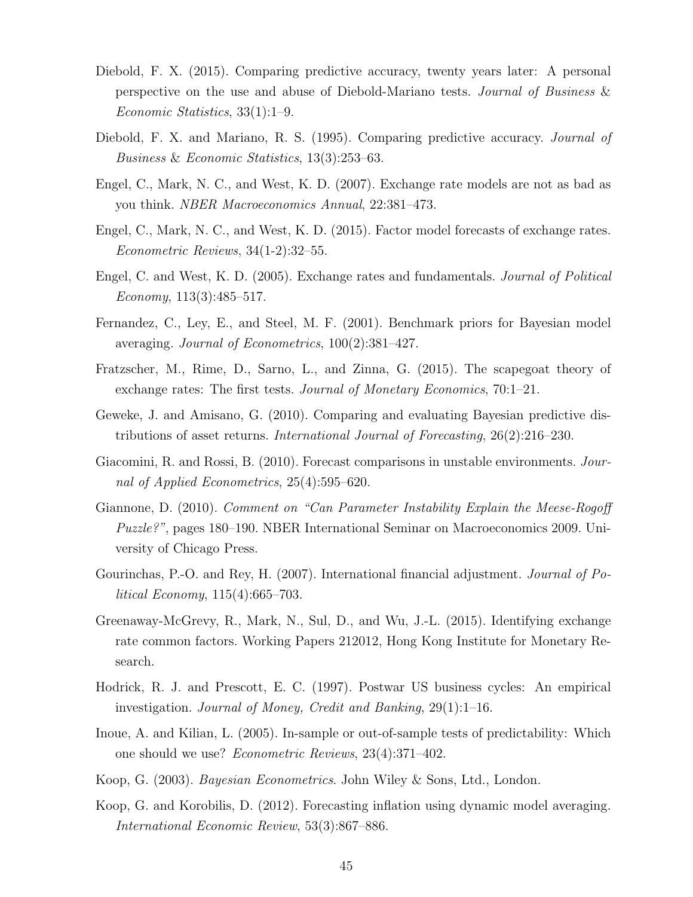Diebold, F. X. (2015). Comparing predictive accuracy, twenty years later: A personal perspective on the use and abuse of Diebold-Mariano tests. *Journal of Business & Economic Statistics*, 33(1):1–9.

Diebold, F. X. and Mariano, R. S. (1995). Comparing predictive accuracy. *Journal of Business & Economic Statistics*, 13(3):253–63.

Engel, C., Mark, N. C., and West, K. D. (2007). Exchange rate models are not as bad as you think. *NBER Macroeconomics Annual*, 22:381–473.

Engel, C., Mark, N. C., and West, K. D. (2015). Factor model forecasts of exchange rates. *Econometric Reviews*, 34(1-2):32–55.

Engel, C. and West, K. D. (2005). Exchange rates and fundamentals. *Journal of Political Economy*, 113(3):485–517.

Fernandez, C., Ley, E., and Steel, M. F. (2001). Benchmark priors for Bayesian model averaging. *Journal of Econometrics*, 100(2):381–427.

Fratzscher, M., Rime, D., Sarno, L., and Zinna, G. (2015). The scapegoat theory of exchange rates: The first tests. *Journal of Monetary Economics*, 70:1–21.

Geweke, J. and Amisano, G. (2010). Comparing and evaluating Bayesian predictive distributions of asset returns. *International Journal of Forecasting*, 26(2):216–230.

Giacomini, R. and Rossi, B. (2010). Forecast comparisons in unstable environments. *Journal of Applied Econometrics*, 25(4):595–620.

Giannone, D. (2010). *Comment on "Can Parameter Instability Explain the Meese-Rogoff Puzzle?"*, pages 180–190. NBER International Seminar on Macroeconomics 2009. University of Chicago Press.

Gourinchas, P.-O. and Rey, H. (2007). International financial adjustment. *Journal of Political Economy*, 115(4):665–703.

Greenaway-McGrevy, R., Mark, N., Sul, D., and Wu, J.-L. (2015). Identifying exchange rate common factors. Working Papers 212012, Hong Kong Institute for Monetary Research.

Hodrick, R. J. and Prescott, E. C. (1997). Postwar US business cycles: An empirical investigation. *Journal of Money, Credit and Banking*, 29(1):1–16.

Inoue, A. and Kilian, L. (2005). In-sample or out-of-sample tests of predictability: Which one should we use? *Econometric Reviews*, 23(4):371–402.

Koop, G. (2003). *Bayesian Econometrics*. John Wiley & Sons, Ltd., London.

Koop, G. and Korobilis, D. (2012). Forecasting inflation using dynamic model averaging. *International Economic Review*, 53(3):867–886.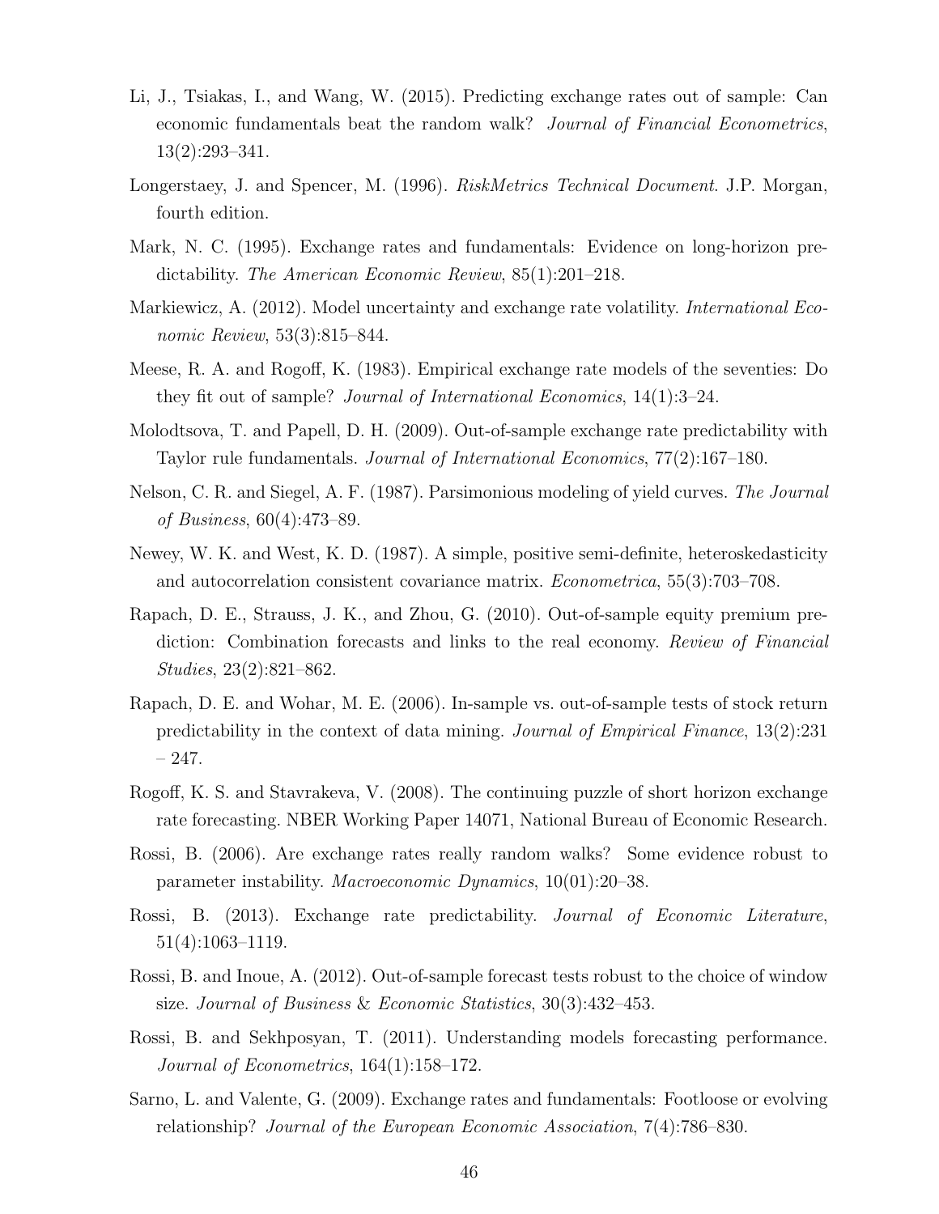Li, J., Tsiakas, I., and Wang, W. (2015). Predicting exchange rates out of sample: Can economic fundamentals beat the random walk? *Journal of Financial Econometrics*, 13(2):293–341.

Longerstaey, J. and Spencer, M. (1996). *RiskMetrics Technical Document*. J.P. Morgan, fourth edition.

Mark, N. C. (1995). Exchange rates and fundamentals: Evidence on long-horizon predictability. *The American Economic Review*, 85(1):201–218.

Markiewicz, A. (2012). Model uncertainty and exchange rate volatility. *International Economic Review*, 53(3):815–844.

Meese, R. A. and Rogoff, K. (1983). Empirical exchange rate models of the seventies: Do they fit out of sample? *Journal of International Economics*, 14(1):3–24.

Molodtsova, T. and Papell, D. H. (2009). Out-of-sample exchange rate predictability with Taylor rule fundamentals. *Journal of International Economics*, 77(2):167–180.

Nelson, C. R. and Siegel, A. F. (1987). Parsimonious modeling of yield curves. *The Journal of Business*, 60(4):473–89.

Newey, W. K. and West, K. D. (1987). A simple, positive semi-definite, heteroskedasticity and autocorrelation consistent covariance matrix. *Econometrica*, 55(3):703–708.

Rapach, D. E., Strauss, J. K., and Zhou, G. (2010). Out-of-sample equity premium prediction: Combination forecasts and links to the real economy. *Review of Financial Studies*, 23(2):821–862.

Rapach, D. E. and Wohar, M. E. (2006). In-sample vs. out-of-sample tests of stock return predictability in the context of data mining. *Journal of Empirical Finance*, 13(2):231 – 247.

Rogoff, K. S. and Stavrakeva, V. (2008). The continuing puzzle of short horizon exchange rate forecasting. NBER Working Paper 14071, National Bureau of Economic Research.

Rossi, B. (2006). Are exchange rates really random walks? Some evidence robust to parameter instability. *Macroeconomic Dynamics*, 10(01):20–38.

Rossi, B. (2013). Exchange rate predictability. *Journal of Economic Literature*, 51(4):1063–1119.

Rossi, B. and Inoue, A. (2012). Out-of-sample forecast tests robust to the choice of window size. *Journal of Business & Economic Statistics*, 30(3):432–453.

Rossi, B. and Sekhposyan, T. (2011). Understanding models forecasting performance. *Journal of Econometrics*, 164(1):158–172.

Sarno, L. and Valente, G. (2009). Exchange rates and fundamentals: Footloose or evolving relationship? *Journal of the European Economic Association*, 7(4):786–830.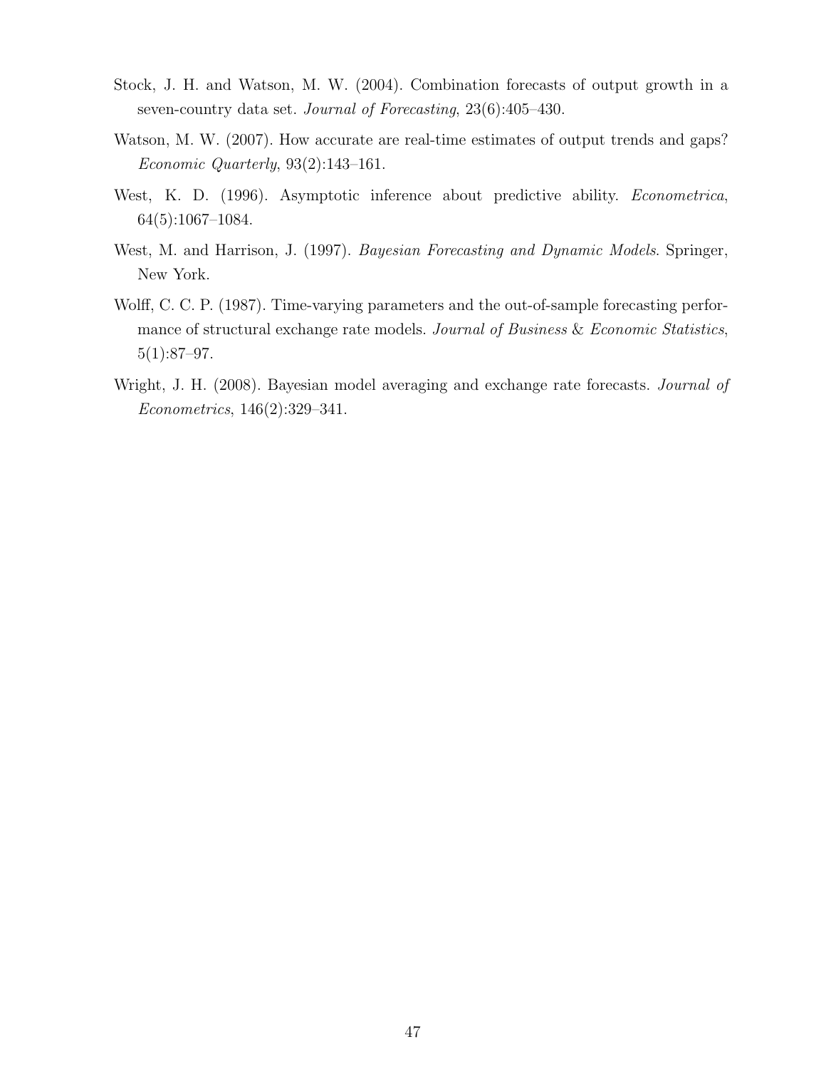Stock, J. H. and Watson, M. W. (2004). Combination forecasts of output growth in a seven-country data set. *Journal of Forecasting*, 23(6):405–430.

Watson, M. W. (2007). How accurate are real-time estimates of output trends and gaps? *Economic Quarterly*, 93(2):143–161.

West, K. D. (1996). Asymptotic inference about predictive ability. *Econometrica*, 64(5):1067–1084.

West, M. and Harrison, J. (1997). *Bayesian Forecasting and Dynamic Models*. Springer, New York.

Wolff, C. C. P. (1987). Time-varying parameters and the out-of-sample forecasting performance of structural exchange rate models. *Journal of Business* & *Economic Statistics*, 5(1):87–97.

Wright, J. H. (2008). Bayesian model averaging and exchange rate forecasts. *Journal of Econometrics*, 146(2):329–341.